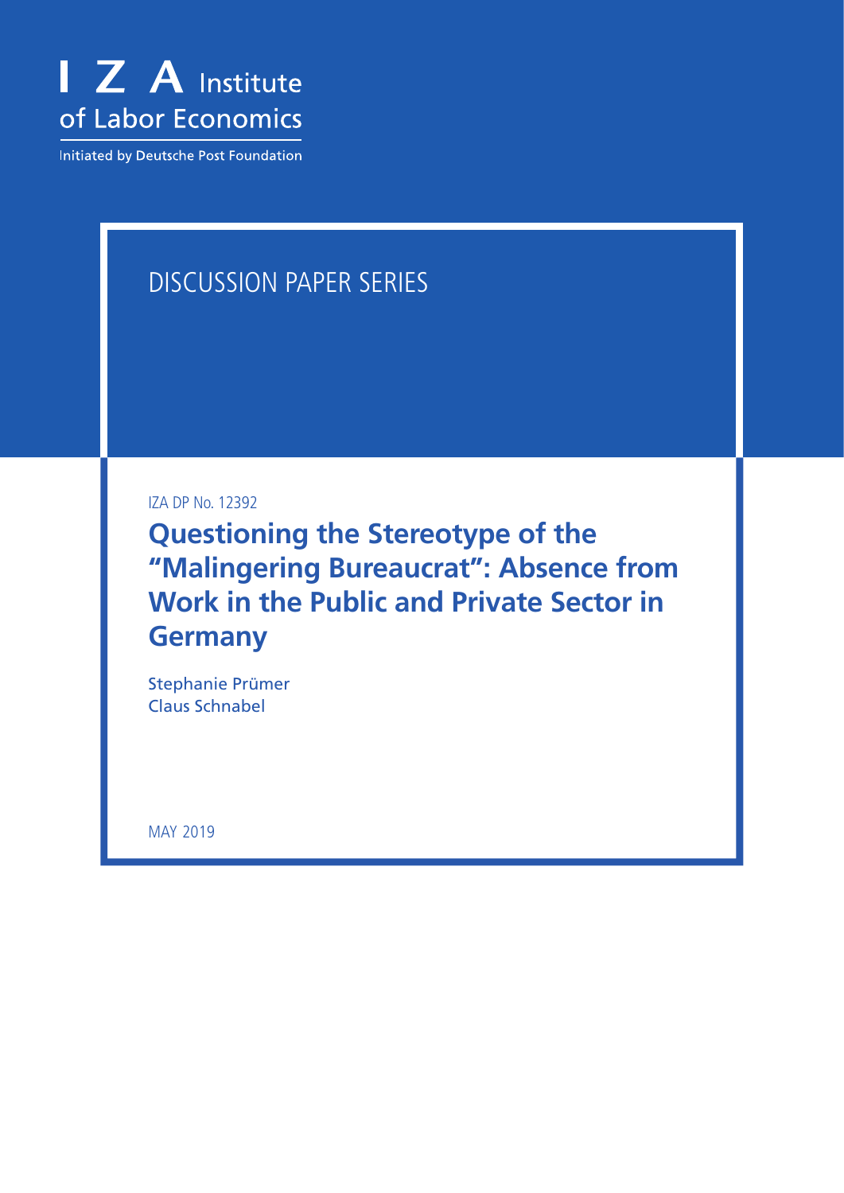I Z A Institute of Labor Economics

Initiated by Deutsche Post Foundation

DISCUSSION PAPER SERIES

IZA DP No. 12392

# Questioning the Stereotype of the "Malingering Bureaucrat": Absence from Work in the Public and Private Sector in Germany

Stephanie Prümer
Claus Schnabel

MAY 2019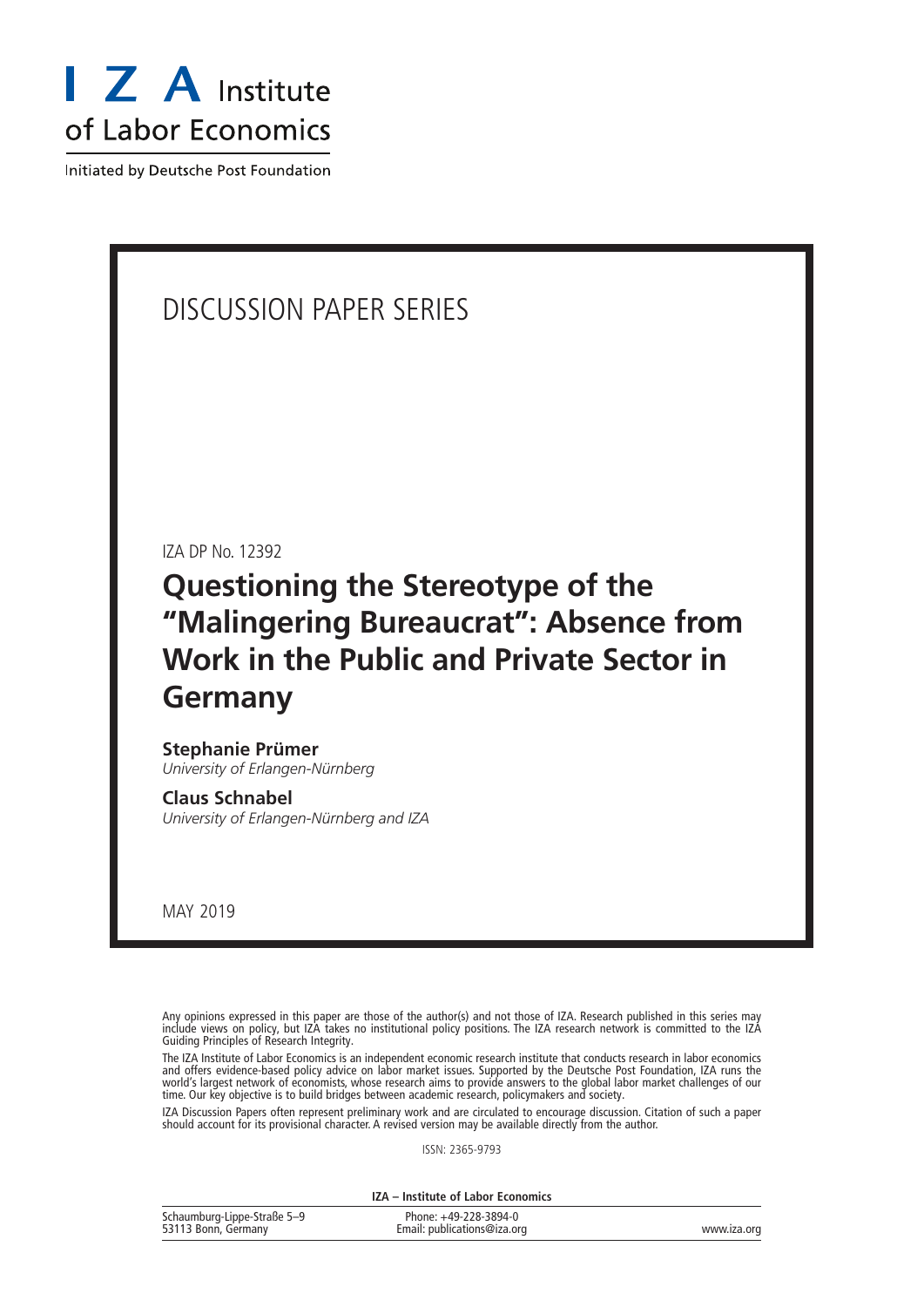I Z A Institute of Labor Economics

Initiated by Deutsche Post Foundation

# DISCUSSION PAPER SERIES

IZA DP No. 12392

## Questioning the Stereotype of the "Malingering Bureaucrat": Absence from Work in the Public and Private Sector in Germany

**Stephanie Prümer**
*University of Erlangen-Nürnberg*

**Claus Schnabel**
*University of Erlangen-Nürnberg and IZA*

MAY 2019

Any opinions expressed in this paper are those of the author(s) and not those of IZA. Research published in this series may include views on policy, but IZA takes no institutional policy positions. The IZA research network is committed to the IZA Guiding Principles of Research Integrity.

The IZA Institute of Labor Economics is an independent economic research institute that conducts research in labor economics and offers evidence-based policy advice on labor market issues. Supported by the Deutsche Post Foundation, IZA runs the world's largest network of economists, whose research aims to provide answers to the global labor market challenges of our time. Our key objective is to build bridges between academic research, policymakers and society.

IZA Discussion Papers often represent preliminary work and are circulated to encourage discussion. Citation of such a paper should account for its provisional character. A revised version may be available directly from the author.

ISSN: 2365-9793

**IZA – Institute of Labor Economics**

Schaumburg-Lippe-Straße 5–9
53113 Bonn, Germany

Phone: +49-228-3894-0
Email: publications@iza.org

www.iza.org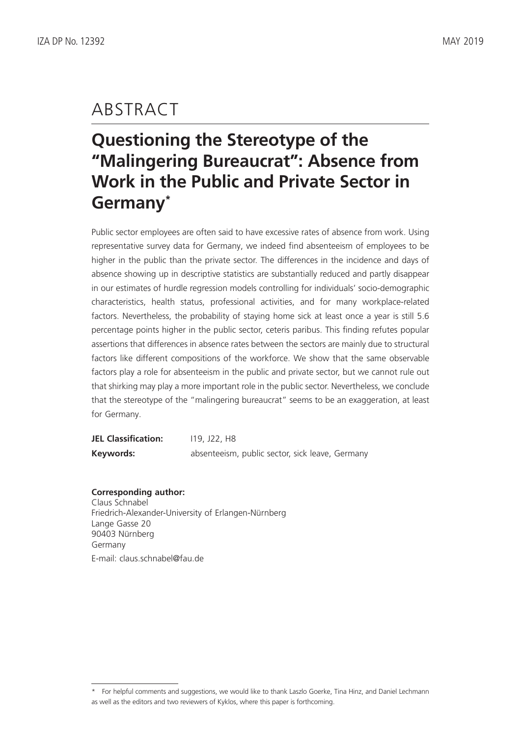# ABSTRACT

## Questioning the Stereotype of the "Malingering Bureaucrat": Absence from Work in the Public and Private Sector in Germany*

Public sector employees are often said to have excessive rates of absence from work. Using representative survey data for Germany, we indeed find absenteeism of employees to be higher in the public than the private sector. The differences in the incidence and days of absence showing up in descriptive statistics are substantially reduced and partly disappear in our estimates of hurdle regression models controlling for individuals' socio-demographic characteristics, health status, professional activities, and for many workplace-related factors. Nevertheless, the probability of staying home sick at least once a year is still 5.6 percentage points higher in the public sector, ceteris paribus. This finding refutes popular assertions that differences in absence rates between the sectors are mainly due to structural factors like different compositions of the workforce. We show that the same observable factors play a role for absenteeism in the public and private sector, but we cannot rule out that shirking may play a more important role in the public sector. Nevertheless, we conclude that the stereotype of the "malingering bureaucrat" seems to be an exaggeration, at least for Germany.

**JEL Classification:** I19, J22, H8

**Keywords:** absenteeism, public sector, sick leave, Germany

**Corresponding author:**
Claus Schnabel
Friedrich-Alexander-University of Erlangen-Nürnberg
Lange Gasse 20
90403 Nürnberg
Germany
E-mail: claus.schnabel@fau.de

---

\* For helpful comments and suggestions, we would like to thank Laszlo Goerke, Tina Hinz, and Daniel Lechmann as well as the editors and two reviewers of Kyklos, where this paper is forthcoming.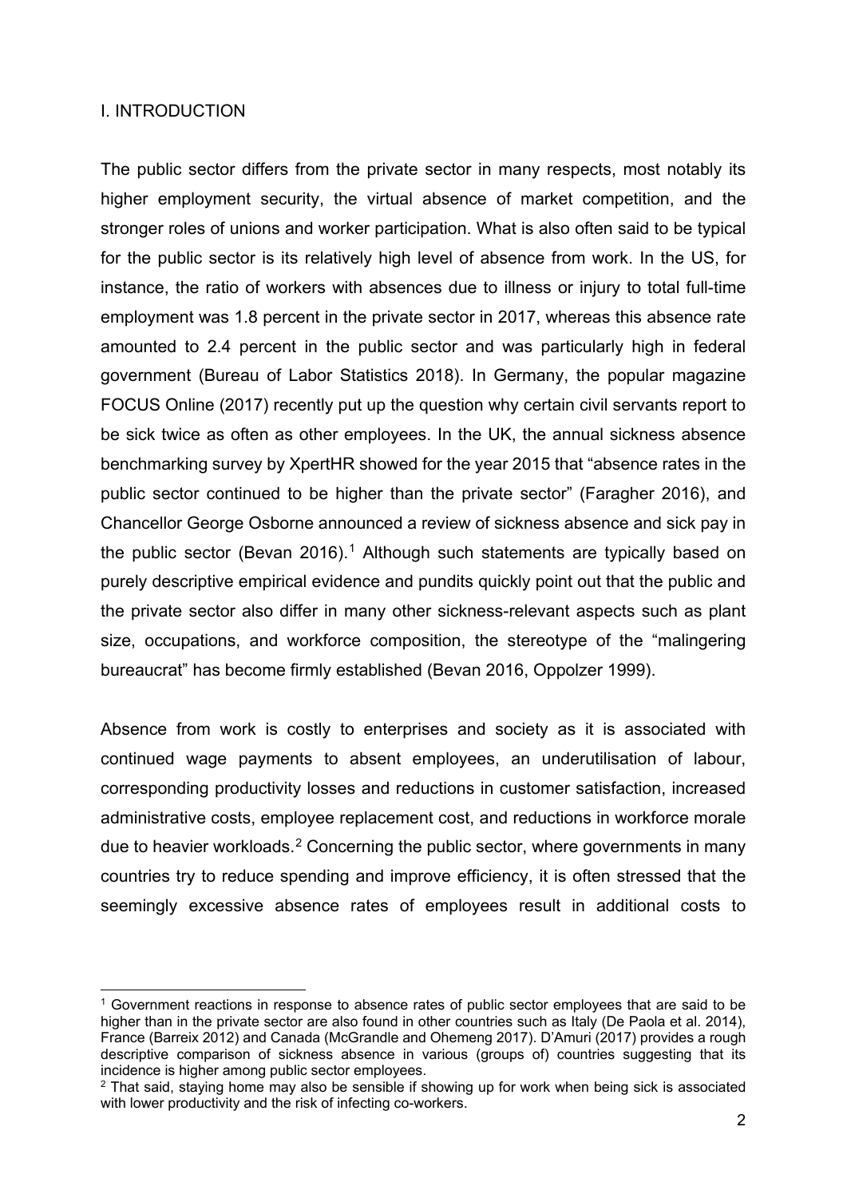## I. INTRODUCTION

The public sector differs from the private sector in many respects, most notably its higher employment security, the virtual absence of market competition, and the stronger roles of unions and worker participation. What is also often said to be typical for the public sector is its relatively high level of absence from work. In the US, for instance, the ratio of workers with absences due to illness or injury to total full-time employment was 1.8 percent in the private sector in 2017, whereas this absence rate amounted to 2.4 percent in the public sector and was particularly high in federal government (Bureau of Labor Statistics 2018). In Germany, the popular magazine FOCUS Online (2017) recently put up the question why certain civil servants report to be sick twice as often as other employees. In the UK, the annual sickness absence benchmarking survey by XpertHR showed for the year 2015 that "absence rates in the public sector continued to be higher than the private sector" (Faragher 2016), and Chancellor George Osborne announced a review of sickness absence and sick pay in the public sector (Bevan 2016).[1] Although such statements are typically based on purely descriptive empirical evidence and pundits quickly point out that the public and the private sector also differ in many other sickness-relevant aspects such as plant size, occupations, and workforce composition, the stereotype of the "malingering bureaucrat" has become firmly established (Bevan 2016, Oppolzer 1999).

Absence from work is costly to enterprises and society as it is associated with continued wage payments to absent employees, an underutilisation of labour, corresponding productivity losses and reductions in customer satisfaction, increased administrative costs, employee replacement cost, and reductions in workforce morale due to heavier workloads.[2] Concerning the public sector, where governments in many countries try to reduce spending and improve efficiency, it is often stressed that the seemingly excessive absence rates of employees result in additional costs to

[1] Government reactions in response to absence rates of public sector employees that are said to be higher than in the private sector are also found in other countries such as Italy (De Paola et al. 2014), France (Barreix 2012) and Canada (McGrandle and Ohemeng 2017). D'Amuri (2017) provides a rough descriptive comparison of sickness absence in various (groups of) countries suggesting that its incidence is higher among public sector employees.

[2] That said, staying home may also be sensible if showing up for work when being sick is associated with lower productivity and the risk of infecting co-workers.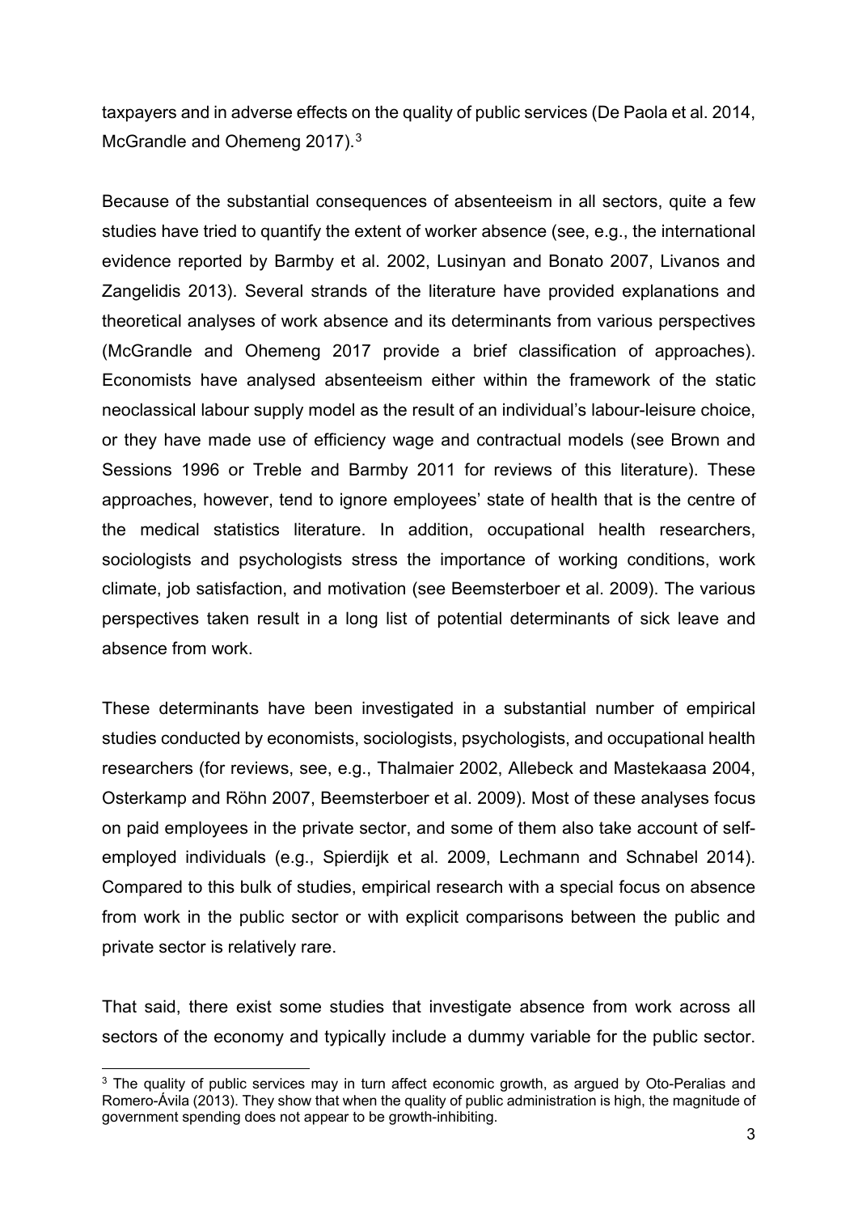taxpayers and in adverse effects on the quality of public services (De Paola et al. 2014, McGrandle and Ohemeng 2017).[3]

Because of the substantial consequences of absenteeism in all sectors, quite a few studies have tried to quantify the extent of worker absence (see, e.g., the international evidence reported by Barmby et al. 2002, Lusinyan and Bonato 2007, Livanos and Zangelidis 2013). Several strands of the literature have provided explanations and theoretical analyses of work absence and its determinants from various perspectives (McGrandle and Ohemeng 2017 provide a brief classification of approaches). Economists have analysed absenteeism either within the framework of the static neoclassical labour supply model as the result of an individual's labour-leisure choice, or they have made use of efficiency wage and contractual models (see Brown and Sessions 1996 or Treble and Barmby 2011 for reviews of this literature). These approaches, however, tend to ignore employees' state of health that is the centre of the medical statistics literature. In addition, occupational health researchers, sociologists and psychologists stress the importance of working conditions, work climate, job satisfaction, and motivation (see Beemsterboer et al. 2009). The various perspectives taken result in a long list of potential determinants of sick leave and absence from work.

These determinants have been investigated in a substantial number of empirical studies conducted by economists, sociologists, psychologists, and occupational health researchers (for reviews, see, e.g., Thalmaier 2002, Allebeck and Mastekaasa 2004, Osterkamp and Röhn 2007, Beemsterboer et al. 2009). Most of these analyses focus on paid employees in the private sector, and some of them also take account of self-employed individuals (e.g., Spierdijk et al. 2009, Lechmann and Schnabel 2014). Compared to this bulk of studies, empirical research with a special focus on absence from work in the public sector or with explicit comparisons between the public and private sector is relatively rare.

That said, there exist some studies that investigate absence from work across all sectors of the economy and typically include a dummy variable for the public sector.

[3] The quality of public services may in turn affect economic growth, as argued by Oto-Peralias and Romero-Ávila (2013). They show that when the quality of public administration is high, the magnitude of government spending does not appear to be growth-inhibiting.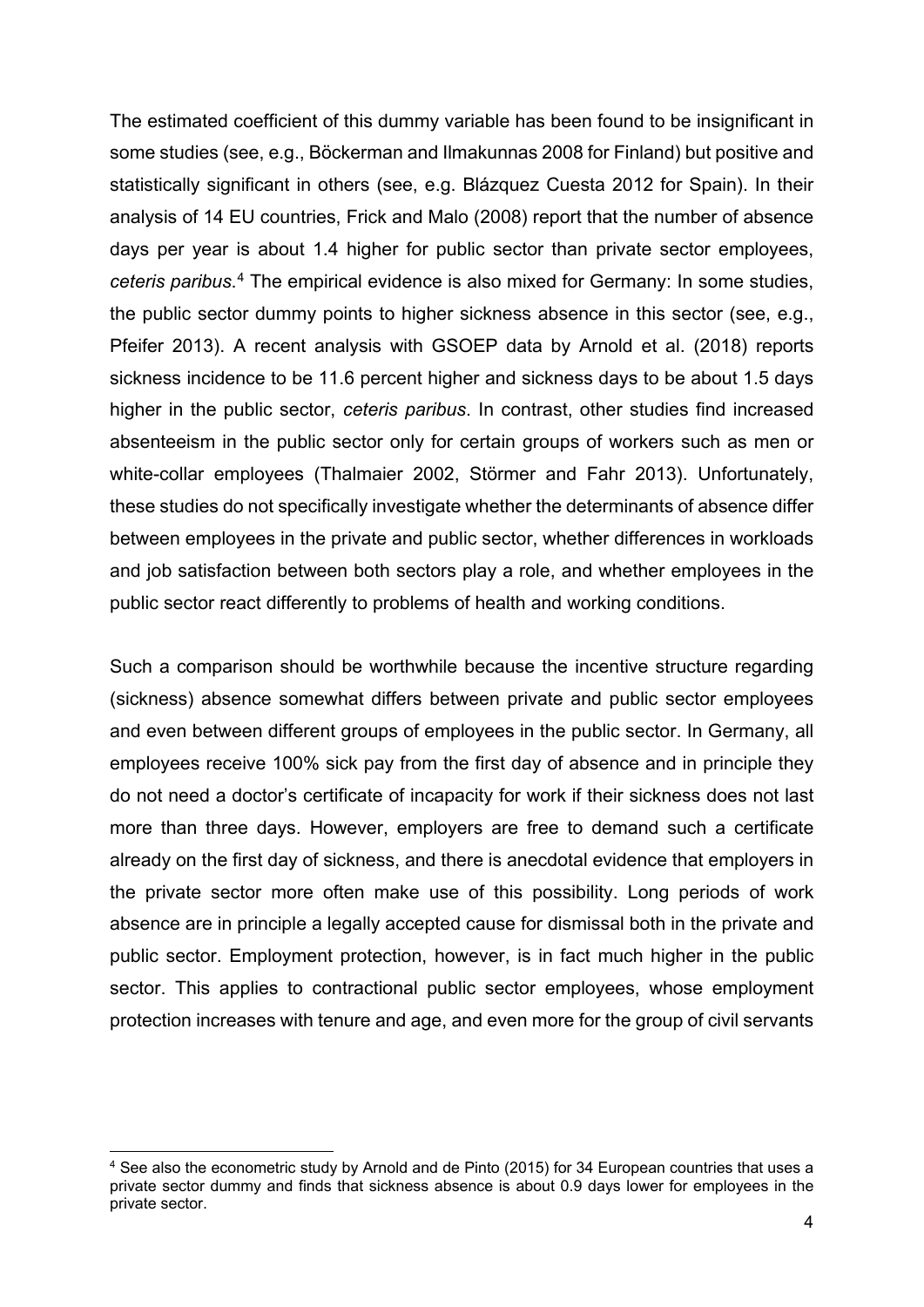The estimated coefficient of this dummy variable has been found to be insignificant in some studies (see, e.g., Böckerman and Ilmakunnas 2008 for Finland) but positive and statistically significant in others (see, e.g. Blázquez Cuesta 2012 for Spain). In their analysis of 14 EU countries, Frick and Malo (2008) report that the number of absence days per year is about 1.4 higher for public sector than private sector employees, *ceteris paribus*.[4] The empirical evidence is also mixed for Germany: In some studies, the public sector dummy points to higher sickness absence in this sector (see, e.g., Pfeifer 2013). A recent analysis with GSOEP data by Arnold et al. (2018) reports sickness incidence to be 11.6 percent higher and sickness days to be about 1.5 days higher in the public sector, *ceteris paribus*. In contrast, other studies find increased absenteeism in the public sector only for certain groups of workers such as men or white-collar employees (Thalmaier 2002, Störmer and Fahr 2013). Unfortunately, these studies do not specifically investigate whether the determinants of absence differ between employees in the private and public sector, whether differences in workloads and job satisfaction between both sectors play a role, and whether employees in the public sector react differently to problems of health and working conditions.

Such a comparison should be worthwhile because the incentive structure regarding (sickness) absence somewhat differs between private and public sector employees and even between different groups of employees in the public sector. In Germany, all employees receive 100% sick pay from the first day of absence and in principle they do not need a doctor's certificate of incapacity for work if their sickness does not last more than three days. However, employers are free to demand such a certificate already on the first day of sickness, and there is anecdotal evidence that employers in the private sector more often make use of this possibility. Long periods of work absence are in principle a legally accepted cause for dismissal both in the private and public sector. Employment protection, however, is in fact much higher in the public sector. This applies to contractional public sector employees, whose employment protection increases with tenure and age, and even more for the group of civil servants

[4] See also the econometric study by Arnold and de Pinto (2015) for 34 European countries that uses a private sector dummy and finds that sickness absence is about 0.9 days lower for employees in the private sector.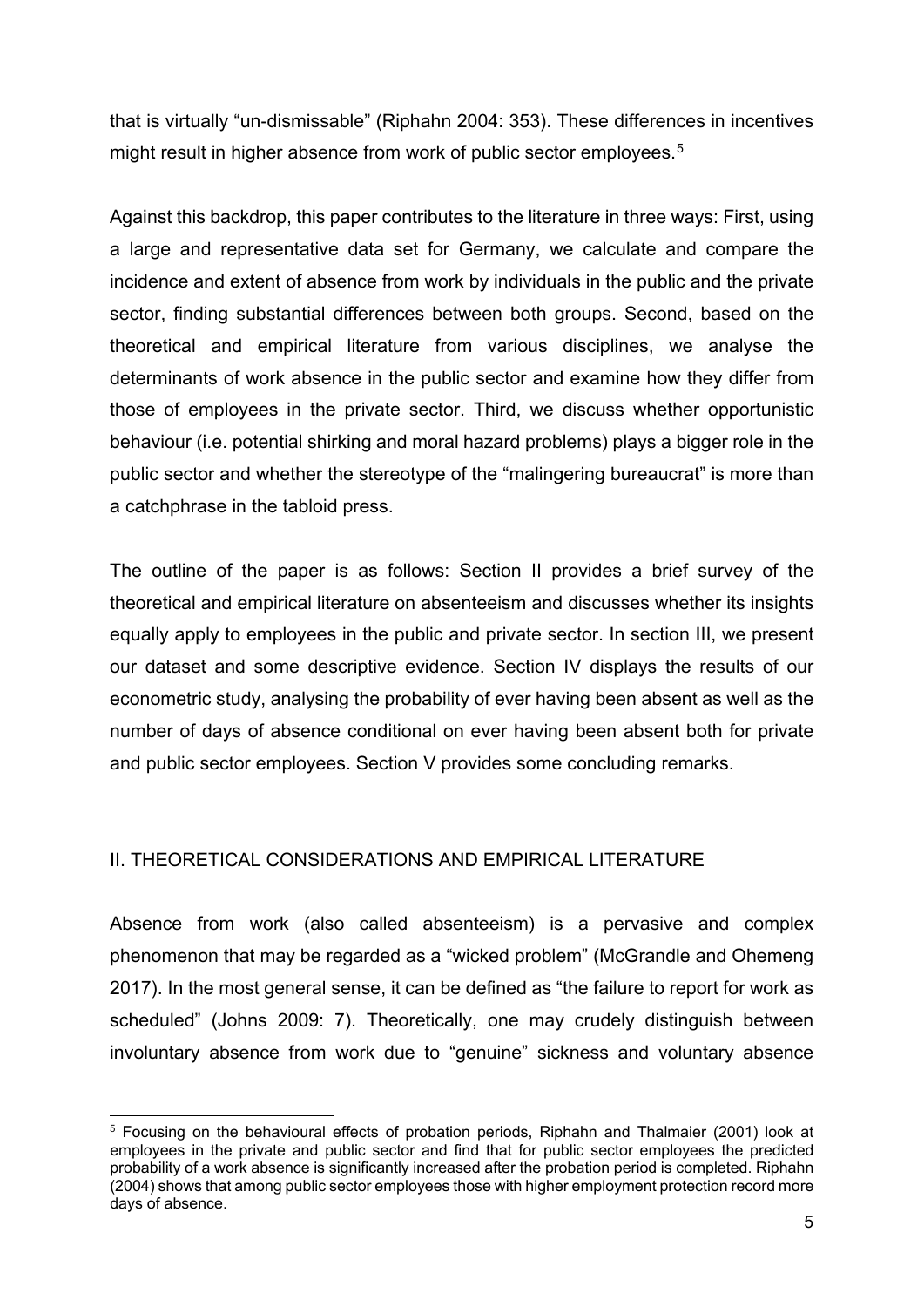that is virtually "un-dismissable" (Riphahn 2004: 353). These differences in incentives might result in higher absence from work of public sector employees.[5]

Against this backdrop, this paper contributes to the literature in three ways: First, using a large and representative data set for Germany, we calculate and compare the incidence and extent of absence from work by individuals in the public and the private sector, finding substantial differences between both groups. Second, based on the theoretical and empirical literature from various disciplines, we analyse the determinants of work absence in the public sector and examine how they differ from those of employees in the private sector. Third, we discuss whether opportunistic behaviour (i.e. potential shirking and moral hazard problems) plays a bigger role in the public sector and whether the stereotype of the "malingering bureaucrat" is more than a catchphrase in the tabloid press.

The outline of the paper is as follows: Section II provides a brief survey of the theoretical and empirical literature on absenteeism and discusses whether its insights equally apply to employees in the public and private sector. In section III, we present our dataset and some descriptive evidence. Section IV displays the results of our econometric study, analysing the probability of ever having been absent as well as the number of days of absence conditional on ever having been absent both for private and public sector employees. Section V provides some concluding remarks.

## II. THEORETICAL CONSIDERATIONS AND EMPIRICAL LITERATURE

Absence from work (also called absenteeism) is a pervasive and complex phenomenon that may be regarded as a "wicked problem" (McGrandle and Ohemeng 2017). In the most general sense, it can be defined as "the failure to report for work as scheduled" (Johns 2009: 7). Theoretically, one may crudely distinguish between involuntary absence from work due to "genuine" sickness and voluntary absence

[5] Focusing on the behavioural effects of probation periods, Riphahn and Thalmaier (2001) look at employees in the private and public sector and find that for public sector employees the predicted probability of a work absence is significantly increased after the probation period is completed. Riphahn (2004) shows that among public sector employees those with higher employment protection record more days of absence.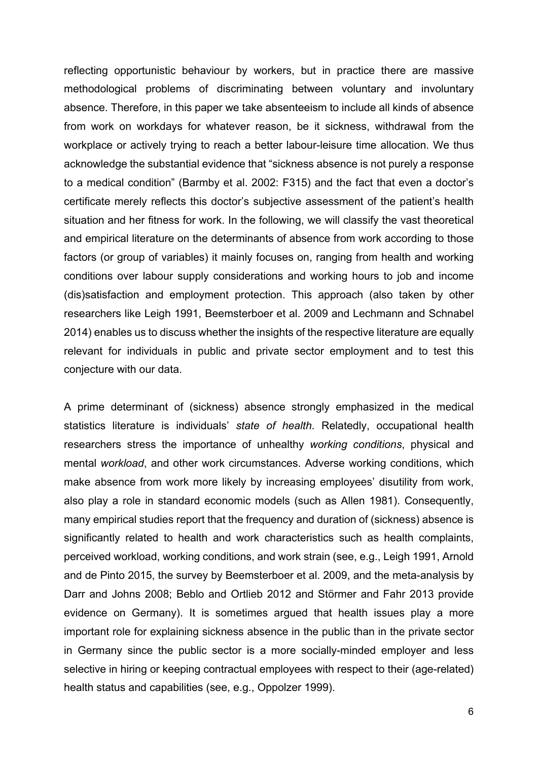reflecting opportunistic behaviour by workers, but in practice there are massive methodological problems of discriminating between voluntary and involuntary absence. Therefore, in this paper we take absenteeism to include all kinds of absence from work on workdays for whatever reason, be it sickness, withdrawal from the workplace or actively trying to reach a better labour-leisure time allocation. We thus acknowledge the substantial evidence that "sickness absence is not purely a response to a medical condition" (Barmby et al. 2002: F315) and the fact that even a doctor's certificate merely reflects this doctor's subjective assessment of the patient's health situation and her fitness for work. In the following, we will classify the vast theoretical and empirical literature on the determinants of absence from work according to those factors (or group of variables) it mainly focuses on, ranging from health and working conditions over labour supply considerations and working hours to job and income (dis)satisfaction and employment protection. This approach (also taken by other researchers like Leigh 1991, Beemsterboer et al. 2009 and Lechmann and Schnabel 2014) enables us to discuss whether the insights of the respective literature are equally relevant for individuals in public and private sector employment and to test this conjecture with our data.

A prime determinant of (sickness) absence strongly emphasized in the medical statistics literature is individuals' *state of health*. Relatedly, occupational health researchers stress the importance of unhealthy *working conditions*, physical and mental *workload*, and other work circumstances. Adverse working conditions, which make absence from work more likely by increasing employees' disutility from work, also play a role in standard economic models (such as Allen 1981). Consequently, many empirical studies report that the frequency and duration of (sickness) absence is significantly related to health and work characteristics such as health complaints, perceived workload, working conditions, and work strain (see, e.g., Leigh 1991, Arnold and de Pinto 2015, the survey by Beemsterboer et al. 2009, and the meta-analysis by Darr and Johns 2008; Beblo and Ortlieb 2012 and Störmer and Fahr 2013 provide evidence on Germany). It is sometimes argued that health issues play a more important role for explaining sickness absence in the public than in the private sector in Germany since the public sector is a more socially-minded employer and less selective in hiring or keeping contractual employees with respect to their (age-related) health status and capabilities (see, e.g., Oppolzer 1999).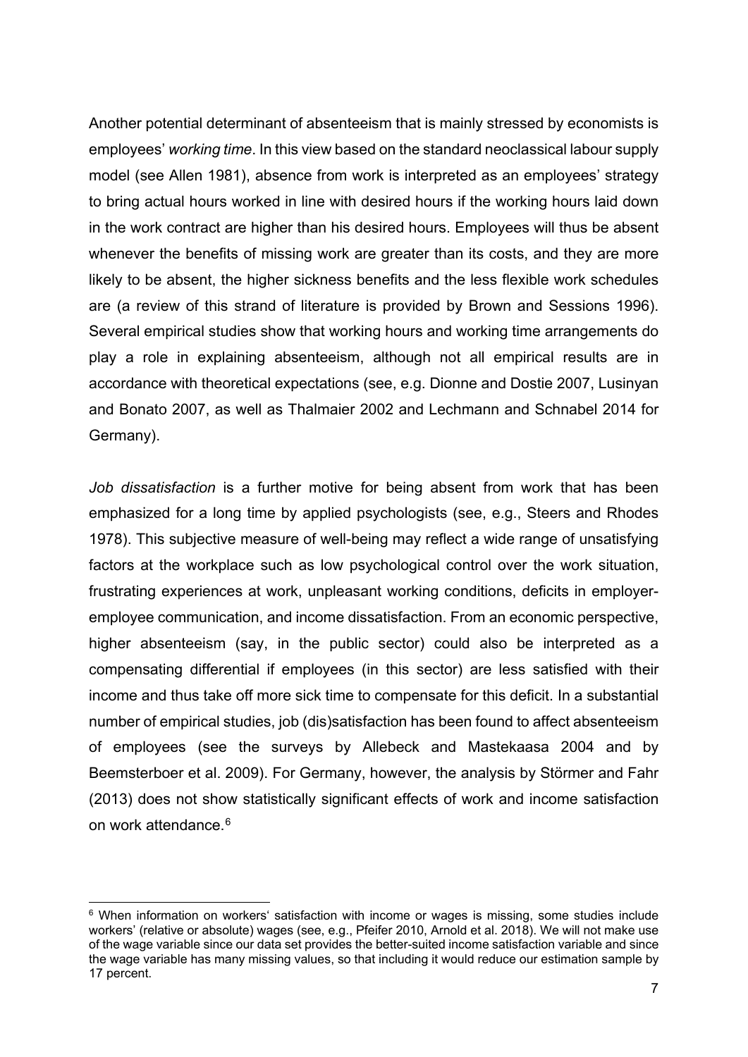Another potential determinant of absenteeism that is mainly stressed by economists is employees' *working time*. In this view based on the standard neoclassical labour supply model (see Allen 1981), absence from work is interpreted as an employees' strategy to bring actual hours worked in line with desired hours if the working hours laid down in the work contract are higher than his desired hours. Employees will thus be absent whenever the benefits of missing work are greater than its costs, and they are more likely to be absent, the higher sickness benefits and the less flexible work schedules are (a review of this strand of literature is provided by Brown and Sessions 1996). Several empirical studies show that working hours and working time arrangements do play a role in explaining absenteeism, although not all empirical results are in accordance with theoretical expectations (see, e.g. Dionne and Dostie 2007, Lusinyan and Bonato 2007, as well as Thalmaier 2002 and Lechmann and Schnabel 2014 for Germany).

*Job dissatisfaction* is a further motive for being absent from work that has been emphasized for a long time by applied psychologists (see, e.g., Steers and Rhodes 1978). This subjective measure of well-being may reflect a wide range of unsatisfying factors at the workplace such as low psychological control over the work situation, frustrating experiences at work, unpleasant working conditions, deficits in employer-employee communication, and income dissatisfaction. From an economic perspective, higher absenteeism (say, in the public sector) could also be interpreted as a compensating differential if employees (in this sector) are less satisfied with their income and thus take off more sick time to compensate for this deficit. In a substantial number of empirical studies, job (dis)satisfaction has been found to affect absenteeism of employees (see the surveys by Allebeck and Mastekaasa 2004 and by Beemsterboer et al. 2009). For Germany, however, the analysis by Störmer and Fahr (2013) does not show statistically significant effects of work and income satisfaction on work attendance.[6]

---

[6] When information on workers' satisfaction with income or wages is missing, some studies include workers' (relative or absolute) wages (see, e.g., Pfeifer 2010, Arnold et al. 2018). We will not make use of the wage variable since our data set provides the better-suited income satisfaction variable and since the wage variable has many missing values, so that including it would reduce our estimation sample by 17 percent.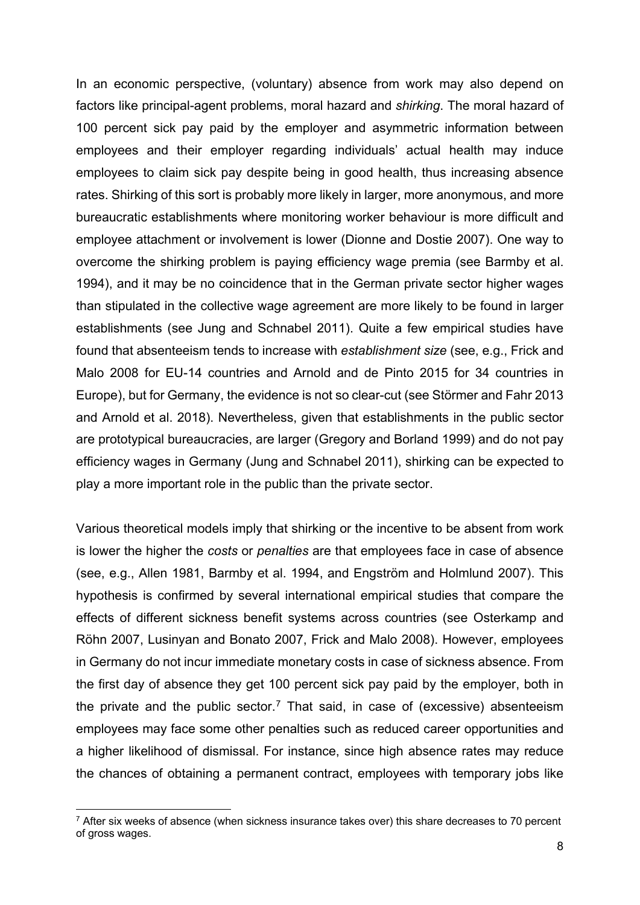In an economic perspective, (voluntary) absence from work may also depend on factors like principal-agent problems, moral hazard and *shirking*. The moral hazard of 100 percent sick pay paid by the employer and asymmetric information between employees and their employer regarding individuals' actual health may induce employees to claim sick pay despite being in good health, thus increasing absence rates. Shirking of this sort is probably more likely in larger, more anonymous, and more bureaucratic establishments where monitoring worker behaviour is more difficult and employee attachment or involvement is lower (Dionne and Dostie 2007). One way to overcome the shirking problem is paying efficiency wage premia (see Barmby et al. 1994), and it may be no coincidence that in the German private sector higher wages than stipulated in the collective wage agreement are more likely to be found in larger establishments (see Jung and Schnabel 2011). Quite a few empirical studies have found that absenteeism tends to increase with *establishment size* (see, e.g., Frick and Malo 2008 for EU-14 countries and Arnold and de Pinto 2015 for 34 countries in Europe), but for Germany, the evidence is not so clear-cut (see Störmer and Fahr 2013 and Arnold et al. 2018). Nevertheless, given that establishments in the public sector are prototypical bureaucracies, are larger (Gregory and Borland 1999) and do not pay efficiency wages in Germany (Jung and Schnabel 2011), shirking can be expected to play a more important role in the public than the private sector.

Various theoretical models imply that shirking or the incentive to be absent from work is lower the higher the *costs* or *penalties* are that employees face in case of absence (see, e.g., Allen 1981, Barmby et al. 1994, and Engström and Holmlund 2007). This hypothesis is confirmed by several international empirical studies that compare the effects of different sickness benefit systems across countries (see Osterkamp and Röhn 2007, Lusinyan and Bonato 2007, Frick and Malo 2008). However, employees in Germany do not incur immediate monetary costs in case of sickness absence. From the first day of absence they get 100 percent sick pay paid by the employer, both in the private and the public sector.[7] That said, in case of (excessive) absenteeism employees may face some other penalties such as reduced career opportunities and a higher likelihood of dismissal. For instance, since high absence rates may reduce the chances of obtaining a permanent contract, employees with temporary jobs like

[7] After six weeks of absence (when sickness insurance takes over) this share decreases to 70 percent of gross wages.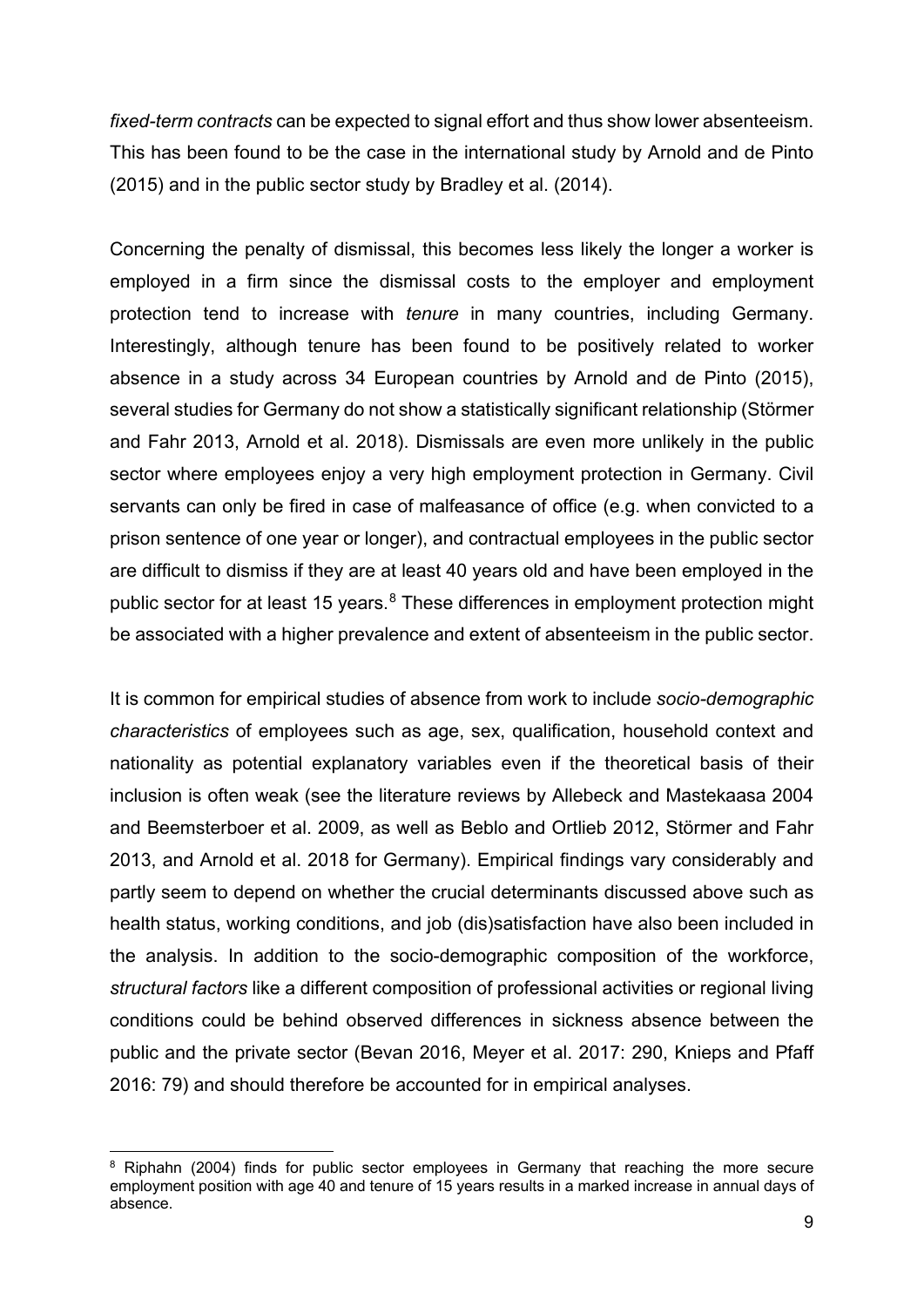*fixed-term contracts* can be expected to signal effort and thus show lower absenteeism. This has been found to be the case in the international study by Arnold and de Pinto (2015) and in the public sector study by Bradley et al. (2014).

Concerning the penalty of dismissal, this becomes less likely the longer a worker is employed in a firm since the dismissal costs to the employer and employment protection tend to increase with *tenure* in many countries, including Germany. Interestingly, although tenure has been found to be positively related to worker absence in a study across 34 European countries by Arnold and de Pinto (2015), several studies for Germany do not show a statistically significant relationship (Störmer and Fahr 2013, Arnold et al. 2018). Dismissals are even more unlikely in the public sector where employees enjoy a very high employment protection in Germany. Civil servants can only be fired in case of malfeasance of office (e.g. when convicted to a prison sentence of one year or longer), and contractual employees in the public sector are difficult to dismiss if they are at least 40 years old and have been employed in the public sector for at least 15 years.[8] These differences in employment protection might be associated with a higher prevalence and extent of absenteeism in the public sector.

It is common for empirical studies of absence from work to include *socio-demographic characteristics* of employees such as age, sex, qualification, household context and nationality as potential explanatory variables even if the theoretical basis of their inclusion is often weak (see the literature reviews by Allebeck and Mastekaasa 2004 and Beemsterboer et al. 2009, as well as Beblo and Ortlieb 2012, Störmer and Fahr 2013, and Arnold et al. 2018 for Germany). Empirical findings vary considerably and partly seem to depend on whether the crucial determinants discussed above such as health status, working conditions, and job (dis)satisfaction have also been included in the analysis. In addition to the socio-demographic composition of the workforce, *structural factors* like a different composition of professional activities or regional living conditions could be behind observed differences in sickness absence between the public and the private sector (Bevan 2016, Meyer et al. 2017: 290, Knieps and Pfaff 2016: 79) and should therefore be accounted for in empirical analyses.

[8] Riphahn (2004) finds for public sector employees in Germany that reaching the more secure employment position with age 40 and tenure of 15 years results in a marked increase in annual days of absence.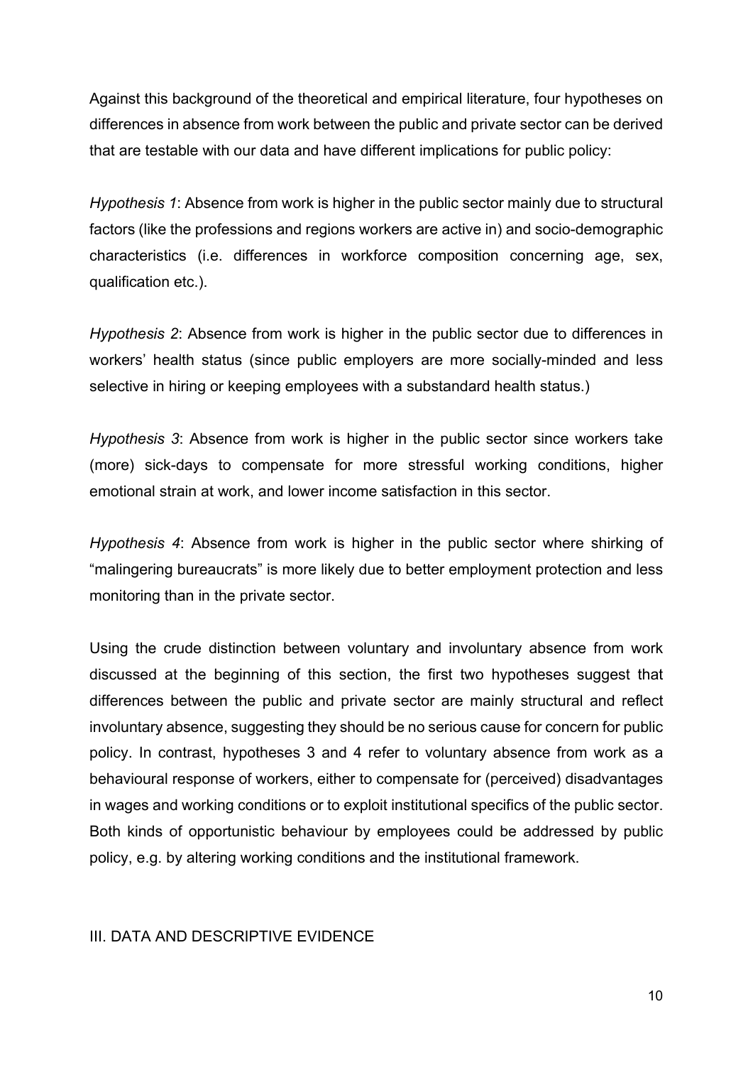Against this background of the theoretical and empirical literature, four hypotheses on differences in absence from work between the public and private sector can be derived that are testable with our data and have different implications for public policy:

*Hypothesis 1*: Absence from work is higher in the public sector mainly due to structural factors (like the professions and regions workers are active in) and socio-demographic characteristics (i.e. differences in workforce composition concerning age, sex, qualification etc.).

*Hypothesis 2*: Absence from work is higher in the public sector due to differences in workers' health status (since public employers are more socially-minded and less selective in hiring or keeping employees with a substandard health status.)

*Hypothesis 3*: Absence from work is higher in the public sector since workers take (more) sick-days to compensate for more stressful working conditions, higher emotional strain at work, and lower income satisfaction in this sector.

*Hypothesis 4*: Absence from work is higher in the public sector where shirking of "malingering bureaucrats" is more likely due to better employment protection and less monitoring than in the private sector.

Using the crude distinction between voluntary and involuntary absence from work discussed at the beginning of this section, the first two hypotheses suggest that differences between the public and private sector are mainly structural and reflect involuntary absence, suggesting they should be no serious cause for concern for public policy. In contrast, hypotheses 3 and 4 refer to voluntary absence from work as a behavioural response of workers, either to compensate for (perceived) disadvantages in wages and working conditions or to exploit institutional specifics of the public sector. Both kinds of opportunistic behaviour by employees could be addressed by public policy, e.g. by altering working conditions and the institutional framework.

## III. DATA AND DESCRIPTIVE EVIDENCE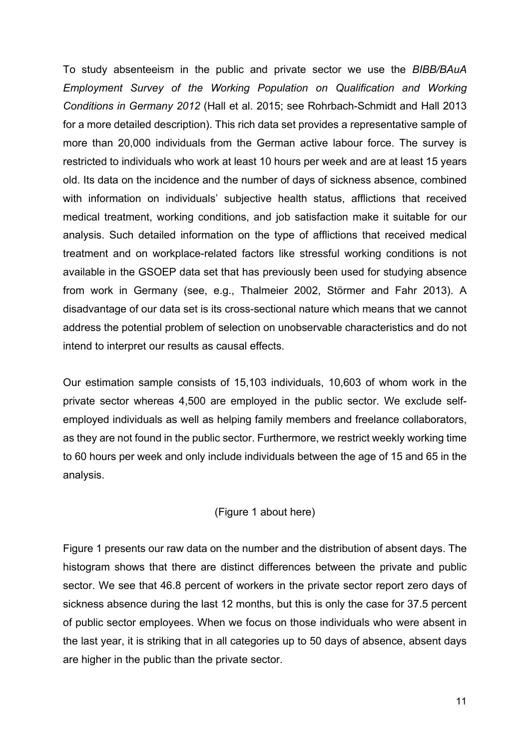To study absenteeism in the public and private sector we use the *BIBB/BAuA Employment Survey of the Working Population on Qualification and Working Conditions in Germany 2012* (Hall et al. 2015; see Rohrbach-Schmidt and Hall 2013 for a more detailed description). This rich data set provides a representative sample of more than 20,000 individuals from the German active labour force. The survey is restricted to individuals who work at least 10 hours per week and are at least 15 years old. Its data on the incidence and the number of days of sickness absence, combined with information on individuals' subjective health status, afflictions that received medical treatment, working conditions, and job satisfaction make it suitable for our analysis. Such detailed information on the type of afflictions that received medical treatment and on workplace-related factors like stressful working conditions is not available in the GSOEP data set that has previously been used for studying absence from work in Germany (see, e.g., Thalmeier 2002, Störmer and Fahr 2013). A disadvantage of our data set is its cross-sectional nature which means that we cannot address the potential problem of selection on unobservable characteristics and do not intend to interpret our results as causal effects.

Our estimation sample consists of 15,103 individuals, 10,603 of whom work in the private sector whereas 4,500 are employed in the public sector. We exclude self-employed individuals as well as helping family members and freelance collaborators, as they are not found in the public sector. Furthermore, we restrict weekly working time to 60 hours per week and only include individuals between the age of 15 and 65 in the analysis.

(Figure 1 about here)

Figure 1 presents our raw data on the number and the distribution of absent days. The histogram shows that there are distinct differences between the private and public sector. We see that 46.8 percent of workers in the private sector report zero days of sickness absence during the last 12 months, but this is only the case for 37.5 percent of public sector employees. When we focus on those individuals who were absent in the last year, it is striking that in all categories up to 50 days of absence, absent days are higher in the public than the private sector.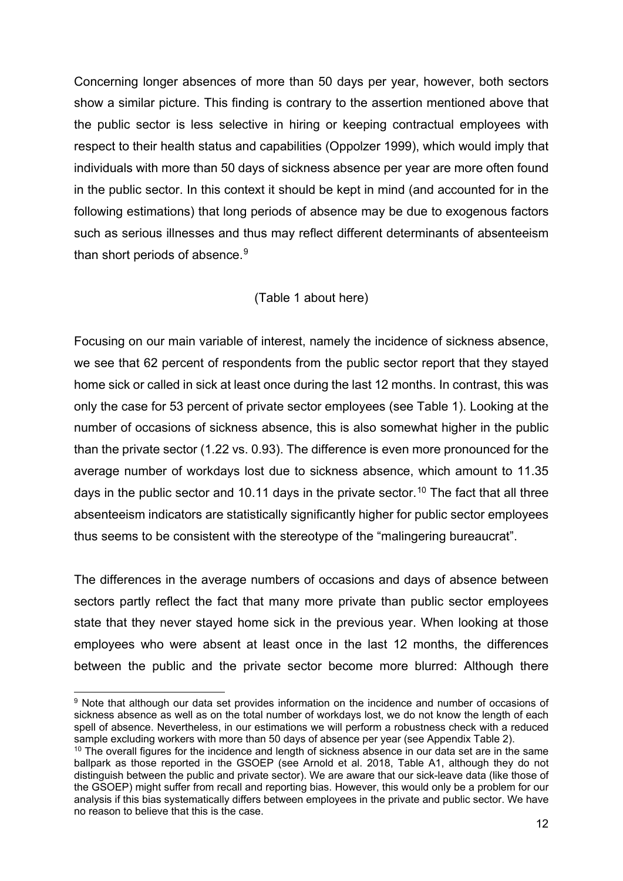Concerning longer absences of more than 50 days per year, however, both sectors show a similar picture. This finding is contrary to the assertion mentioned above that the public sector is less selective in hiring or keeping contractual employees with respect to their health status and capabilities (Oppolzer 1999), which would imply that individuals with more than 50 days of sickness absence per year are more often found in the public sector. In this context it should be kept in mind (and accounted for in the following estimations) that long periods of absence may be due to exogenous factors such as serious illnesses and thus may reflect different determinants of absenteeism than short periods of absence.[9]

(Table 1 about here)

Focusing on our main variable of interest, namely the incidence of sickness absence, we see that 62 percent of respondents from the public sector report that they stayed home sick or called in sick at least once during the last 12 months. In contrast, this was only the case for 53 percent of private sector employees (see Table 1). Looking at the number of occasions of sickness absence, this is also somewhat higher in the public than the private sector (1.22 vs. 0.93). The difference is even more pronounced for the average number of workdays lost due to sickness absence, which amount to 11.35 days in the public sector and 10.11 days in the private sector.[10] The fact that all three absenteeism indicators are statistically significantly higher for public sector employees thus seems to be consistent with the stereotype of the "malingering bureaucrat".

The differences in the average numbers of occasions and days of absence between sectors partly reflect the fact that many more private than public sector employees state that they never stayed home sick in the previous year. When looking at those employees who were absent at least once in the last 12 months, the differences between the public and the private sector become more blurred: Although there

[9] Note that although our data set provides information on the incidence and number of occasions of sickness absence as well as on the total number of workdays lost, we do not know the length of each spell of absence. Nevertheless, in our estimations we will perform a robustness check with a reduced sample excluding workers with more than 50 days of absence per year (see Appendix Table 2).

[10] The overall figures for the incidence and length of sickness absence in our data set are in the same ballpark as those reported in the GSOEP (see Arnold et al. 2018, Table A1, although they do not distinguish between the public and private sector). We are aware that our sick-leave data (like those of the GSOEP) might suffer from recall and reporting bias. However, this would only be a problem for our analysis if this bias systematically differs between employees in the private and public sector. We have no reason to believe that this is the case.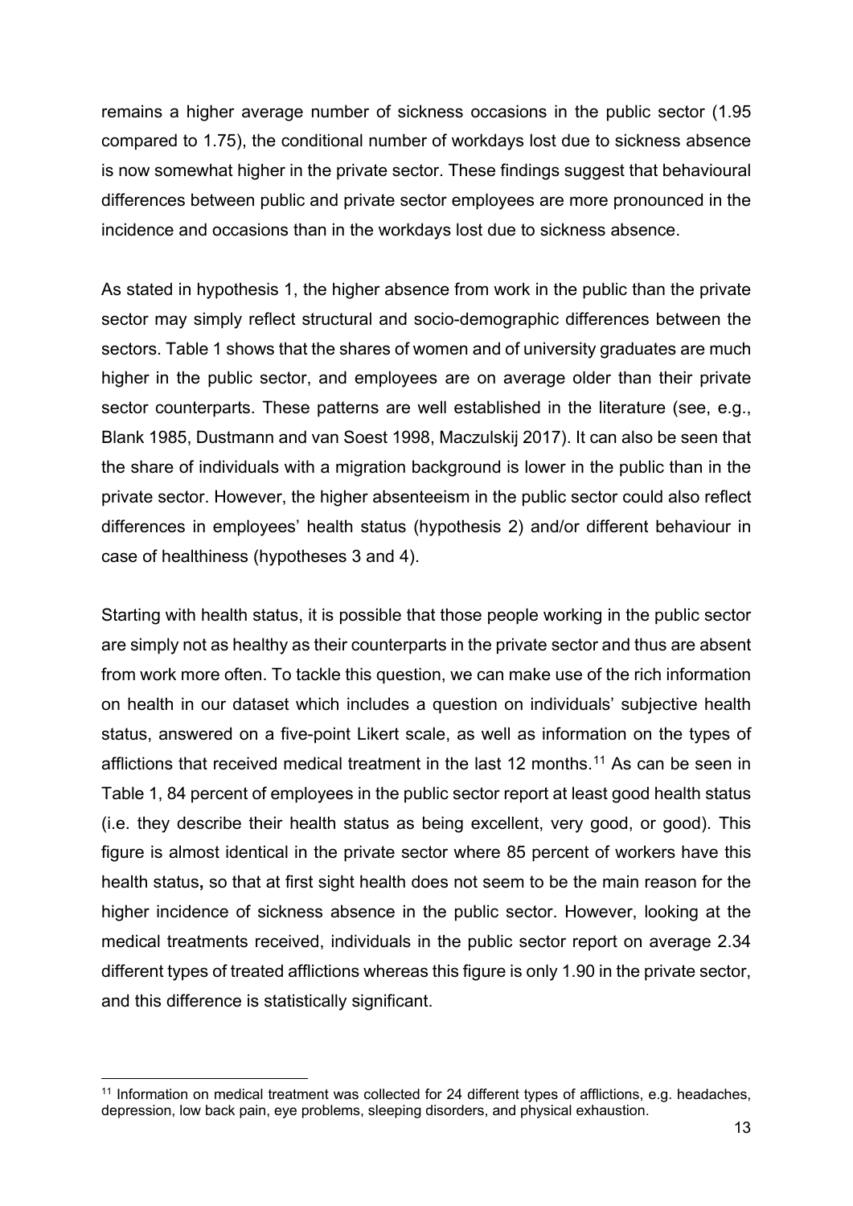remains a higher average number of sickness occasions in the public sector (1.95 compared to 1.75), the conditional number of workdays lost due to sickness absence is now somewhat higher in the private sector. These findings suggest that behavioural differences between public and private sector employees are more pronounced in the incidence and occasions than in the workdays lost due to sickness absence.

As stated in hypothesis 1, the higher absence from work in the public than the private sector may simply reflect structural and socio-demographic differences between the sectors. Table 1 shows that the shares of women and of university graduates are much higher in the public sector, and employees are on average older than their private sector counterparts. These patterns are well established in the literature (see, e.g., Blank 1985, Dustmann and van Soest 1998, Maczulskij 2017). It can also be seen that the share of individuals with a migration background is lower in the public than in the private sector. However, the higher absenteeism in the public sector could also reflect differences in employees' health status (hypothesis 2) and/or different behaviour in case of healthiness (hypotheses 3 and 4).

Starting with health status, it is possible that those people working in the public sector are simply not as healthy as their counterparts in the private sector and thus are absent from work more often. To tackle this question, we can make use of the rich information on health in our dataset which includes a question on individuals' subjective health status, answered on a five-point Likert scale, as well as information on the types of afflictions that received medical treatment in the last 12 months.[11] As can be seen in Table 1, 84 percent of employees in the public sector report at least good health status (i.e. they describe their health status as being excellent, very good, or good). This figure is almost identical in the private sector where 85 percent of workers have this health status**,** so that at first sight health does not seem to be the main reason for the higher incidence of sickness absence in the public sector. However, looking at the medical treatments received, individuals in the public sector report on average 2.34 different types of treated afflictions whereas this figure is only 1.90 in the private sector, and this difference is statistically significant.

[11] Information on medical treatment was collected for 24 different types of afflictions, e.g. headaches, depression, low back pain, eye problems, sleeping disorders, and physical exhaustion.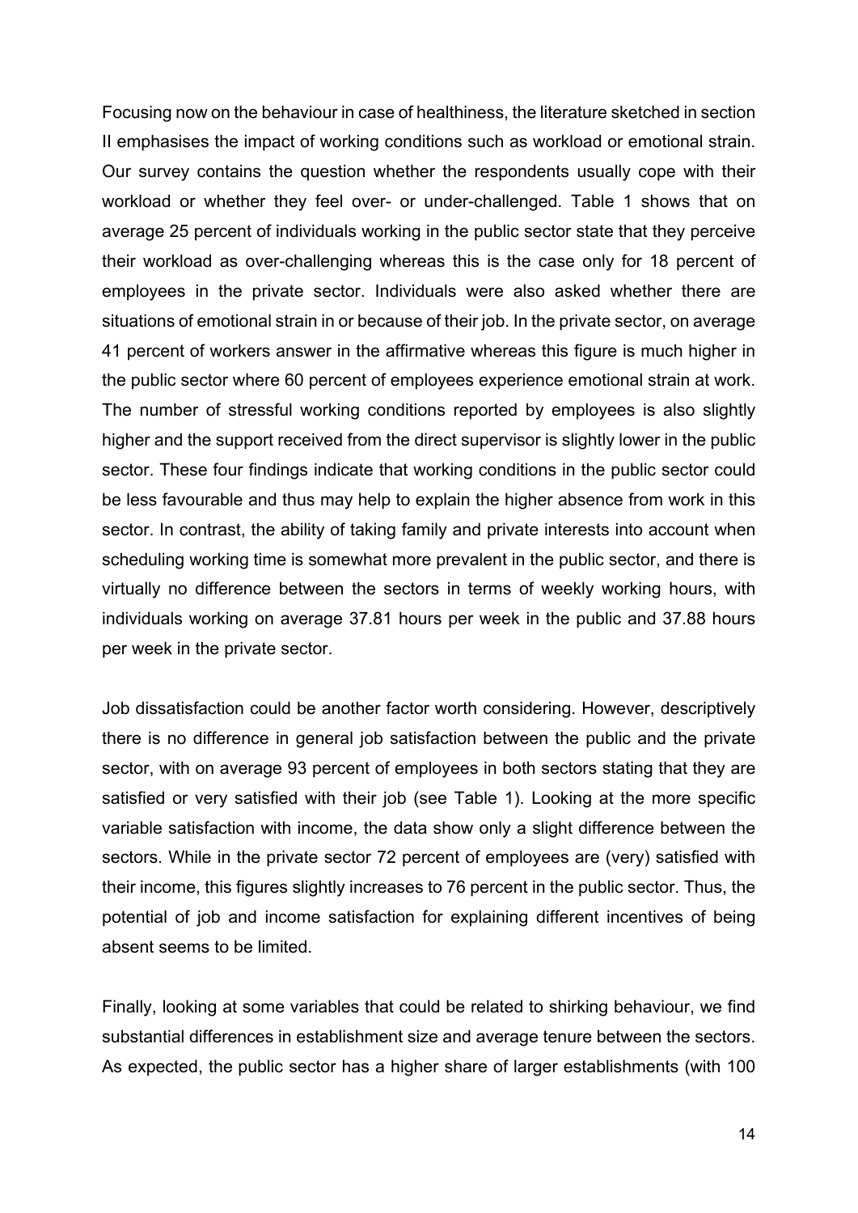Focusing now on the behaviour in case of healthiness, the literature sketched in section II emphasises the impact of working conditions such as workload or emotional strain. Our survey contains the question whether the respondents usually cope with their workload or whether they feel over- or under-challenged. Table 1 shows that on average 25 percent of individuals working in the public sector state that they perceive their workload as over-challenging whereas this is the case only for 18 percent of employees in the private sector. Individuals were also asked whether there are situations of emotional strain in or because of their job. In the private sector, on average 41 percent of workers answer in the affirmative whereas this figure is much higher in the public sector where 60 percent of employees experience emotional strain at work. The number of stressful working conditions reported by employees is also slightly higher and the support received from the direct supervisor is slightly lower in the public sector. These four findings indicate that working conditions in the public sector could be less favourable and thus may help to explain the higher absence from work in this sector. In contrast, the ability of taking family and private interests into account when scheduling working time is somewhat more prevalent in the public sector, and there is virtually no difference between the sectors in terms of weekly working hours, with individuals working on average 37.81 hours per week in the public and 37.88 hours per week in the private sector.

Job dissatisfaction could be another factor worth considering. However, descriptively there is no difference in general job satisfaction between the public and the private sector, with on average 93 percent of employees in both sectors stating that they are satisfied or very satisfied with their job (see Table 1). Looking at the more specific variable satisfaction with income, the data show only a slight difference between the sectors. While in the private sector 72 percent of employees are (very) satisfied with their income, this figures slightly increases to 76 percent in the public sector. Thus, the potential of job and income satisfaction for explaining different incentives of being absent seems to be limited.

Finally, looking at some variables that could be related to shirking behaviour, we find substantial differences in establishment size and average tenure between the sectors. As expected, the public sector has a higher share of larger establishments (with 100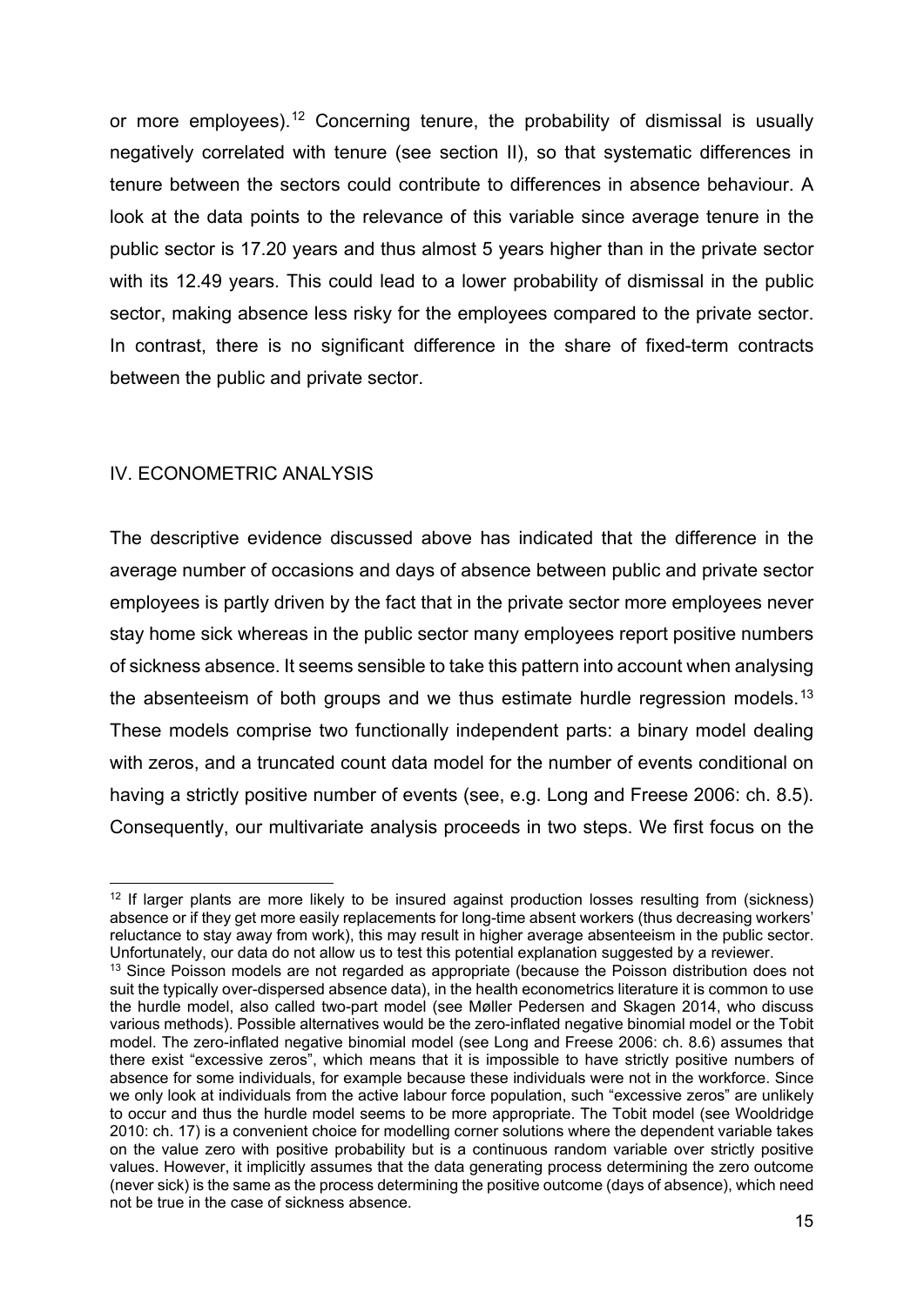or more employees).[12] Concerning tenure, the probability of dismissal is usually negatively correlated with tenure (see section II), so that systematic differences in tenure between the sectors could contribute to differences in absence behaviour. A look at the data points to the relevance of this variable since average tenure in the public sector is 17.20 years and thus almost 5 years higher than in the private sector with its 12.49 years. This could lead to a lower probability of dismissal in the public sector, making absence less risky for the employees compared to the private sector. In contrast, there is no significant difference in the share of fixed-term contracts between the public and private sector.

## IV. ECONOMETRIC ANALYSIS

The descriptive evidence discussed above has indicated that the difference in the average number of occasions and days of absence between public and private sector employees is partly driven by the fact that in the private sector more employees never stay home sick whereas in the public sector many employees report positive numbers of sickness absence. It seems sensible to take this pattern into account when analysing the absenteeism of both groups and we thus estimate hurdle regression models.[13] These models comprise two functionally independent parts: a binary model dealing with zeros, and a truncated count data model for the number of events conditional on having a strictly positive number of events (see, e.g. Long and Freese 2006: ch. 8.5). Consequently, our multivariate analysis proceeds in two steps. We first focus on the

---

[12] If larger plants are more likely to be insured against production losses resulting from (sickness) absence or if they get more easily replacements for long-time absent workers (thus decreasing workers' reluctance to stay away from work), this may result in higher average absenteeism in the public sector. Unfortunately, our data do not allow us to test this potential explanation suggested by a reviewer.

[13] Since Poisson models are not regarded as appropriate (because the Poisson distribution does not suit the typically over-dispersed absence data), in the health econometrics literature it is common to use the hurdle model, also called two-part model (see Møller Pedersen and Skagen 2014, who discuss various methods). Possible alternatives would be the zero-inflated negative binomial model or the Tobit model. The zero-inflated negative binomial model (see Long and Freese 2006: ch. 8.6) assumes that there exist "excessive zeros", which means that it is impossible to have strictly positive numbers of absence for some individuals, for example because these individuals were not in the workforce. Since we only look at individuals from the active labour force population, such "excessive zeros" are unlikely to occur and thus the hurdle model seems to be more appropriate. The Tobit model (see Wooldridge 2010: ch. 17) is a convenient choice for modelling corner solutions where the dependent variable takes on the value zero with positive probability but is a continuous random variable over strictly positive values. However, it implicitly assumes that the data generating process determining the zero outcome (never sick) is the same as the process determining the positive outcome (days of absence), which need not be true in the case of sickness absence.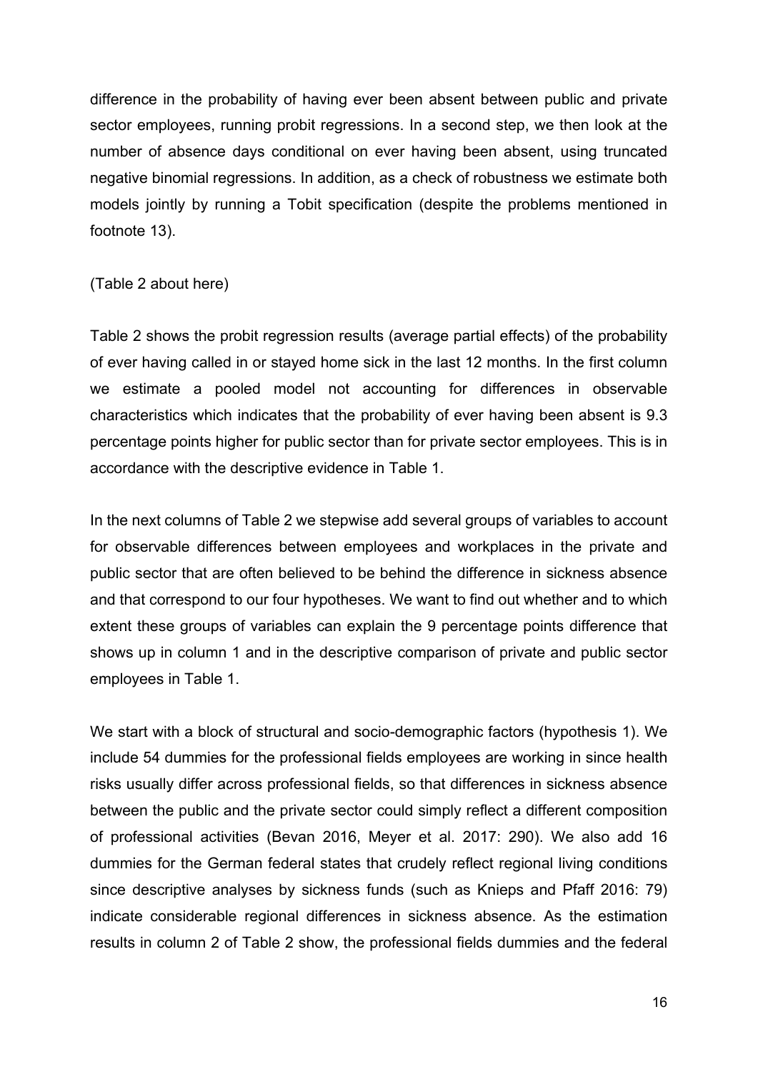difference in the probability of having ever been absent between public and private sector employees, running probit regressions. In a second step, we then look at the number of absence days conditional on ever having been absent, using truncated negative binomial regressions. In addition, as a check of robustness we estimate both models jointly by running a Tobit specification (despite the problems mentioned in footnote 13).

(Table 2 about here)

Table 2 shows the probit regression results (average partial effects) of the probability of ever having called in or stayed home sick in the last 12 months. In the first column we estimate a pooled model not accounting for differences in observable characteristics which indicates that the probability of ever having been absent is 9.3 percentage points higher for public sector than for private sector employees. This is in accordance with the descriptive evidence in Table 1.

In the next columns of Table 2 we stepwise add several groups of variables to account for observable differences between employees and workplaces in the private and public sector that are often believed to be behind the difference in sickness absence and that correspond to our four hypotheses. We want to find out whether and to which extent these groups of variables can explain the 9 percentage points difference that shows up in column 1 and in the descriptive comparison of private and public sector employees in Table 1.

We start with a block of structural and socio-demographic factors (hypothesis 1). We include 54 dummies for the professional fields employees are working in since health risks usually differ across professional fields, so that differences in sickness absence between the public and the private sector could simply reflect a different composition of professional activities (Bevan 2016, Meyer et al. 2017: 290). We also add 16 dummies for the German federal states that crudely reflect regional living conditions since descriptive analyses by sickness funds (such as Knieps and Pfaff 2016: 79) indicate considerable regional differences in sickness absence. As the estimation results in column 2 of Table 2 show, the professional fields dummies and the federal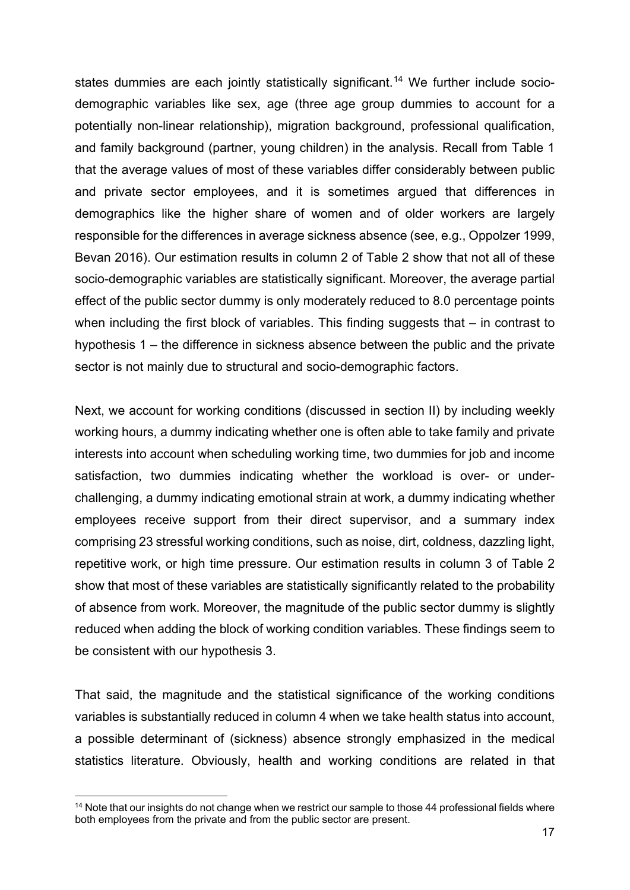states dummies are each jointly statistically significant.[14] We further include socio-demographic variables like sex, age (three age group dummies to account for a potentially non-linear relationship), migration background, professional qualification, and family background (partner, young children) in the analysis. Recall from Table 1 that the average values of most of these variables differ considerably between public and private sector employees, and it is sometimes argued that differences in demographics like the higher share of women and of older workers are largely responsible for the differences in average sickness absence (see, e.g., Oppolzer 1999, Bevan 2016). Our estimation results in column 2 of Table 2 show that not all of these socio-demographic variables are statistically significant. Moreover, the average partial effect of the public sector dummy is only moderately reduced to 8.0 percentage points when including the first block of variables. This finding suggests that – in contrast to hypothesis 1 – the difference in sickness absence between the public and the private sector is not mainly due to structural and socio-demographic factors.

Next, we account for working conditions (discussed in section II) by including weekly working hours, a dummy indicating whether one is often able to take family and private interests into account when scheduling working time, two dummies for job and income satisfaction, two dummies indicating whether the workload is over- or under-challenging, a dummy indicating emotional strain at work, a dummy indicating whether employees receive support from their direct supervisor, and a summary index comprising 23 stressful working conditions, such as noise, dirt, coldness, dazzling light, repetitive work, or high time pressure. Our estimation results in column 3 of Table 2 show that most of these variables are statistically significantly related to the probability of absence from work. Moreover, the magnitude of the public sector dummy is slightly reduced when adding the block of working condition variables. These findings seem to be consistent with our hypothesis 3.

That said, the magnitude and the statistical significance of the working conditions variables is substantially reduced in column 4 when we take health status into account, a possible determinant of (sickness) absence strongly emphasized in the medical statistics literature. Obviously, health and working conditions are related in that

[14] Note that our insights do not change when we restrict our sample to those 44 professional fields where both employees from the private and from the public sector are present.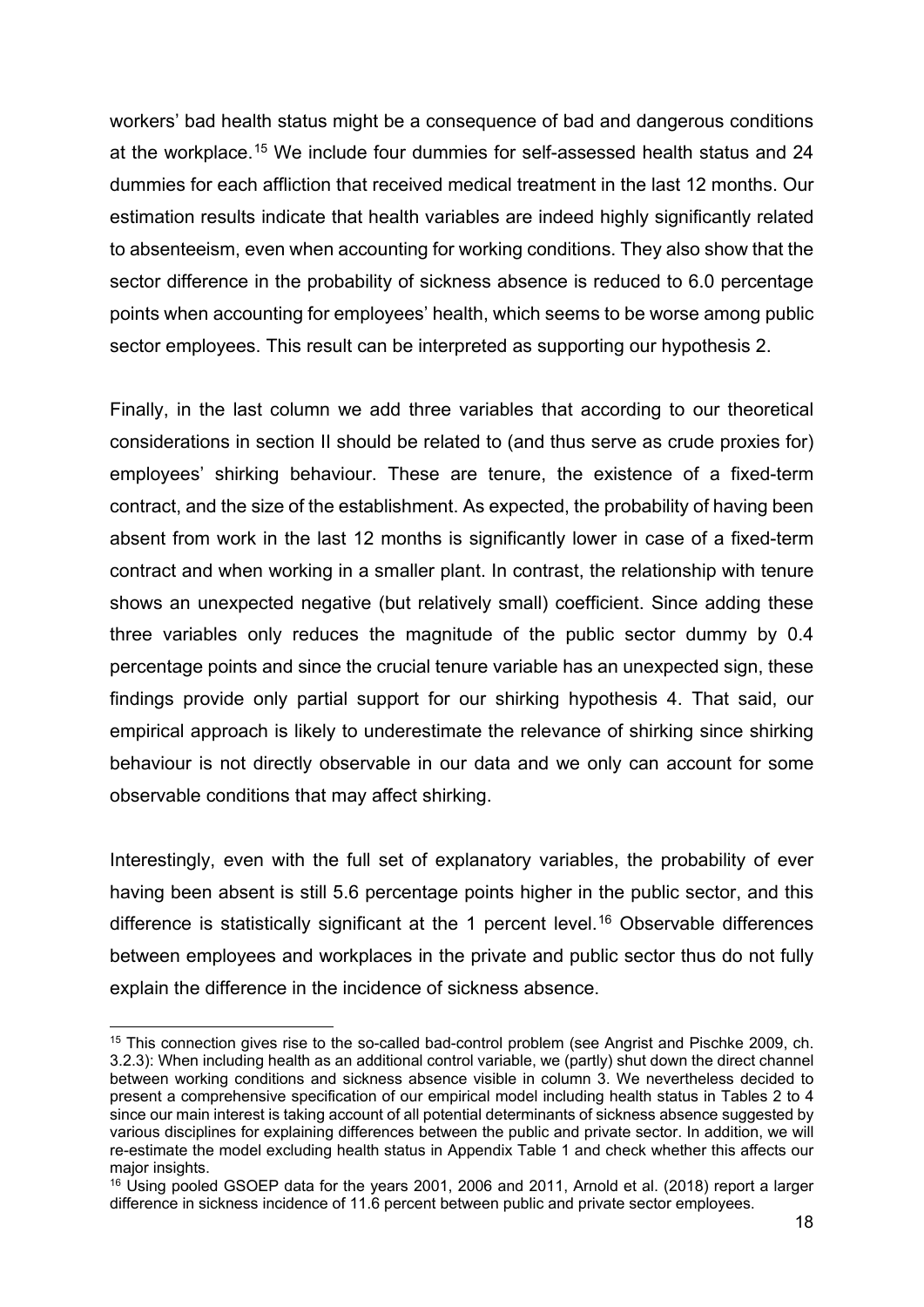workers' bad health status might be a consequence of bad and dangerous conditions at the workplace.[15] We include four dummies for self-assessed health status and 24 dummies for each affliction that received medical treatment in the last 12 months. Our estimation results indicate that health variables are indeed highly significantly related to absenteeism, even when accounting for working conditions. They also show that the sector difference in the probability of sickness absence is reduced to 6.0 percentage points when accounting for employees' health, which seems to be worse among public sector employees. This result can be interpreted as supporting our hypothesis 2.

Finally, in the last column we add three variables that according to our theoretical considerations in section II should be related to (and thus serve as crude proxies for) employees' shirking behaviour. These are tenure, the existence of a fixed-term contract, and the size of the establishment. As expected, the probability of having been absent from work in the last 12 months is significantly lower in case of a fixed-term contract and when working in a smaller plant. In contrast, the relationship with tenure shows an unexpected negative (but relatively small) coefficient. Since adding these three variables only reduces the magnitude of the public sector dummy by 0.4 percentage points and since the crucial tenure variable has an unexpected sign, these findings provide only partial support for our shirking hypothesis 4. That said, our empirical approach is likely to underestimate the relevance of shirking since shirking behaviour is not directly observable in our data and we only can account for some observable conditions that may affect shirking.

Interestingly, even with the full set of explanatory variables, the probability of ever having been absent is still 5.6 percentage points higher in the public sector, and this difference is statistically significant at the 1 percent level.[16] Observable differences between employees and workplaces in the private and public sector thus do not fully explain the difference in the incidence of sickness absence.

---

[15] This connection gives rise to the so-called bad-control problem (see Angrist and Pischke 2009, ch. 3.2.3): When including health as an additional control variable, we (partly) shut down the direct channel between working conditions and sickness absence visible in column 3. We nevertheless decided to present a comprehensive specification of our empirical model including health status in Tables 2 to 4 since our main interest is taking account of all potential determinants of sickness absence suggested by various disciplines for explaining differences between the public and private sector. In addition, we will re-estimate the model excluding health status in Appendix Table 1 and check whether this affects our major insights.

[16] Using pooled GSOEP data for the years 2001, 2006 and 2011, Arnold et al. (2018) report a larger difference in sickness incidence of 11.6 percent between public and private sector employees.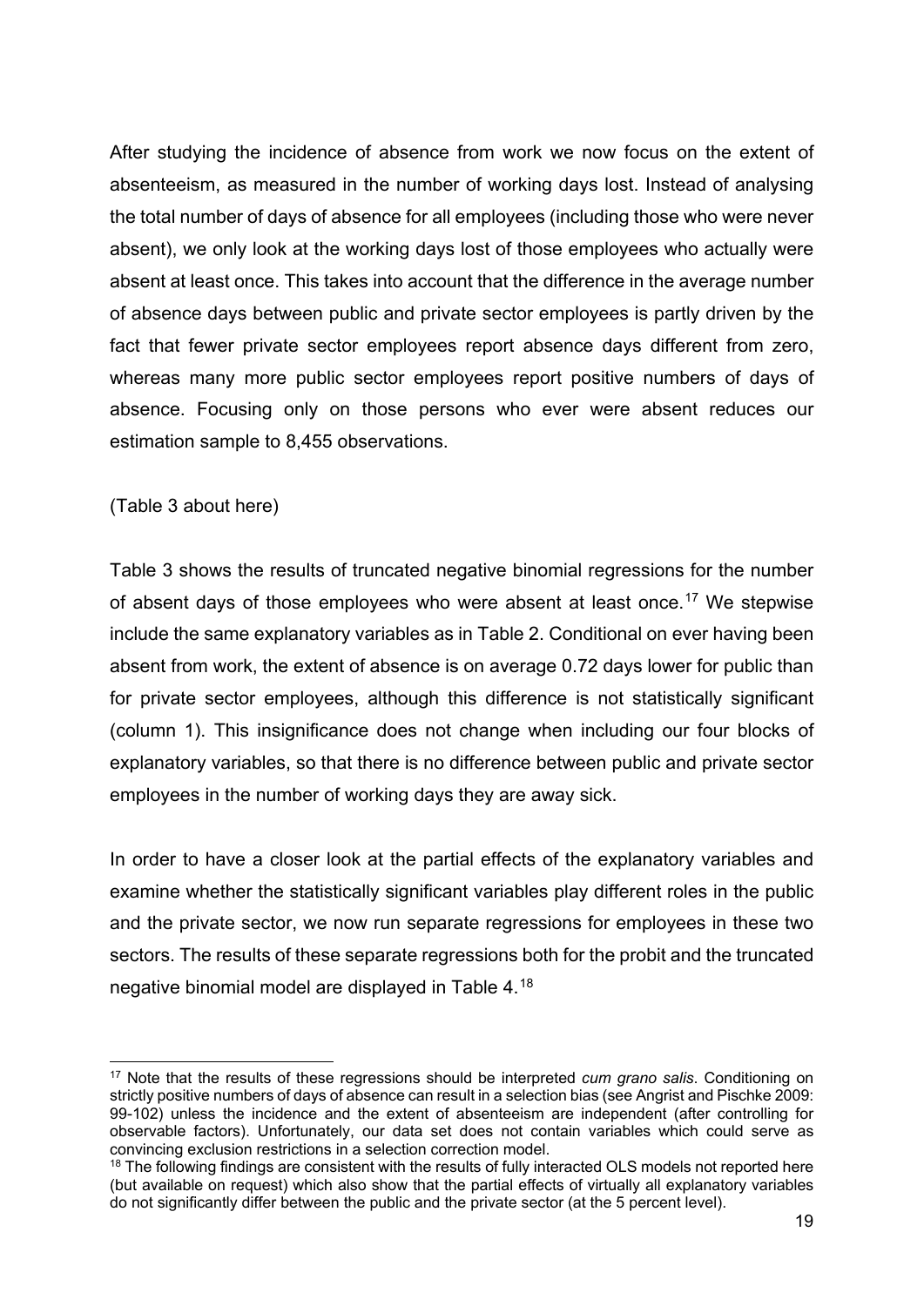After studying the incidence of absence from work we now focus on the extent of absenteeism, as measured in the number of working days lost. Instead of analysing the total number of days of absence for all employees (including those who were never absent), we only look at the working days lost of those employees who actually were absent at least once. This takes into account that the difference in the average number of absence days between public and private sector employees is partly driven by the fact that fewer private sector employees report absence days different from zero, whereas many more public sector employees report positive numbers of days of absence. Focusing only on those persons who ever were absent reduces our estimation sample to 8,455 observations.

(Table 3 about here)

Table 3 shows the results of truncated negative binomial regressions for the number of absent days of those employees who were absent at least once.[17] We stepwise include the same explanatory variables as in Table 2. Conditional on ever having been absent from work, the extent of absence is on average 0.72 days lower for public than for private sector employees, although this difference is not statistically significant (column 1). This insignificance does not change when including our four blocks of explanatory variables, so that there is no difference between public and private sector employees in the number of working days they are away sick.

In order to have a closer look at the partial effects of the explanatory variables and examine whether the statistically significant variables play different roles in the public and the private sector, we now run separate regressions for employees in these two sectors. The results of these separate regressions both for the probit and the truncated negative binomial model are displayed in Table 4.[18]

[17] Note that the results of these regressions should be interpreted *cum grano salis*. Conditioning on strictly positive numbers of days of absence can result in a selection bias (see Angrist and Pischke 2009: 99-102) unless the incidence and the extent of absenteeism are independent (after controlling for observable factors). Unfortunately, our data set does not contain variables which could serve as convincing exclusion restrictions in a selection correction model.

[18] The following findings are consistent with the results of fully interacted OLS models not reported here (but available on request) which also show that the partial effects of virtually all explanatory variables do not significantly differ between the public and the private sector (at the 5 percent level).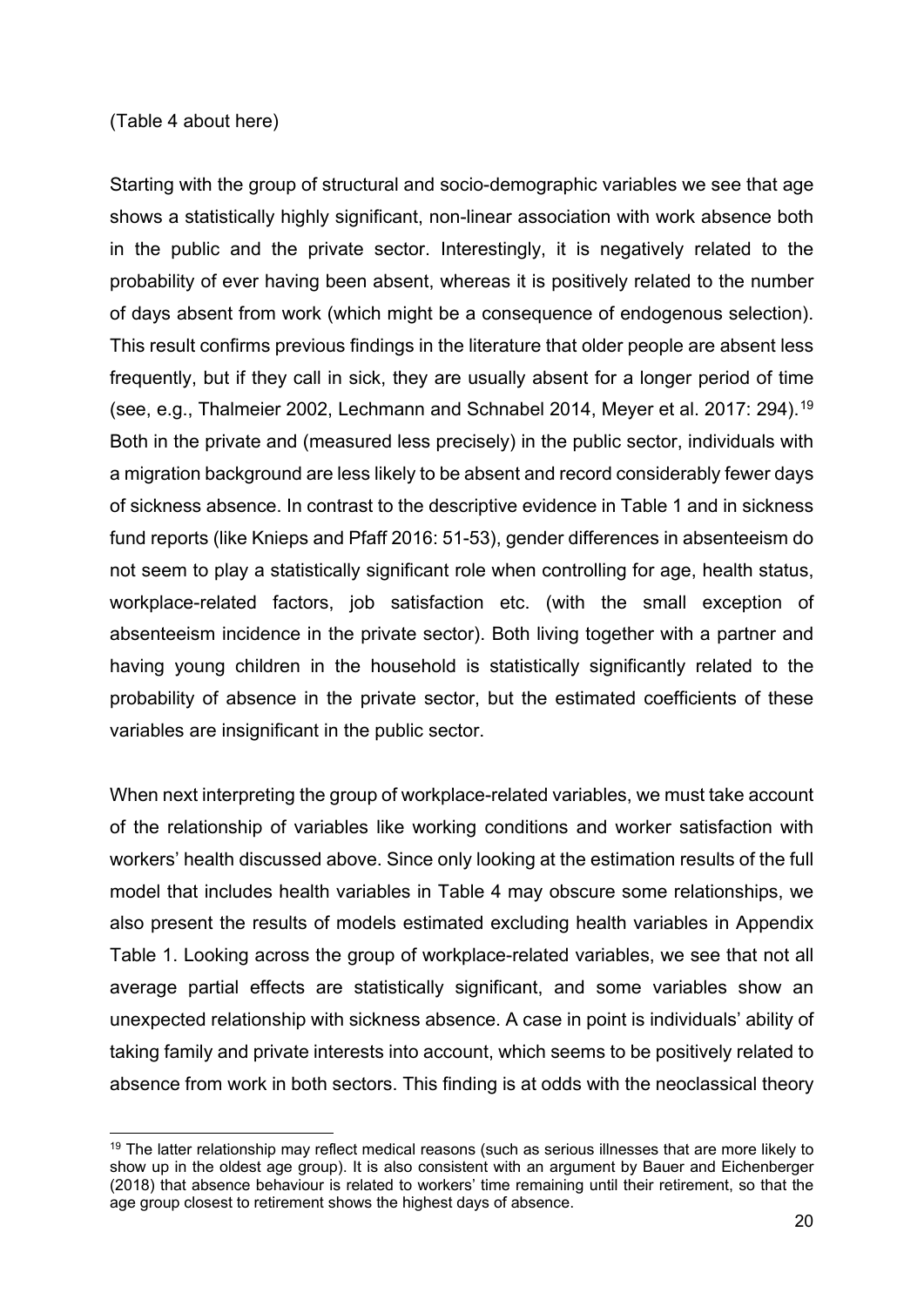(Table 4 about here)

Starting with the group of structural and socio-demographic variables we see that age shows a statistically highly significant, non-linear association with work absence both in the public and the private sector. Interestingly, it is negatively related to the probability of ever having been absent, whereas it is positively related to the number of days absent from work (which might be a consequence of endogenous selection). This result confirms previous findings in the literature that older people are absent less frequently, but if they call in sick, they are usually absent for a longer period of time (see, e.g., Thalmeier 2002, Lechmann and Schnabel 2014, Meyer et al. 2017: 294).[19] Both in the private and (measured less precisely) in the public sector, individuals with a migration background are less likely to be absent and record considerably fewer days of sickness absence. In contrast to the descriptive evidence in Table 1 and in sickness fund reports (like Knieps and Pfaff 2016: 51-53), gender differences in absenteeism do not seem to play a statistically significant role when controlling for age, health status, workplace-related factors, job satisfaction etc. (with the small exception of absenteeism incidence in the private sector). Both living together with a partner and having young children in the household is statistically significantly related to the probability of absence in the private sector, but the estimated coefficients of these variables are insignificant in the public sector.

When next interpreting the group of workplace-related variables, we must take account of the relationship of variables like working conditions and worker satisfaction with workers' health discussed above. Since only looking at the estimation results of the full model that includes health variables in Table 4 may obscure some relationships, we also present the results of models estimated excluding health variables in Appendix Table 1. Looking across the group of workplace-related variables, we see that not all average partial effects are statistically significant, and some variables show an unexpected relationship with sickness absence. A case in point is individuals' ability of taking family and private interests into account, which seems to be positively related to absence from work in both sectors. This finding is at odds with the neoclassical theory

[19] The latter relationship may reflect medical reasons (such as serious illnesses that are more likely to show up in the oldest age group). It is also consistent with an argument by Bauer and Eichenberger (2018) that absence behaviour is related to workers' time remaining until their retirement, so that the age group closest to retirement shows the highest days of absence.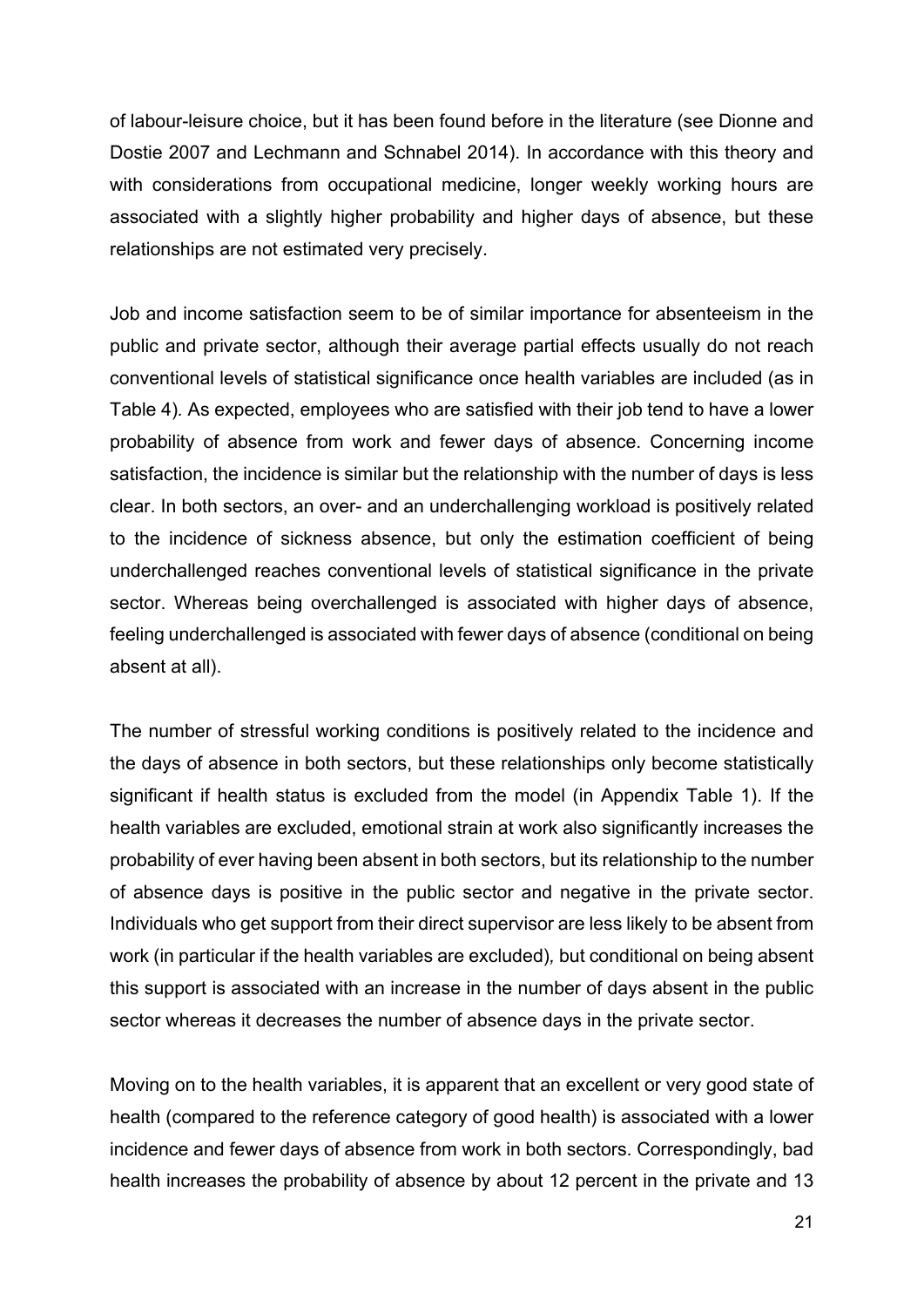of labour-leisure choice, but it has been found before in the literature (see Dionne and Dostie 2007 and Lechmann and Schnabel 2014). In accordance with this theory and with considerations from occupational medicine, longer weekly working hours are associated with a slightly higher probability and higher days of absence, but these relationships are not estimated very precisely.

Job and income satisfaction seem to be of similar importance for absenteeism in the public and private sector, although their average partial effects usually do not reach conventional levels of statistical significance once health variables are included (as in Table 4). As expected, employees who are satisfied with their job tend to have a lower probability of absence from work and fewer days of absence. Concerning income satisfaction, the incidence is similar but the relationship with the number of days is less clear. In both sectors, an over- and an underchallenging workload is positively related to the incidence of sickness absence, but only the estimation coefficient of being underchallenged reaches conventional levels of statistical significance in the private sector. Whereas being overchallenged is associated with higher days of absence, feeling underchallenged is associated with fewer days of absence (conditional on being absent at all).

The number of stressful working conditions is positively related to the incidence and the days of absence in both sectors, but these relationships only become statistically significant if health status is excluded from the model (in Appendix Table 1). If the health variables are excluded, emotional strain at work also significantly increases the probability of ever having been absent in both sectors, but its relationship to the number of absence days is positive in the public sector and negative in the private sector. Individuals who get support from their direct supervisor are less likely to be absent from work (in particular if the health variables are excluded), but conditional on being absent this support is associated with an increase in the number of days absent in the public sector whereas it decreases the number of absence days in the private sector.

Moving on to the health variables, it is apparent that an excellent or very good state of health (compared to the reference category of good health) is associated with a lower incidence and fewer days of absence from work in both sectors. Correspondingly, bad health increases the probability of absence by about 12 percent in the private and 13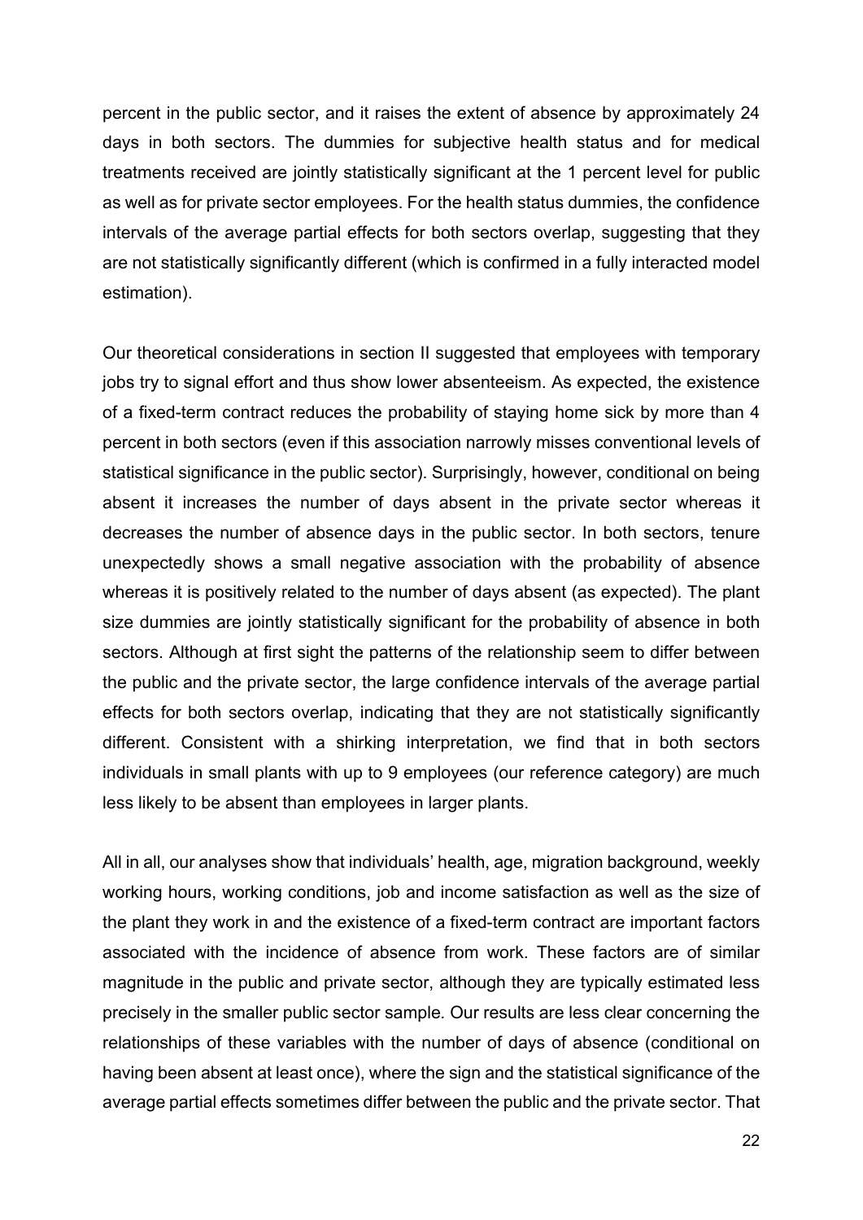percent in the public sector, and it raises the extent of absence by approximately 24 days in both sectors. The dummies for subjective health status and for medical treatments received are jointly statistically significant at the 1 percent level for public as well as for private sector employees. For the health status dummies, the confidence intervals of the average partial effects for both sectors overlap, suggesting that they are not statistically significantly different (which is confirmed in a fully interacted model estimation).

Our theoretical considerations in section II suggested that employees with temporary jobs try to signal effort and thus show lower absenteeism. As expected, the existence of a fixed-term contract reduces the probability of staying home sick by more than 4 percent in both sectors (even if this association narrowly misses conventional levels of statistical significance in the public sector). Surprisingly, however, conditional on being absent it increases the number of days absent in the private sector whereas it decreases the number of absence days in the public sector. In both sectors, tenure unexpectedly shows a small negative association with the probability of absence whereas it is positively related to the number of days absent (as expected). The plant size dummies are jointly statistically significant for the probability of absence in both sectors. Although at first sight the patterns of the relationship seem to differ between the public and the private sector, the large confidence intervals of the average partial effects for both sectors overlap, indicating that they are not statistically significantly different. Consistent with a shirking interpretation, we find that in both sectors individuals in small plants with up to 9 employees (our reference category) are much less likely to be absent than employees in larger plants.

All in all, our analyses show that individuals' health, age, migration background, weekly working hours, working conditions, job and income satisfaction as well as the size of the plant they work in and the existence of a fixed-term contract are important factors associated with the incidence of absence from work. These factors are of similar magnitude in the public and private sector, although they are typically estimated less precisely in the smaller public sector sample. Our results are less clear concerning the relationships of these variables with the number of days of absence (conditional on having been absent at least once), where the sign and the statistical significance of the average partial effects sometimes differ between the public and the private sector. That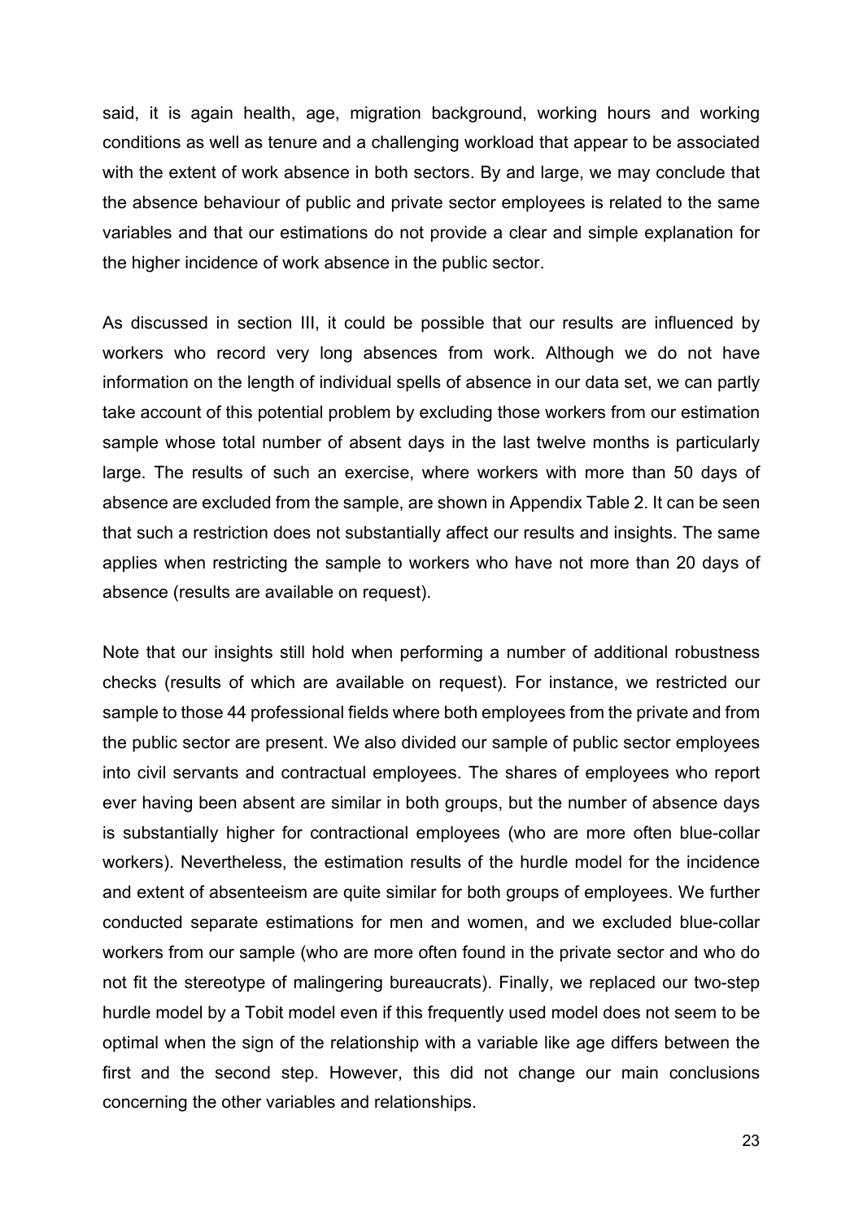said, it is again health, age, migration background, working hours and working conditions as well as tenure and a challenging workload that appear to be associated with the extent of work absence in both sectors. By and large, we may conclude that the absence behaviour of public and private sector employees is related to the same variables and that our estimations do not provide a clear and simple explanation for the higher incidence of work absence in the public sector.

As discussed in section III, it could be possible that our results are influenced by workers who record very long absences from work. Although we do not have information on the length of individual spells of absence in our data set, we can partly take account of this potential problem by excluding those workers from our estimation sample whose total number of absent days in the last twelve months is particularly large. The results of such an exercise, where workers with more than 50 days of absence are excluded from the sample, are shown in Appendix Table 2. It can be seen that such a restriction does not substantially affect our results and insights. The same applies when restricting the sample to workers who have not more than 20 days of absence (results are available on request).

Note that our insights still hold when performing a number of additional robustness checks (results of which are available on request). For instance, we restricted our sample to those 44 professional fields where both employees from the private and from the public sector are present. We also divided our sample of public sector employees into civil servants and contractual employees. The shares of employees who report ever having been absent are similar in both groups, but the number of absence days is substantially higher for contractional employees (who are more often blue-collar workers). Nevertheless, the estimation results of the hurdle model for the incidence and extent of absenteeism are quite similar for both groups of employees. We further conducted separate estimations for men and women, and we excluded blue-collar workers from our sample (who are more often found in the private sector and who do not fit the stereotype of malingering bureaucrats). Finally, we replaced our two-step hurdle model by a Tobit model even if this frequently used model does not seem to be optimal when the sign of the relationship with a variable like age differs between the first and the second step. However, this did not change our main conclusions concerning the other variables and relationships.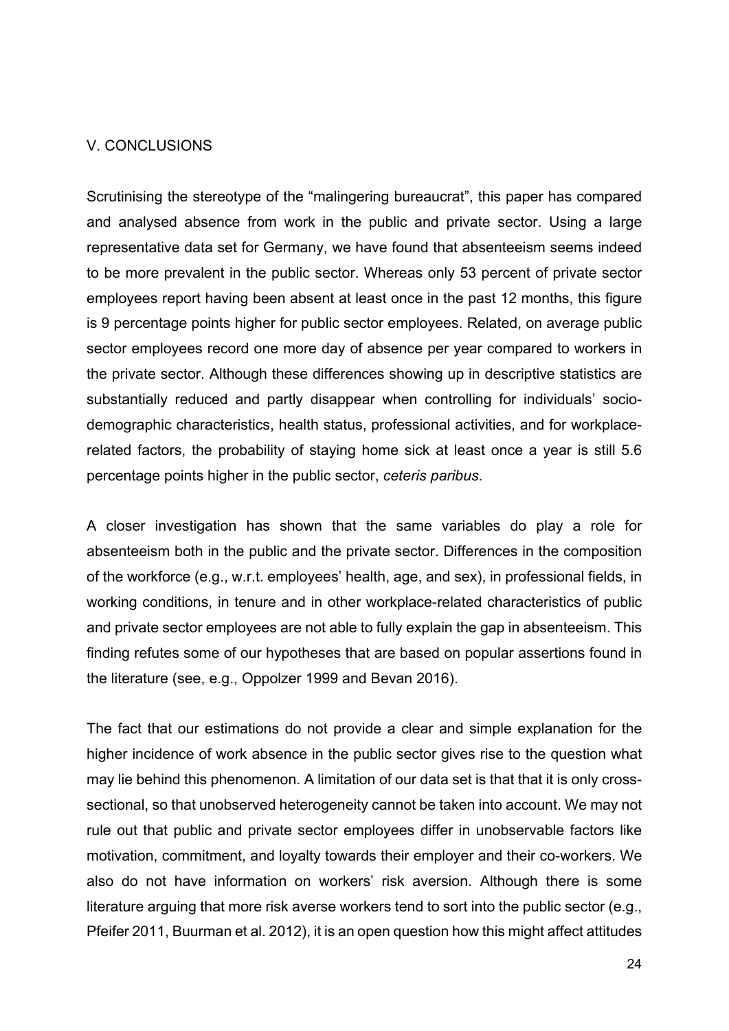## V. CONCLUSIONS

Scrutinising the stereotype of the "malingering bureaucrat", this paper has compared and analysed absence from work in the public and private sector. Using a large representative data set for Germany, we have found that absenteeism seems indeed to be more prevalent in the public sector. Whereas only 53 percent of private sector employees report having been absent at least once in the past 12 months, this figure is 9 percentage points higher for public sector employees. Related, on average public sector employees record one more day of absence per year compared to workers in the private sector. Although these differences showing up in descriptive statistics are substantially reduced and partly disappear when controlling for individuals' socio-demographic characteristics, health status, professional activities, and for workplace-related factors, the probability of staying home sick at least once a year is still 5.6 percentage points higher in the public sector, *ceteris paribus*.

A closer investigation has shown that the same variables do play a role for absenteeism both in the public and the private sector. Differences in the composition of the workforce (e.g., w.r.t. employees' health, age, and sex), in professional fields, in working conditions, in tenure and in other workplace-related characteristics of public and private sector employees are not able to fully explain the gap in absenteeism. This finding refutes some of our hypotheses that are based on popular assertions found in the literature (see, e.g., Oppolzer 1999 and Bevan 2016).

The fact that our estimations do not provide a clear and simple explanation for the higher incidence of work absence in the public sector gives rise to the question what may lie behind this phenomenon. A limitation of our data set is that that it is only cross-sectional, so that unobserved heterogeneity cannot be taken into account. We may not rule out that public and private sector employees differ in unobservable factors like motivation, commitment, and loyalty towards their employer and their co-workers. We also do not have information on workers' risk aversion. Although there is some literature arguing that more risk averse workers tend to sort into the public sector (e.g., Pfeifer 2011, Buurman et al. 2012), it is an open question how this might affect attitudes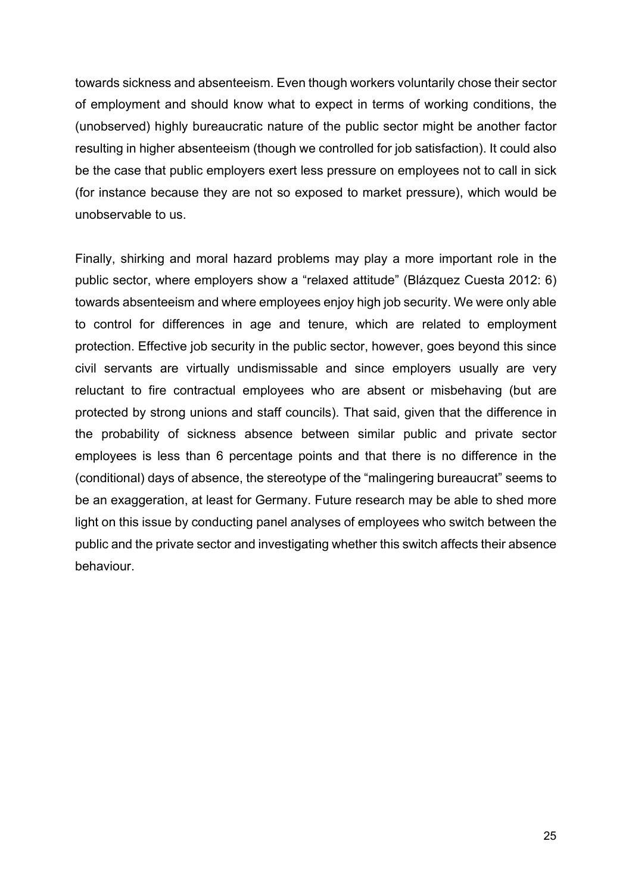towards sickness and absenteeism. Even though workers voluntarily chose their sector of employment and should know what to expect in terms of working conditions, the (unobserved) highly bureaucratic nature of the public sector might be another factor resulting in higher absenteeism (though we controlled for job satisfaction). It could also be the case that public employers exert less pressure on employees not to call in sick (for instance because they are not so exposed to market pressure), which would be unobservable to us.

Finally, shirking and moral hazard problems may play a more important role in the public sector, where employers show a "relaxed attitude" (Blázquez Cuesta 2012: 6) towards absenteeism and where employees enjoy high job security. We were only able to control for differences in age and tenure, which are related to employment protection. Effective job security in the public sector, however, goes beyond this since civil servants are virtually undismissable and since employers usually are very reluctant to fire contractual employees who are absent or misbehaving (but are protected by strong unions and staff councils). That said, given that the difference in the probability of sickness absence between similar public and private sector employees is less than 6 percentage points and that there is no difference in the (conditional) days of absence, the stereotype of the "malingering bureaucrat" seems to be an exaggeration, at least for Germany. Future research may be able to shed more light on this issue by conducting panel analyses of employees who switch between the public and the private sector and investigating whether this switch affects their absence behaviour.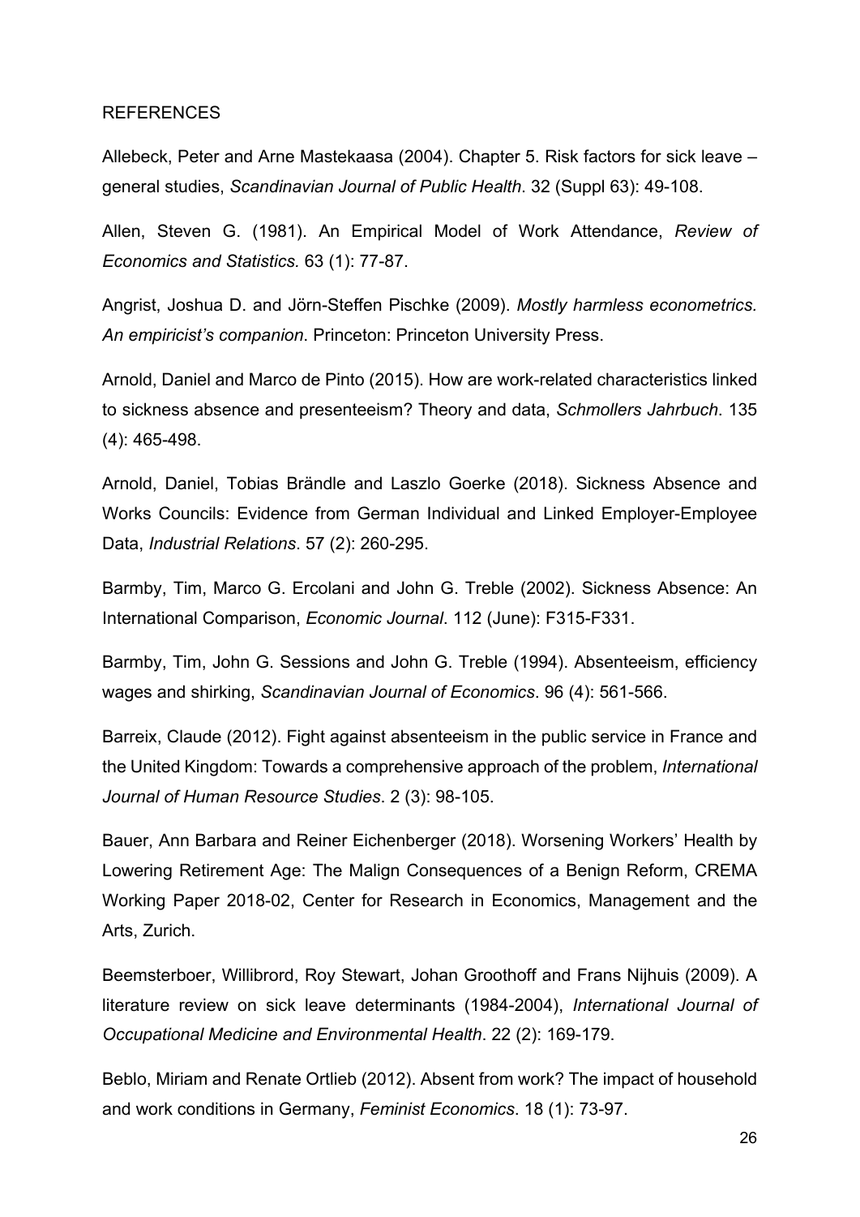REFERENCES

Allebeck, Peter and Arne Mastekaasa (2004). Chapter 5. Risk factors for sick leave – general studies, *Scandinavian Journal of Public Health*. 32 (Suppl 63): 49-108.

Allen, Steven G. (1981). An Empirical Model of Work Attendance, *Review of Economics and Statistics.* 63 (1): 77-87.

Angrist, Joshua D. and Jörn-Steffen Pischke (2009). *Mostly harmless econometrics. An empiricist's companion*. Princeton: Princeton University Press.

Arnold, Daniel and Marco de Pinto (2015). How are work-related characteristics linked to sickness absence and presenteeism? Theory and data, *Schmollers Jahrbuch*. 135 (4): 465-498.

Arnold, Daniel, Tobias Brändle and Laszlo Goerke (2018). Sickness Absence and Works Councils: Evidence from German Individual and Linked Employer-Employee Data, *Industrial Relations*. 57 (2): 260-295.

Barmby, Tim, Marco G. Ercolani and John G. Treble (2002). Sickness Absence: An International Comparison, *Economic Journal*. 112 (June): F315-F331.

Barmby, Tim, John G. Sessions and John G. Treble (1994). Absenteeism, efficiency wages and shirking, *Scandinavian Journal of Economics*. 96 (4): 561-566.

Barreix, Claude (2012). Fight against absenteeism in the public service in France and the United Kingdom: Towards a comprehensive approach of the problem, *International Journal of Human Resource Studies*. 2 (3): 98-105.

Bauer, Ann Barbara and Reiner Eichenberger (2018). Worsening Workers' Health by Lowering Retirement Age: The Malign Consequences of a Benign Reform, CREMA Working Paper 2018-02, Center for Research in Economics, Management and the Arts, Zurich.

Beemsterboer, Willibrord, Roy Stewart, Johan Groothoff and Frans Nijhuis (2009). A literature review on sick leave determinants (1984-2004), *International Journal of Occupational Medicine and Environmental Health*. 22 (2): 169-179.

Beblo, Miriam and Renate Ortlieb (2012). Absent from work? The impact of household and work conditions in Germany, *Feminist Economics*. 18 (1): 73-97.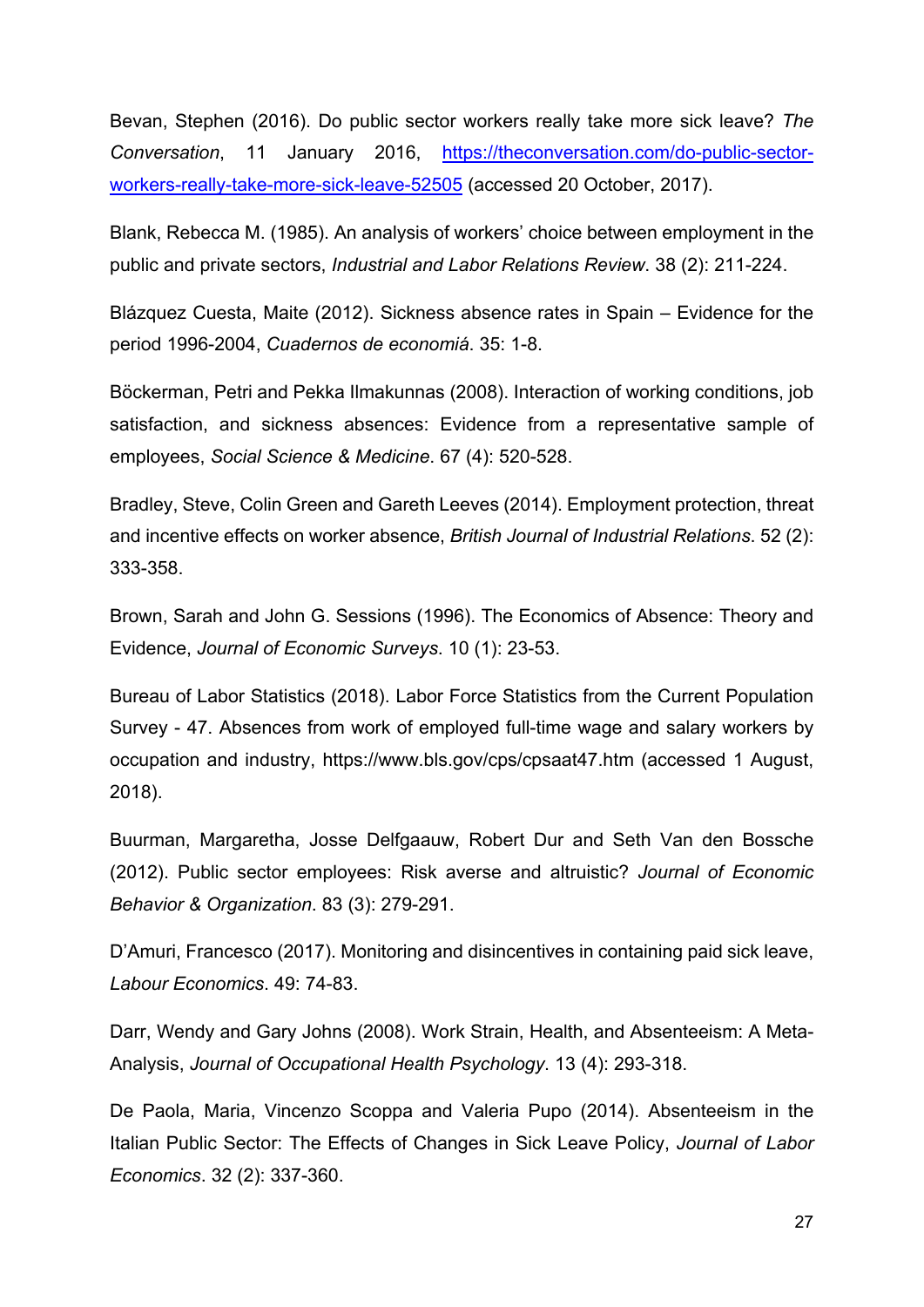Bevan, Stephen (2016). Do public sector workers really take more sick leave? *The Conversation*, 11 January 2016, [https://theconversation.com/do-public-sector-workers-really-take-more-sick-leave-52505](https://theconversation.com/do-public-sector-workers-really-take-more-sick-leave-52505) (accessed 20 October, 2017).

Blank, Rebecca M. (1985). An analysis of workers' choice between employment in the public and private sectors, *Industrial and Labor Relations Review*. 38 (2): 211-224.

Blázquez Cuesta, Maite (2012). Sickness absence rates in Spain – Evidence for the period 1996-2004, *Cuadernos de economiá*. 35: 1-8.

Böckerman, Petri and Pekka Ilmakunnas (2008). Interaction of working conditions, job satisfaction, and sickness absences: Evidence from a representative sample of employees, *Social Science & Medicine*. 67 (4): 520-528.

Bradley, Steve, Colin Green and Gareth Leeves (2014). Employment protection, threat and incentive effects on worker absence, *British Journal of Industrial Relations*. 52 (2): 333-358.

Brown, Sarah and John G. Sessions (1996). The Economics of Absence: Theory and Evidence, *Journal of Economic Surveys*. 10 (1): 23-53.

Bureau of Labor Statistics (2018). Labor Force Statistics from the Current Population Survey - 47. Absences from work of employed full-time wage and salary workers by occupation and industry, https://www.bls.gov/cps/cpsaat47.htm (accessed 1 August, 2018).

Buurman, Margaretha, Josse Delfgaauw, Robert Dur and Seth Van den Bossche (2012). Public sector employees: Risk averse and altruistic? *Journal of Economic Behavior & Organization*. 83 (3): 279-291.

D'Amuri, Francesco (2017). Monitoring and disincentives in containing paid sick leave, *Labour Economics*. 49: 74-83.

Darr, Wendy and Gary Johns (2008). Work Strain, Health, and Absenteeism: A Meta-Analysis, *Journal of Occupational Health Psychology*. 13 (4): 293-318.

De Paola, Maria, Vincenzo Scoppa and Valeria Pupo (2014). Absenteeism in the Italian Public Sector: The Effects of Changes in Sick Leave Policy, *Journal of Labor Economics*. 32 (2): 337-360.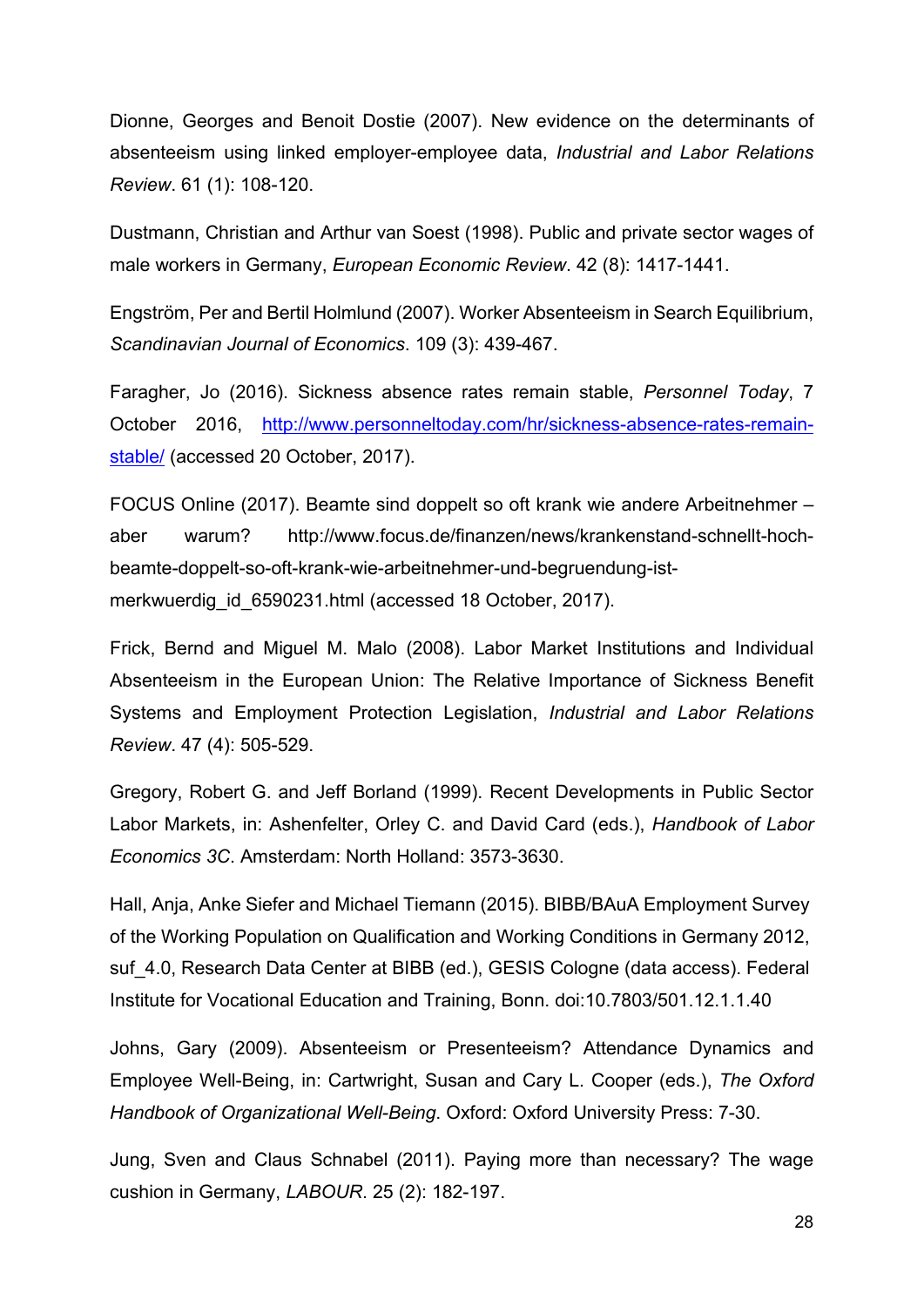Dionne, Georges and Benoit Dostie (2007). New evidence on the determinants of absenteeism using linked employer-employee data, *Industrial and Labor Relations Review*. 61 (1): 108-120.

Dustmann, Christian and Arthur van Soest (1998). Public and private sector wages of male workers in Germany, *European Economic Review*. 42 (8): 1417-1441.

Engström, Per and Bertil Holmlund (2007). Worker Absenteeism in Search Equilibrium, *Scandinavian Journal of Economics*. 109 (3): 439-467.

Faragher, Jo (2016). Sickness absence rates remain stable, *Personnel Today*, 7 October 2016, http://www.personneltoday.com/hr/sickness-absence-rates-remain-stable/ (accessed 20 October, 2017).

FOCUS Online (2017). Beamte sind doppelt so oft krank wie andere Arbeitnehmer – aber warum? http://www.focus.de/finanzen/news/krankenstand-schnellt-hoch-beamte-doppelt-so-oft-krank-wie-arbeitnehmer-und-begruendung-ist-merkwuerdig_id_6590231.html (accessed 18 October, 2017).

Frick, Bernd and Miguel M. Malo (2008). Labor Market Institutions and Individual Absenteeism in the European Union: The Relative Importance of Sickness Benefit Systems and Employment Protection Legislation, *Industrial and Labor Relations Review*. 47 (4): 505-529.

Gregory, Robert G. and Jeff Borland (1999). Recent Developments in Public Sector Labor Markets, in: Ashenfelter, Orley C. and David Card (eds.), *Handbook of Labor Economics 3C*. Amsterdam: North Holland: 3573-3630.

Hall, Anja, Anke Siefer and Michael Tiemann (2015). BIBB/BAuA Employment Survey of the Working Population on Qualification and Working Conditions in Germany 2012, suf_4.0, Research Data Center at BIBB (ed.), GESIS Cologne (data access). Federal Institute for Vocational Education and Training, Bonn. doi:10.7803/501.12.1.1.40

Johns, Gary (2009). Absenteeism or Presenteeism? Attendance Dynamics and Employee Well-Being, in: Cartwright, Susan and Cary L. Cooper (eds.), *The Oxford Handbook of Organizational Well-Being*. Oxford: Oxford University Press: 7-30.

Jung, Sven and Claus Schnabel (2011). Paying more than necessary? The wage cushion in Germany, *LABOUR*. 25 (2): 182-197.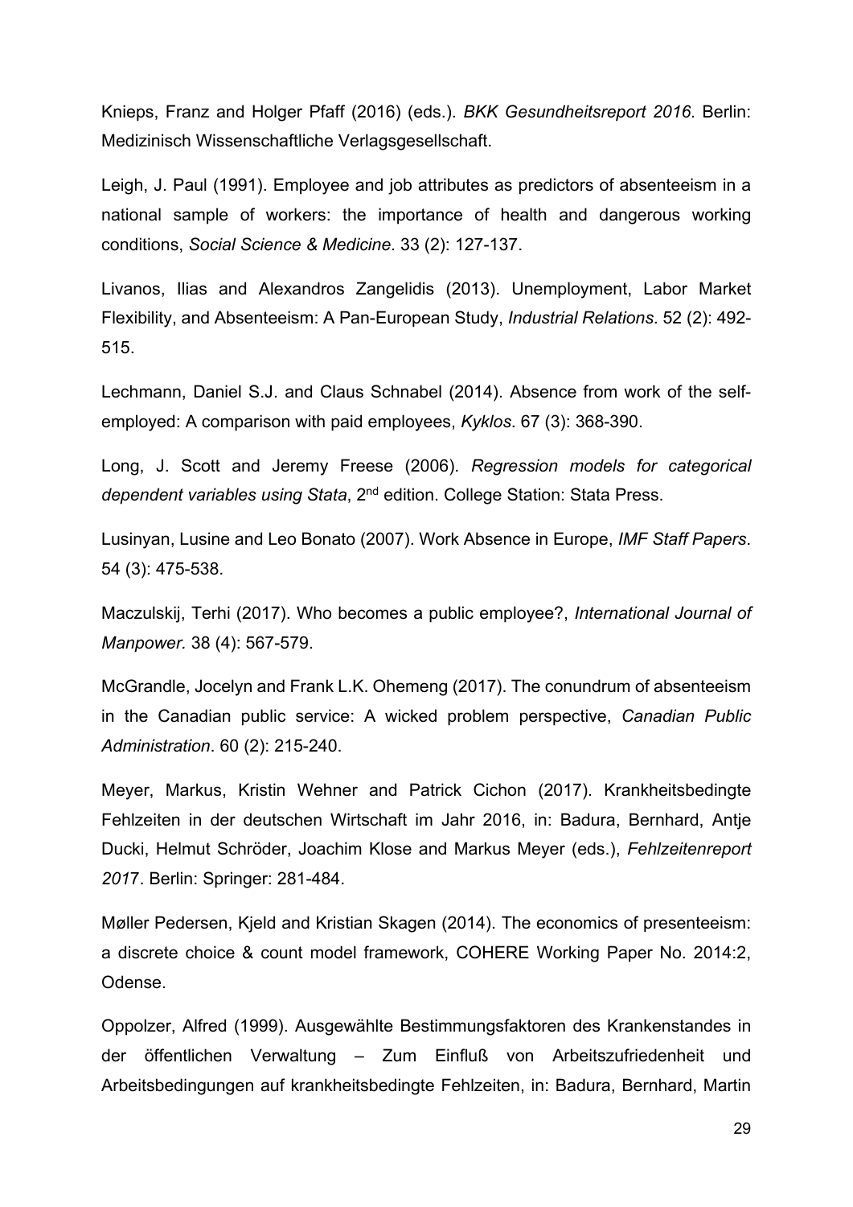Knieps, Franz and Holger Pfaff (2016) (eds.). *BKK Gesundheitsreport 2016*. Berlin: Medizinisch Wissenschaftliche Verlagsgesellschaft.

Leigh, J. Paul (1991). Employee and job attributes as predictors of absenteeism in a national sample of workers: the importance of health and dangerous working conditions, *Social Science & Medicine*. 33 (2): 127-137.

Livanos, Ilias and Alexandros Zangelidis (2013). Unemployment, Labor Market Flexibility, and Absenteeism: A Pan-European Study, *Industrial Relations*. 52 (2): 492-515.

Lechmann, Daniel S.J. and Claus Schnabel (2014). Absence from work of the self-employed: A comparison with paid employees, *Kyklos*. 67 (3): 368-390.

Long, J. Scott and Jeremy Freese (2006). *Regression models for categorical dependent variables using Stata*, 2nd edition. College Station: Stata Press.

Lusinyan, Lusine and Leo Bonato (2007). Work Absence in Europe, *IMF Staff Papers*. 54 (3): 475-538.

Maczulskij, Terhi (2017). Who becomes a public employee?, *International Journal of Manpower.* 38 (4): 567-579.

McGrandle, Jocelyn and Frank L.K. Ohemeng (2017). The conundrum of absenteeism in the Canadian public service: A wicked problem perspective, *Canadian Public Administration*. 60 (2): 215-240.

Meyer, Markus, Kristin Wehner and Patrick Cichon (2017). Krankheitsbedingte Fehlzeiten in der deutschen Wirtschaft im Jahr 2016, in: Badura, Bernhard, Antje Ducki, Helmut Schröder, Joachim Klose and Markus Meyer (eds.), *Fehlzeitenreport 2017*. Berlin: Springer: 281-484.

Møller Pedersen, Kjeld and Kristian Skagen (2014). The economics of presenteeism: a discrete choice & count model framework, COHERE Working Paper No. 2014:2, Odense.

Oppolzer, Alfred (1999). Ausgewählte Bestimmungsfaktoren des Krankenstandes in der öffentlichen Verwaltung – Zum Einfluß von Arbeitszufriedenheit und Arbeitsbedingungen auf krankheitsbedingte Fehlzeiten, in: Badura, Bernhard, Martin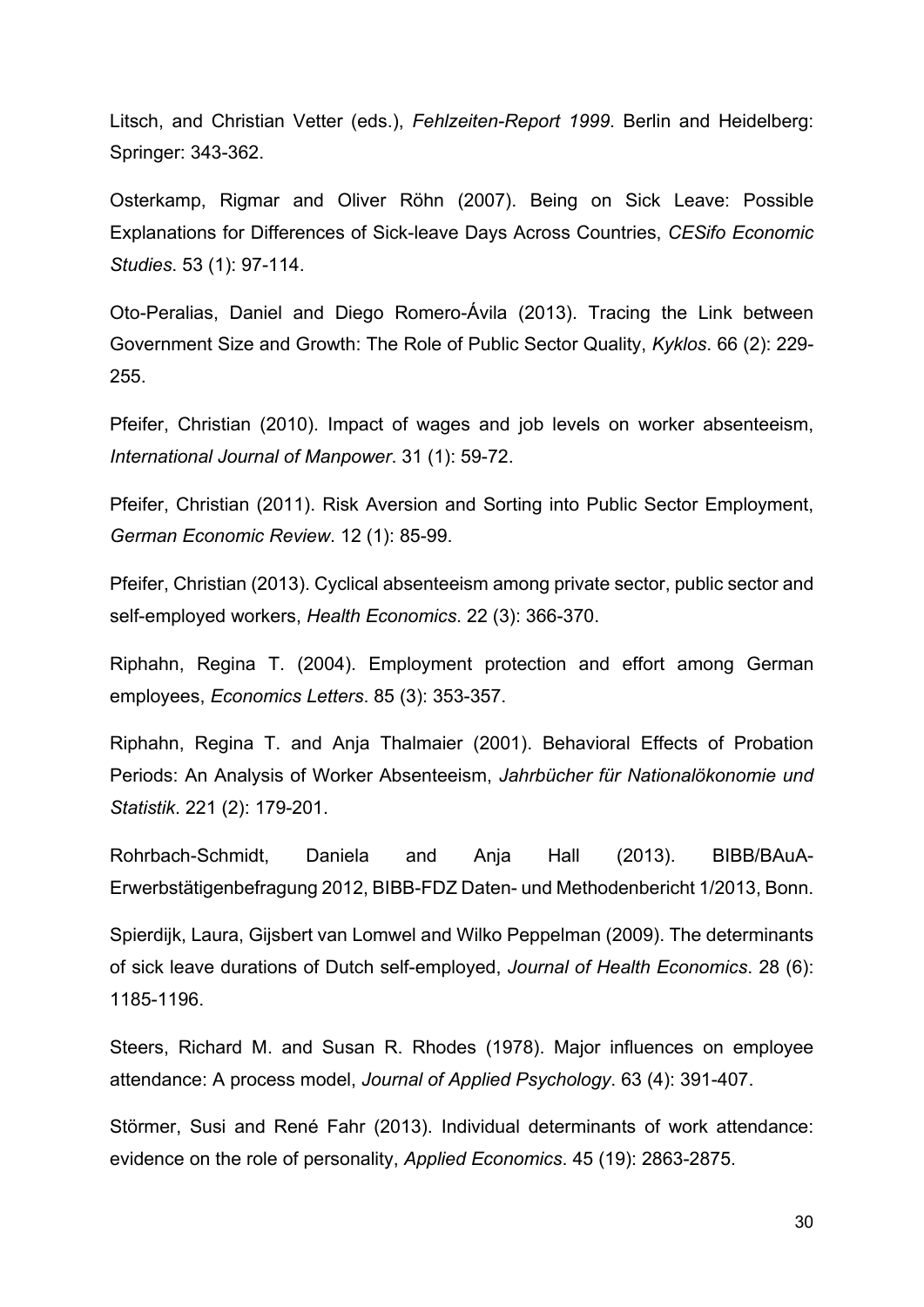Litsch, and Christian Vetter (eds.), *Fehlzeiten-Report 1999*. Berlin and Heidelberg: Springer: 343-362.

Osterkamp, Rigmar and Oliver Röhn (2007). Being on Sick Leave: Possible Explanations for Differences of Sick-leave Days Across Countries, *CESifo Economic Studies*. 53 (1): 97-114.

Oto-Peralias, Daniel and Diego Romero-Ávila (2013). Tracing the Link between Government Size and Growth: The Role of Public Sector Quality, *Kyklos*. 66 (2): 229-255.

Pfeifer, Christian (2010). Impact of wages and job levels on worker absenteeism, *International Journal of Manpower*. 31 (1): 59-72.

Pfeifer, Christian (2011). Risk Aversion and Sorting into Public Sector Employment, *German Economic Review*. 12 (1): 85-99.

Pfeifer, Christian (2013). Cyclical absenteeism among private sector, public sector and self-employed workers, *Health Economics*. 22 (3): 366-370.

Riphahn, Regina T. (2004). Employment protection and effort among German employees, *Economics Letters*. 85 (3): 353-357.

Riphahn, Regina T. and Anja Thalmaier (2001). Behavioral Effects of Probation Periods: An Analysis of Worker Absenteeism, *Jahrbücher für Nationalökonomie und Statistik*. 221 (2): 179-201.

Rohrbach-Schmidt, Daniela and Anja Hall (2013). BIBB/BAuA-Erwerbstätigenbefragung 2012, BIBB-FDZ Daten- und Methodenbericht 1/2013, Bonn.

Spierdijk, Laura, Gijsbert van Lomwel and Wilko Peppelman (2009). The determinants of sick leave durations of Dutch self-employed, *Journal of Health Economics*. 28 (6): 1185-1196.

Steers, Richard M. and Susan R. Rhodes (1978). Major influences on employee attendance: A process model, *Journal of Applied Psychology*. 63 (4): 391-407.

Störmer, Susi and René Fahr (2013). Individual determinants of work attendance: evidence on the role of personality, *Applied Economics*. 45 (19): 2863-2875.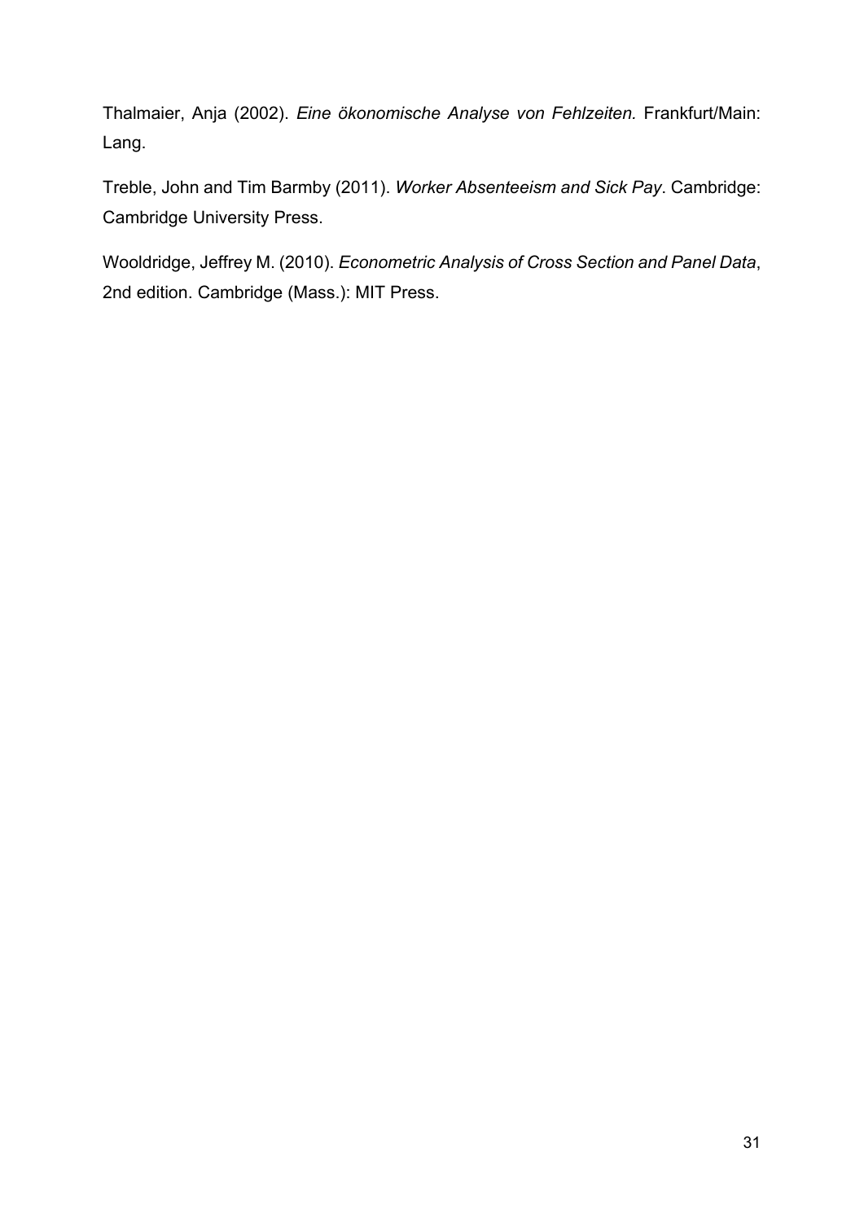Thalmaier, Anja (2002). *Eine ökonomische Analyse von Fehlzeiten.* Frankfurt/Main: Lang.

Treble, John and Tim Barmby (2011). *Worker Absenteeism and Sick Pay*. Cambridge: Cambridge University Press.

Wooldridge, Jeffrey M. (2010). *Econometric Analysis of Cross Section and Panel Data*, 2nd edition. Cambridge (Mass.): MIT Press.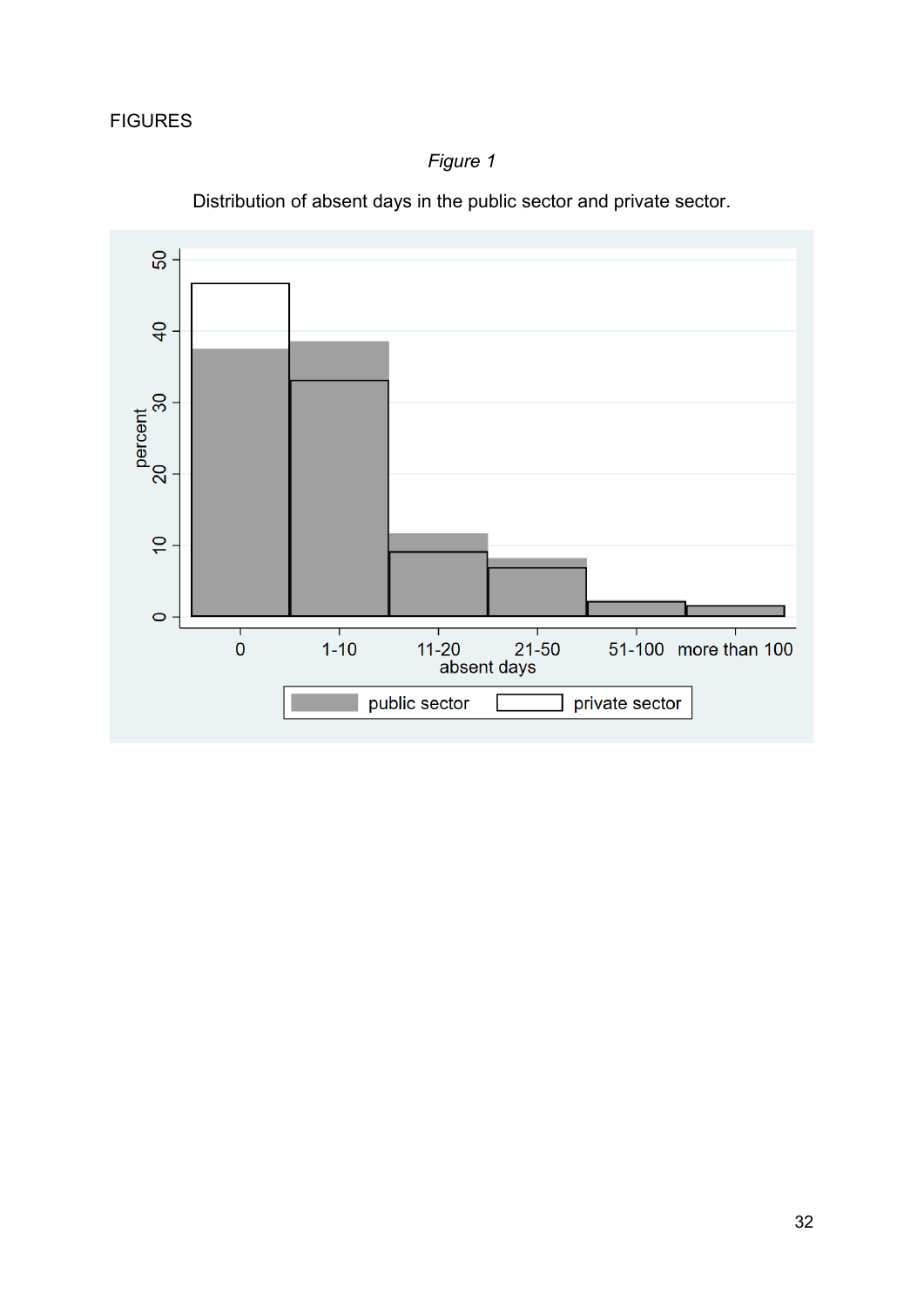FIGURES

*Figure 1*

Distribution of absent days in the public sector and private sector.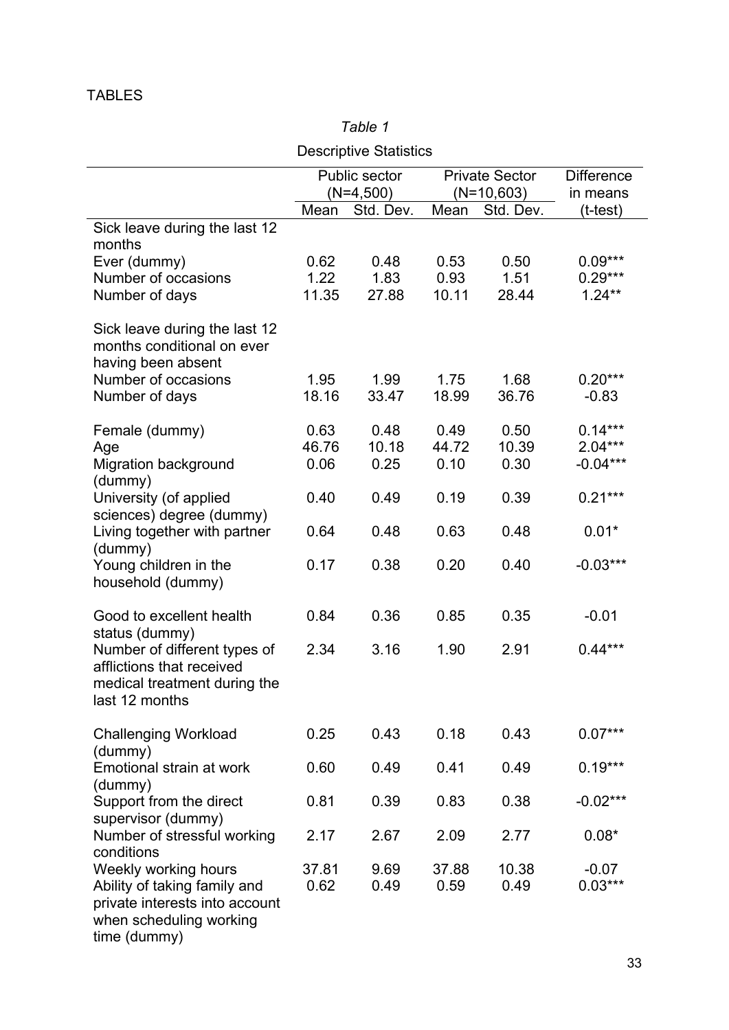TABLES

*Table 1*

Descriptive Statistics

| | Public sector (N=4,500) | | Private Sector (N=10,603) | | Difference in means |
|---|---|---|---|---|---|
| | Mean | Std. Dev. | Mean | Std. Dev. | (t-test) |
| Sick leave during the last 12 months | | | | | |
| Ever (dummy) | 0.62 | 0.48 | 0.53 | 0.50 | 0.09*** |
| Number of occasions | 1.22 | 1.83 | 0.93 | 1.51 | 0.29*** |
| Number of days | 11.35 | 27.88 | 10.11 | 28.44 | 1.24** |
| Sick leave during the last 12 months conditional on ever having been absent | | | | | |
| Number of occasions | 1.95 | 1.99 | 1.75 | 1.68 | 0.20*** |
| Number of days | 18.16 | 33.47 | 18.99 | 36.76 | -0.83 |
| Female (dummy) | 0.63 | 0.48 | 0.49 | 0.50 | 0.14*** |
| Age | 46.76 | 10.18 | 44.72 | 10.39 | 2.04*** |
| Migration background (dummy) | 0.06 | 0.25 | 0.10 | 0.30 | -0.04*** |
| University (of applied sciences) degree (dummy) | 0.40 | 0.49 | 0.19 | 0.39 | 0.21*** |
| Living together with partner (dummy) | 0.64 | 0.48 | 0.63 | 0.48 | 0.01* |
| Young children in the household (dummy) | 0.17 | 0.38 | 0.20 | 0.40 | -0.03*** |
| Good to excellent health status (dummy) | 0.84 | 0.36 | 0.85 | 0.35 | -0.01 |
| Number of different types of afflictions that received medical treatment during the last 12 months | 2.34 | 3.16 | 1.90 | 2.91 | 0.44*** |
| Challenging Workload (dummy) | 0.25 | 0.43 | 0.18 | 0.43 | 0.07*** |
| Emotional strain at work (dummy) | 0.60 | 0.49 | 0.41 | 0.49 | 0.19*** |
| Support from the direct supervisor (dummy) | 0.81 | 0.39 | 0.83 | 0.38 | -0.02*** |
| Number of stressful working conditions | 2.17 | 2.67 | 2.09 | 2.77 | 0.08* |
| Weekly working hours | 37.81 | 9.69 | 37.88 | 10.38 | -0.07 |
| Ability of taking family and private interests into account when scheduling working time (dummy) | 0.62 | 0.49 | 0.59 | 0.49 | 0.03*** |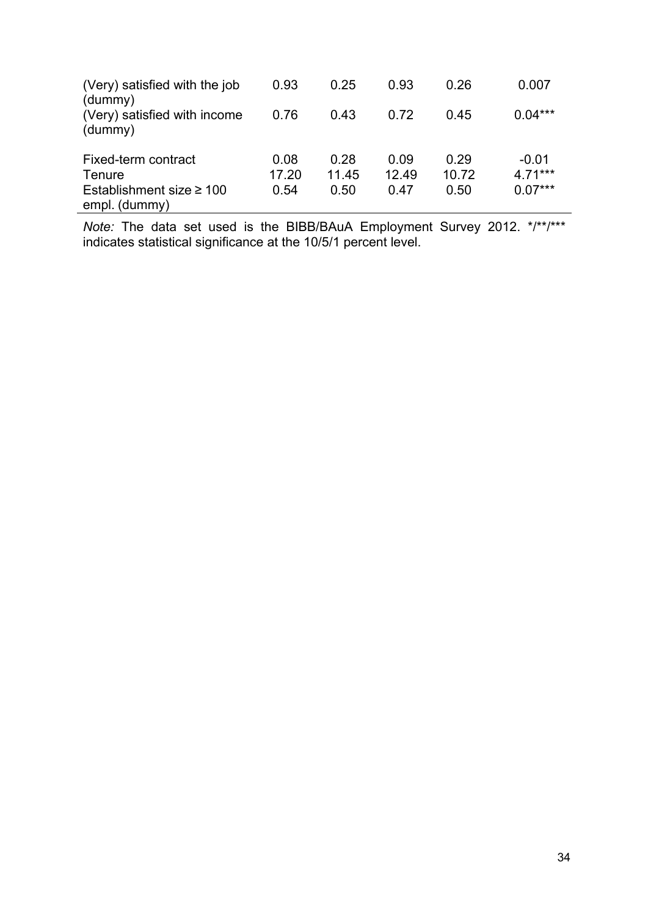| | | | | | |
|---|---|---|---|---|---|
| (Very) satisfied with the job (dummy) | 0.93 | 0.25 | 0.93 | 0.26 | 0.007 |
| (Very) satisfied with income (dummy) | 0.76 | 0.43 | 0.72 | 0.45 | 0.04*** |
| Fixed-term contract | 0.08 | 0.28 | 0.09 | 0.29 | -0.01 |
| Tenure | 17.20 | 11.45 | 12.49 | 10.72 | 4.71*** |
| Establishment size ≥ 100 empl. (dummy) | 0.54 | 0.50 | 0.47 | 0.50 | 0.07*** |

*Note:* The data set used is the BIBB/BAuA Employment Survey 2012. */**/*** indicates statistical significance at the 10/5/1 percent level.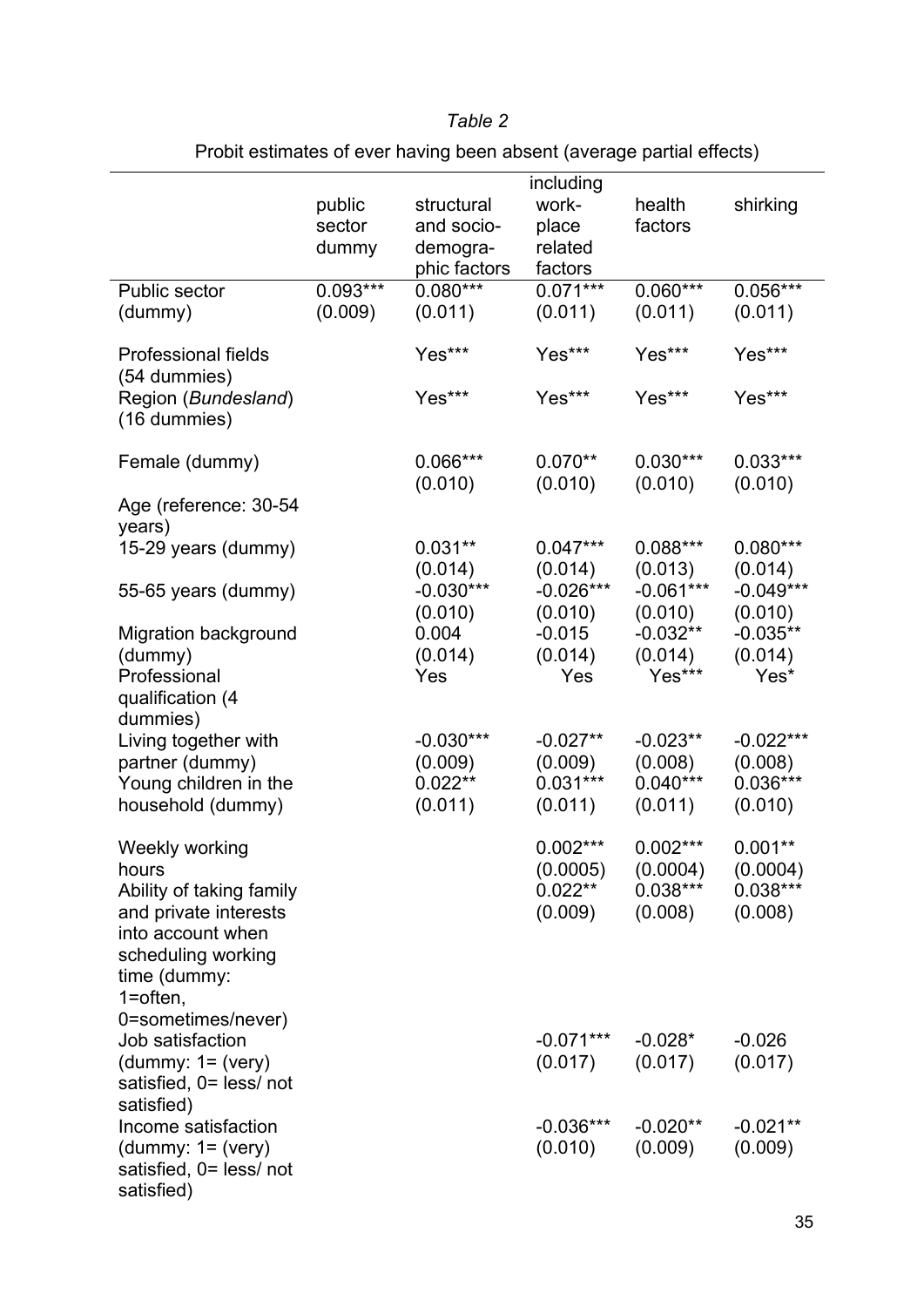*Table 2*

Probit estimates of ever having been absent (average partial effects)

| | public sector dummy | structural and socio-demographic factors | including work-place related factors | health factors | shirking |
|---|---|---|---|---|---|
| Public sector (dummy) | 0.093*** (0.009) | 0.080*** (0.011) | 0.071*** (0.011) | 0.060*** (0.011) | 0.056*** (0.011) |
| Professional fields (54 dummies) | | Yes*** | Yes*** | Yes*** | Yes*** |
| Region (*Bundesland*) (16 dummies) | | Yes*** | Yes*** | Yes*** | Yes*** |
| Female (dummy) | | 0.066*** (0.010) | 0.070** (0.010) | 0.030*** (0.010) | 0.033*** (0.010) |
| Age (reference: 30-54 years) | | | | | |
| 15-29 years (dummy) | | 0.031** (0.014) | 0.047*** (0.014) | 0.088*** (0.013) | 0.080*** (0.014) |
| 55-65 years (dummy) | | -0.030*** (0.010) | -0.026*** (0.010) | -0.061*** (0.010) | -0.049*** (0.010) |
| Migration background (dummy) | | 0.004 (0.014) | -0.015 (0.014) | -0.032** (0.014) | -0.035** (0.014) |
| Professional qualification (4 dummies) | | Yes | Yes | Yes*** | Yes* |
| Living together with partner (dummy) | | -0.030*** (0.009) | -0.027** (0.009) | -0.023** (0.008) | -0.022*** (0.008) |
| Young children in the household (dummy) | | 0.022** (0.011) | 0.031*** (0.011) | 0.040*** (0.011) | 0.036*** (0.010) |
| Weekly working hours | | | 0.002*** (0.0005) | 0.002*** (0.0004) | 0.001** (0.0004) |
| Ability of taking family and private interests into account when scheduling working time (dummy: 1=often, 0=sometimes/never) | | | 0.022** (0.009) | 0.038*** (0.008) | 0.038*** (0.008) |
| Job satisfaction (dummy: 1= (very) satisfied, 0= less/ not satisfied) | | | -0.071*** (0.017) | -0.028* (0.017) | -0.026 (0.017) |
| Income satisfaction (dummy: 1= (very) satisfied, 0= less/ not satisfied) | | | -0.036*** (0.010) | -0.020** (0.009) | -0.021** (0.009) |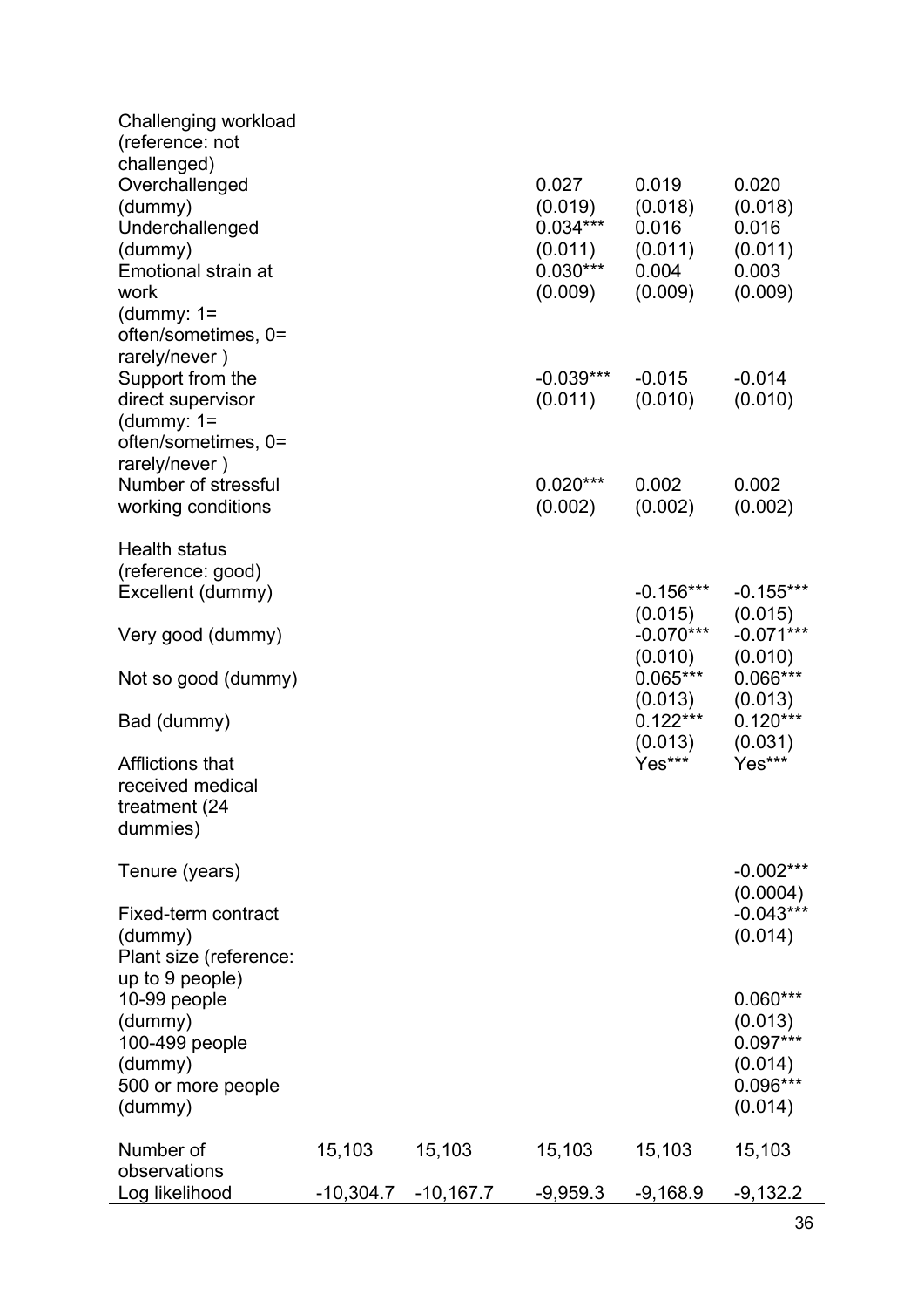| | | | | | |
|---|---|---|---|---|---|
| Challenging workload (reference: not challenged) | | | | | |
| Overchallenged (dummy) | | | 0.027<br>(0.019) | 0.019<br>(0.018) | 0.020<br>(0.018) |
| Underchallenged (dummy) | | | 0.034***<br>(0.011) | 0.016<br>(0.011) | 0.016<br>(0.011) |
| Emotional strain at work (dummy: 1= often/sometimes, 0= rarely/never ) | | | 0.030***<br>(0.009) | 0.004<br>(0.009) | 0.003<br>(0.009) |
| Support from the direct supervisor (dummy: 1= often/sometimes, 0= rarely/never ) | | | -0.039***<br>(0.011) | -0.015<br>(0.010) | -0.014<br>(0.010) |
| Number of stressful working conditions | | | 0.020***<br>(0.002) | 0.002<br>(0.002) | 0.002<br>(0.002) |
| Health status (reference: good) | | | | | |
| Excellent (dummy) | | | | -0.156***<br>(0.015) | -0.155***<br>(0.015) |
| Very good (dummy) | | | | -0.070***<br>(0.010) | -0.071***<br>(0.010) |
| Not so good (dummy) | | | | 0.065***<br>(0.013) | 0.066***<br>(0.013) |
| Bad (dummy) | | | | 0.122***<br>(0.013) | 0.120***<br>(0.031) |
| Afflictions that received medical treatment (24 dummies) | | | | Yes*** | Yes*** |
| Tenure (years) | | | | | -0.002***<br>(0.0004) |
| Fixed-term contract (dummy) | | | | | -0.043***<br>(0.014) |
| Plant size (reference: up to 9 people) | | | | | |
| 10-99 people (dummy) | | | | | 0.060***<br>(0.013) |
| 100-499 people (dummy) | | | | | 0.097***<br>(0.014) |
| 500 or more people (dummy) | | | | | 0.096***<br>(0.014) |
| Number of observations | 15,103 | 15,103 | 15,103 | 15,103 | 15,103 |
| Log likelihood | -10,304.7 | -10,167.7 | -9,959.3 | -9,168.9 | -9,132.2 |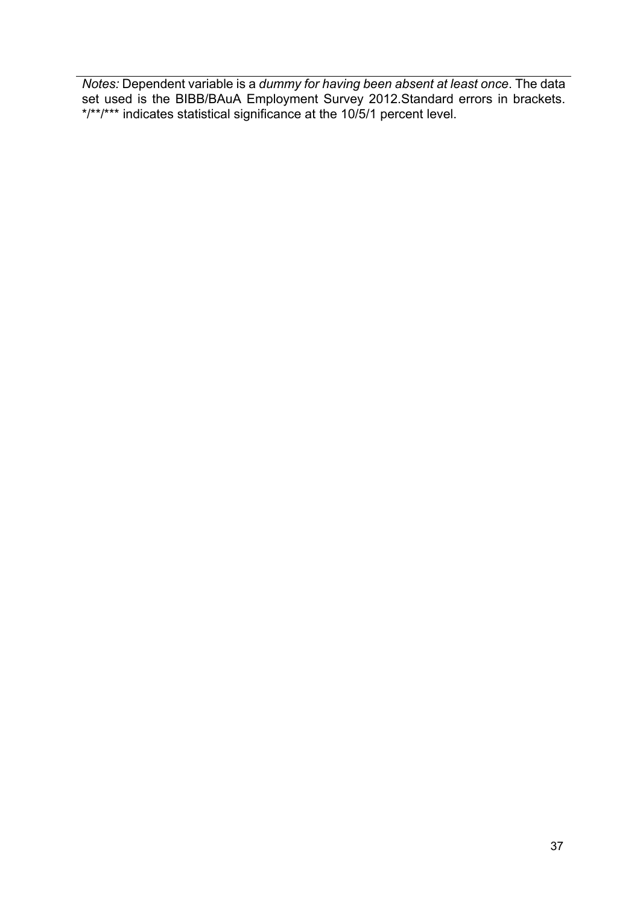*Notes:* Dependent variable is a *dummy for having been absent at least once*. The data set used is the BIBB/BAuA Employment Survey 2012.Standard errors in brackets. */**/*** indicates statistical significance at the 10/5/1 percent level.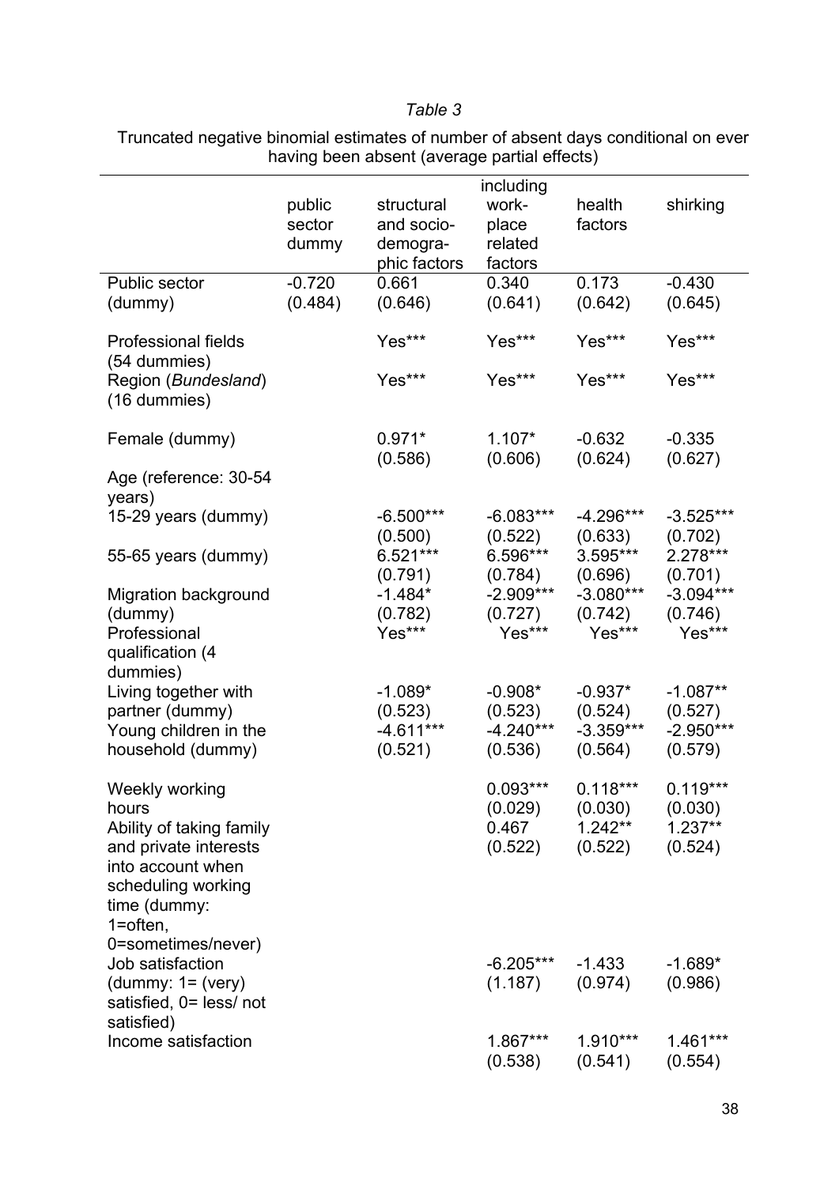*Table 3*

Truncated negative binomial estimates of number of absent days conditional on ever having been absent (average partial effects)

| | public sector dummy | structural and socio-demographic factors | including work-place related factors | health factors | shirking |
|---|---|---|---|---|---|
| Public sector (dummy) | -0.720 (0.484) | 0.661 (0.646) | 0.340 (0.641) | 0.173 (0.642) | -0.430 (0.645) |
| Professional fields (54 dummies) | | Yes*** | Yes*** | Yes*** | Yes*** |
| Region (*Bundesland*) (16 dummies) | | Yes*** | Yes*** | Yes*** | Yes*** |
| Female (dummy) | | 0.971* (0.586) | 1.107* (0.606) | -0.632 (0.624) | -0.335 (0.627) |
| Age (reference: 30-54 years) | | | | | |
| 15-29 years (dummy) | | -6.500*** (0.500) | -6.083*** (0.522) | -4.296*** (0.633) | -3.525*** (0.702) |
| 55-65 years (dummy) | | 6.521*** (0.791) | 6.596*** (0.784) | 3.595*** (0.696) | 2.278*** (0.701) |
| Migration background (dummy) | | -1.484* (0.782) | -2.909*** (0.727) | -3.080*** (0.742) | -3.094*** (0.746) |
| Professional qualification (4 dummies) | | Yes*** | Yes*** | Yes*** | Yes*** |
| Living together with partner (dummy) | | -1.089* (0.523) | -0.908* (0.523) | -0.937* (0.524) | -1.087** (0.527) |
| Young children in the household (dummy) | | -4.611*** (0.521) | -4.240*** (0.536) | -3.359*** (0.564) | -2.950*** (0.579) |
| Weekly working hours | | | 0.093*** (0.029) | 0.118*** (0.030) | 0.119*** (0.030) |
| Ability of taking family and private interests into account when scheduling working time (dummy: 1=often, 0=sometimes/never) | | | 0.467 (0.522) | 1.242** (0.522) | 1.237** (0.524) |
| Job satisfaction (dummy: 1= (very) satisfied, 0= less/ not satisfied) | | | -6.205*** (1.187) | -1.433 (0.974) | -1.689* (0.986) |
| Income satisfaction | | | 1.867*** (0.538) | 1.910*** (0.541) | 1.461*** (0.554) |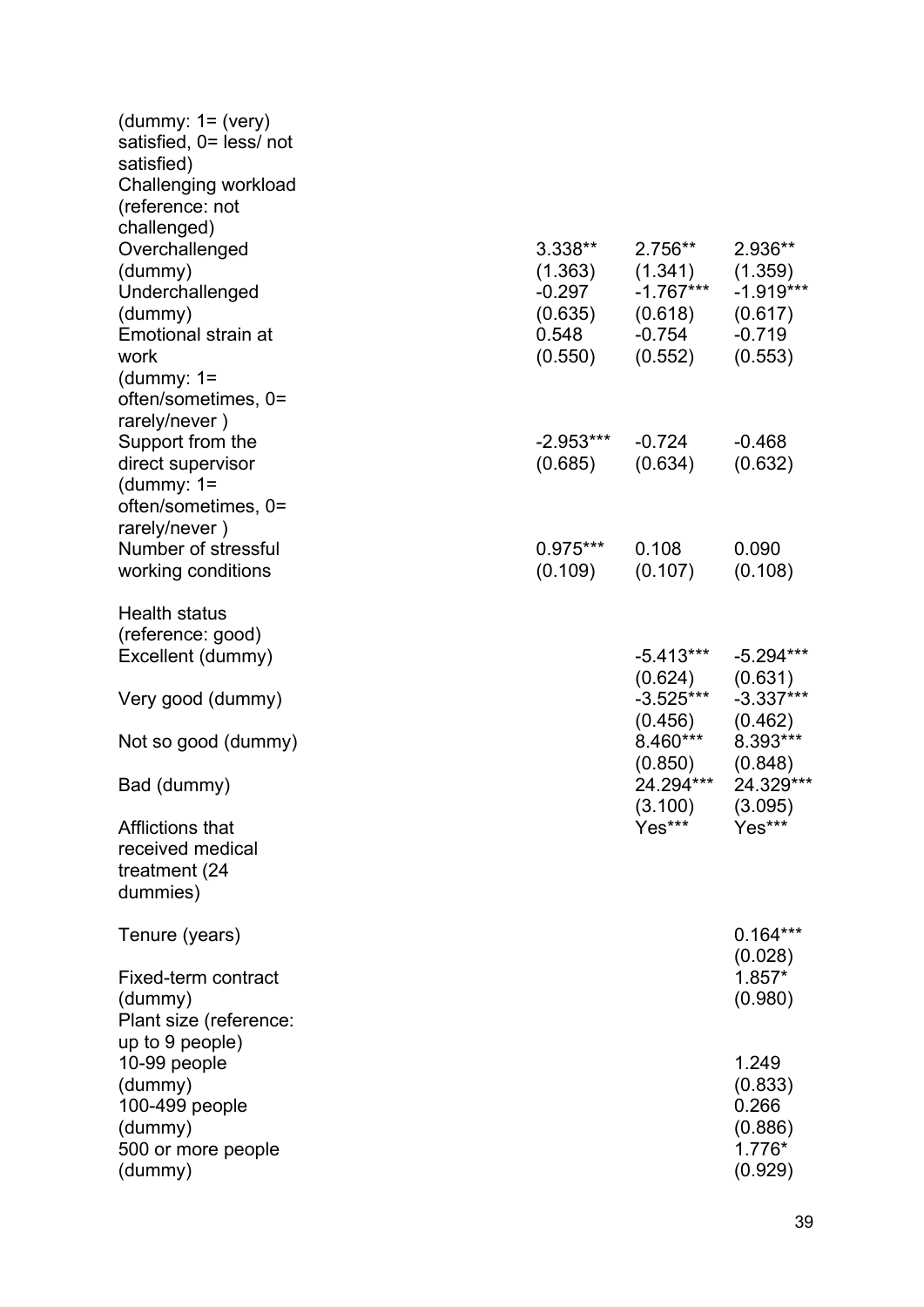| | | | |
|---|---|---|---|
| (dummy: 1= (very) satisfied, 0= less/ not satisfied) | | | |
| Challenging workload (reference: not challenged) | | | |
| Overchallenged (dummy) | 3.338** | 2.756** | 2.936** |
| | (1.363) | (1.341) | (1.359) |
| Underchallenged (dummy) | -0.297 | -1.767*** | -1.919*** |
| | (0.635) | (0.618) | (0.617) |
| Emotional strain at work (dummy: 1= often/sometimes, 0= rarely/never ) | 0.548 | -0.754 | -0.719 |
| | (0.550) | (0.552) | (0.553) |
| Support from the direct supervisor (dummy: 1= often/sometimes, 0= rarely/never ) | -2.953*** | -0.724 | -0.468 |
| | (0.685) | (0.634) | (0.632) |
| Number of stressful working conditions | 0.975*** | 0.108 | 0.090 |
| | (0.109) | (0.107) | (0.108) |
| Health status (reference: good) | | | |
| Excellent (dummy) | | -5.413*** | -5.294*** |
| | | (0.624) | (0.631) |
| Very good (dummy) | | -3.525*** | -3.337*** |
| | | (0.456) | (0.462) |
| Not so good (dummy) | | 8.460*** | 8.393*** |
| | | (0.850) | (0.848) |
| Bad (dummy) | | 24.294*** | 24.329*** |
| | | (3.100) | (3.095) |
| Afflictions that received medical treatment (24 dummies) | | Yes*** | Yes*** |
| Tenure (years) | | | 0.164*** |
| | | | (0.028) |
| Fixed-term contract (dummy) | | | 1.857* |
| | | | (0.980) |
| Plant size (reference: up to 9 people) | | | |
| 10-99 people (dummy) | | | 1.249 |
| | | | (0.833) |
| 100-499 people (dummy) | | | 0.266 |
| | | | (0.886) |
| 500 or more people (dummy) | | | 1.776* |
| | | | (0.929) |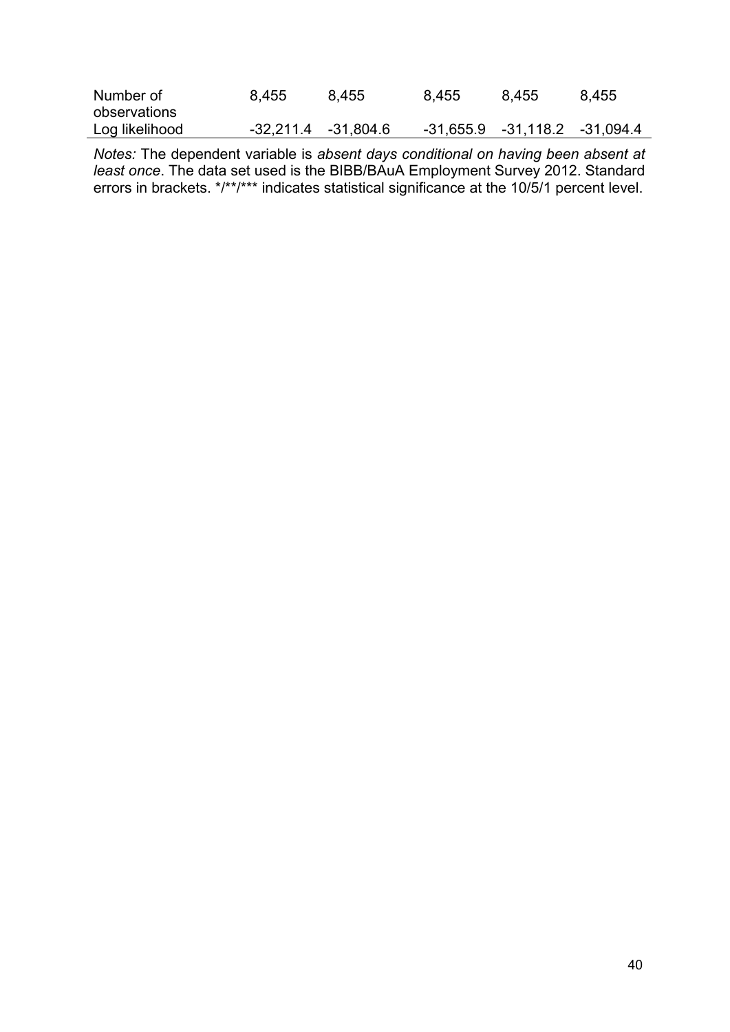| | | | | | |
|---|---|---|---|---|---|
| Number of observations | 8,455 | 8,455 | 8,455 | 8,455 | 8,455 |
| Log likelihood | -32,211.4 | -31,804.6 | -31,655.9 | -31,118.2 | -31,094.4 |

*Notes:* The dependent variable is *absent days conditional on having been absent at least once*. The data set used is the BIBB/BAuA Employment Survey 2012. Standard errors in brackets. */**/*** indicates statistical significance at the 10/5/1 percent level.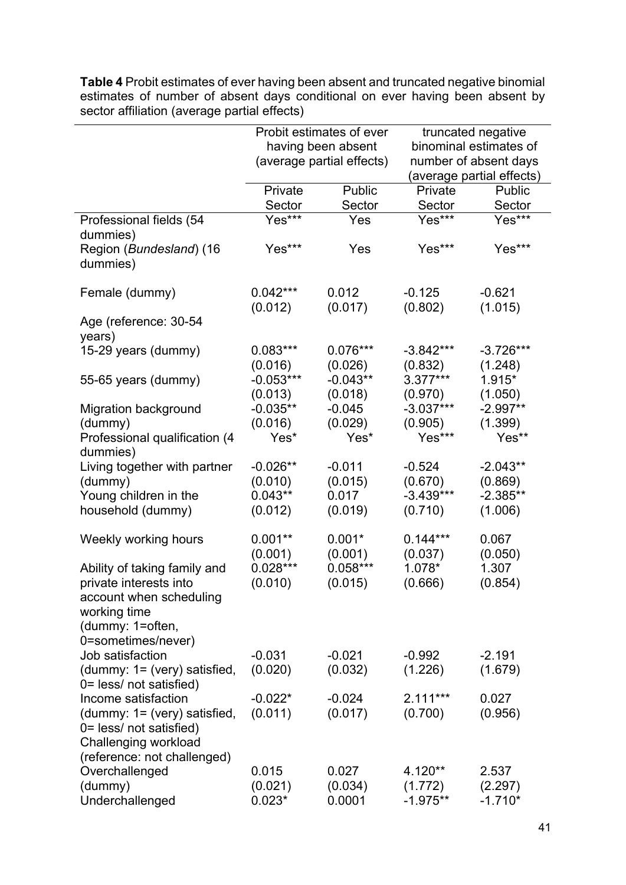**Table 4** Probit estimates of ever having been absent and truncated negative binomial estimates of number of absent days conditional on ever having been absent by sector affiliation (average partial effects)

| | Probit estimates of ever having been absent (average partial effects) | | truncated negative binominal estimates of number of absent days (average partial effects) | |
|---|---|---|---|---|
| | Private Sector | Public Sector | Private Sector | Public Sector |
| Professional fields (54 dummies) | Yes*** | Yes | Yes*** | Yes*** |
| Region (*Bundesland*) (16 dummies) | Yes*** | Yes | Yes*** | Yes*** |
| Female (dummy) | 0.042*** | 0.012 | -0.125 | -0.621 |
| | (0.012) | (0.017) | (0.802) | (1.015) |
| Age (reference: 30-54 years) | | | | |
| 15-29 years (dummy) | 0.083*** | 0.076*** | -3.842*** | -3.726*** |
| | (0.016) | (0.026) | (0.832) | (1.248) |
| 55-65 years (dummy) | -0.053*** | -0.043** | 3.377*** | 1.915* |
| | (0.013) | (0.018) | (0.970) | (1.050) |
| Migration background (dummy) | -0.035** | -0.045 | -3.037*** | -2.997** |
| | (0.016) | (0.029) | (0.905) | (1.399) |
| Professional qualification (4 dummies) | Yes* | Yes* | Yes*** | Yes** |
| Living together with partner (dummy) | -0.026** | -0.011 | -0.524 | -2.043** |
| | (0.010) | (0.015) | (0.670) | (0.869) |
| Young children in the household (dummy) | 0.043** | 0.017 | -3.439*** | -2.385** |
| | (0.012) | (0.019) | (0.710) | (1.006) |
| Weekly working hours | 0.001** | 0.001* | 0.144*** | 0.067 |
| | (0.001) | (0.001) | (0.037) | (0.050) |
| Ability of taking family and private interests into account when scheduling working time (dummy: 1=often, 0=sometimes/never) | 0.028*** | 0.058*** | 1.078* | 1.307 |
| | (0.010) | (0.015) | (0.666) | (0.854) |
| Job satisfaction (dummy: 1= (very) satisfied, 0= less/ not satisfied) | -0.031 | -0.021 | -0.992 | -2.191 |
| | (0.020) | (0.032) | (1.226) | (1.679) |
| Income satisfaction (dummy: 1= (very) satisfied, 0= less/ not satisfied) | -0.022* | -0.024 | 2.111*** | 0.027 |
| | (0.011) | (0.017) | (0.700) | (0.956) |
| Challenging workload (reference: not challenged) | | | | |
| Overchallenged (dummy) | 0.015 | 0.027 | 4.120** | 2.537 |
| | (0.021) | (0.034) | (1.772) | (2.297) |
| Underchallenged | 0.023* | 0.0001 | -1.975** | -1.710* |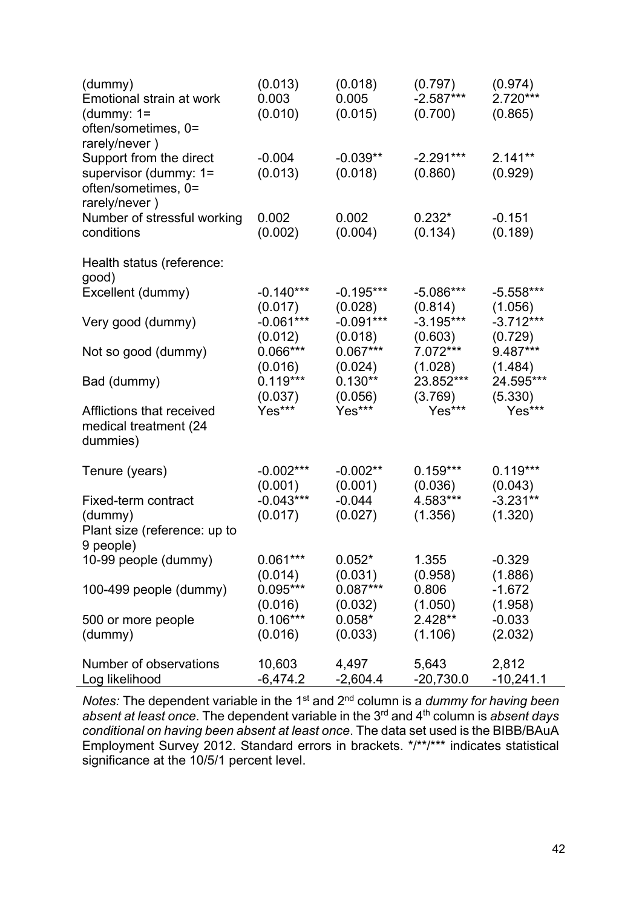| | | | | |
|---|---|---|---|---|
| (dummy) | (0.013) | (0.018) | (0.797) | (0.974) |
| Emotional strain at work (dummy: 1= often/sometimes, 0= rarely/never ) | 0.003<br>(0.010) | 0.005<br>(0.015) | -2.587***<br>(0.700) | 2.720***<br>(0.865) |
| Support from the direct supervisor (dummy: 1= often/sometimes, 0= rarely/never ) | -0.004<br>(0.013) | -0.039**<br>(0.018) | -2.291***<br>(0.860) | 2.141**<br>(0.929) |
| Number of stressful working conditions | 0.002<br>(0.002) | 0.002<br>(0.004) | 0.232*<br>(0.134) | -0.151<br>(0.189) |
| Health status (reference: good) | | | | |
| Excellent (dummy) | -0.140***<br>(0.017) | -0.195***<br>(0.028) | -5.086***<br>(0.814) | -5.558***<br>(1.056) |
| Very good (dummy) | -0.061***<br>(0.012) | -0.091***<br>(0.018) | -3.195***<br>(0.603) | -3.712***<br>(0.729) |
| Not so good (dummy) | 0.066***<br>(0.016) | 0.067***<br>(0.024) | 7.072***<br>(1.028) | 9.487***<br>(1.484) |
| Bad (dummy) | 0.119***<br>(0.037) | 0.130**<br>(0.056) | 23.852***<br>(3.769) | 24.595***<br>(5.330) |
| Afflictions that received medical treatment (24 dummies) | Yes*** | Yes*** | Yes*** | Yes*** |
| Tenure (years) | -0.002***<br>(0.001) | -0.002**<br>(0.001) | 0.159***<br>(0.036) | 0.119***<br>(0.043) |
| Fixed-term contract (dummy) | -0.043***<br>(0.017) | -0.044<br>(0.027) | 4.583***<br>(1.356) | -3.231**<br>(1.320) |
| Plant size (reference: up to 9 people) | | | | |
| 10-99 people (dummy) | 0.061***<br>(0.014) | 0.052*<br>(0.031) | 1.355<br>(0.958) | -0.329<br>(1.886) |
| 100-499 people (dummy) | 0.095***<br>(0.016) | 0.087***<br>(0.032) | 0.806<br>(1.050) | -1.672<br>(1.958) |
| 500 or more people (dummy) | 0.106***<br>(0.016) | 0.058*<br>(0.033) | 2.428**<br>(1.106) | -0.033<br>(2.032) |
| Number of observations | 10,603 | 4,497 | 5,643 | 2,812 |
| Log likelihood | -6,474.2 | -2,604.4 | -20,730.0 | -10,241.1 |

*Notes:* The dependent variable in the 1st and 2nd column is a *dummy for having been absent at least once*. The dependent variable in the 3rd and 4th column is *absent days conditional on having been absent at least once*. The data set used is the BIBB/BAuA Employment Survey 2012. Standard errors in brackets. */**/*** indicates statistical significance at the 10/5/1 percent level.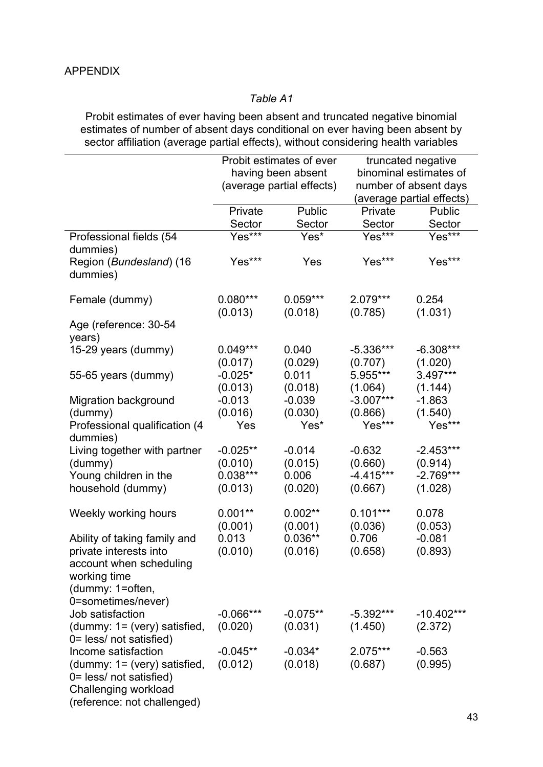APPENDIX

*Table A1*

Probit estimates of ever having been absent and truncated negative binomial estimates of number of absent days conditional on ever having been absent by sector affiliation (average partial effects), without considering health variables

| | Probit estimates of ever having been absent (average partial effects) | | truncated negative binominal estimates of number of absent days (average partial effects) | |
|---|---|---|---|---|
| | Private Sector | Public Sector | Private Sector | Public Sector |
| Professional fields (54 dummies) | Yes*** | Yes* | Yes*** | Yes*** |
| Region (*Bundesland*) (16 dummies) | Yes*** | Yes | Yes*** | Yes*** |
| Female (dummy) | 0.080*** | 0.059*** | 2.079*** | 0.254 |
| | (0.013) | (0.018) | (0.785) | (1.031) |
| Age (reference: 30-54 years) | | | | |
| 15-29 years (dummy) | 0.049*** | 0.040 | -5.336*** | -6.308*** |
| | (0.017) | (0.029) | (0.707) | (1.020) |
| 55-65 years (dummy) | -0.025* | 0.011 | 5.955*** | 3.497*** |
| | (0.013) | (0.018) | (1.064) | (1.144) |
| Migration background (dummy) | -0.013 | -0.039 | -3.007*** | -1.863 |
| | (0.016) | (0.030) | (0.866) | (1.540) |
| Professional qualification (4 dummies) | Yes | Yes* | Yes*** | Yes*** |
| Living together with partner (dummy) | -0.025** | -0.014 | -0.632 | -2.453*** |
| | (0.010) | (0.015) | (0.660) | (0.914) |
| Young children in the household (dummy) | 0.038*** | 0.006 | -4.415*** | -2.769*** |
| | (0.013) | (0.020) | (0.667) | (1.028) |
| Weekly working hours | 0.001** | 0.002** | 0.101*** | 0.078 |
| | (0.001) | (0.001) | (0.036) | (0.053) |
| Ability of taking family and private interests into account when scheduling working time (dummy: 1=often, 0=sometimes/never) | 0.013 | 0.036** | 0.706 | -0.081 |
| | (0.010) | (0.016) | (0.658) | (0.893) |
| Job satisfaction (dummy: 1= (very) satisfied, 0= less/ not satisfied) | -0.066*** | -0.075** | -5.392*** | -10.402*** |
| | (0.020) | (0.031) | (1.450) | (2.372) |
| Income satisfaction (dummy: 1= (very) satisfied, 0= less/ not satisfied) | -0.045** | -0.034* | 2.075*** | -0.563 |
| | (0.012) | (0.018) | (0.687) | (0.995) |
| Challenging workload (reference: not challenged) | | | | |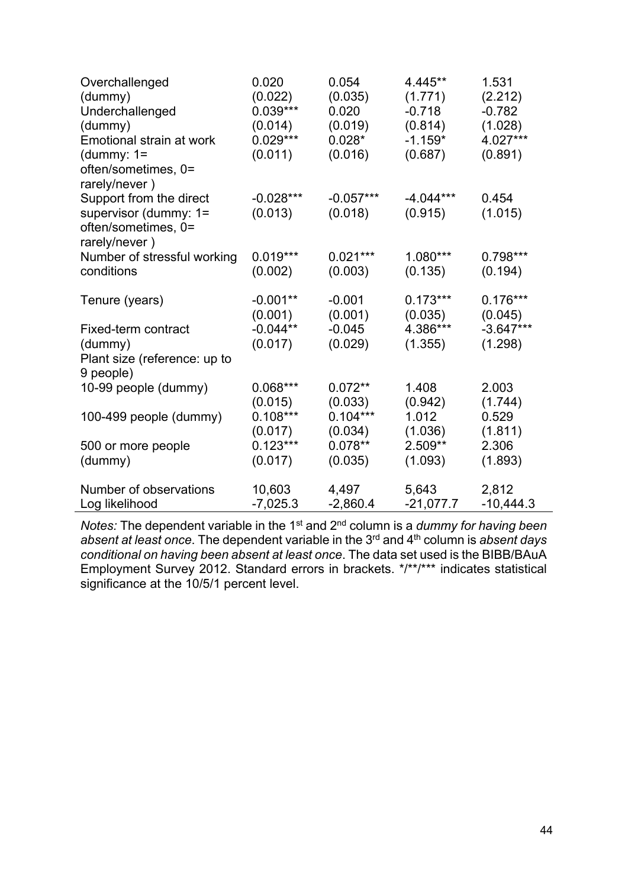| | | | | |
|---|---|---|---|---|
| Overchallenged (dummy) | 0.020<br>(0.022) | 0.054<br>(0.035) | 4.445**<br>(1.771) | 1.531<br>(2.212) |
| Underchallenged (dummy) | 0.039***<br>(0.014) | 0.020<br>(0.019) | -0.718<br>(0.814) | -0.782<br>(1.028) |
| Emotional strain at work (dummy: 1= often/sometimes, 0= rarely/never ) | 0.029***<br>(0.011) | 0.028*<br>(0.016) | -1.159*<br>(0.687) | 4.027***<br>(0.891) |
| Support from the direct supervisor (dummy: 1= often/sometimes, 0= rarely/never ) | -0.028***<br>(0.013) | -0.057***<br>(0.018) | -4.044***<br>(0.915) | 0.454<br>(1.015) |
| Number of stressful working conditions | 0.019***<br>(0.002) | 0.021***<br>(0.003) | 1.080***<br>(0.135) | 0.798***<br>(0.194) |
| Tenure (years) | -0.001**<br>(0.001) | -0.001<br>(0.001) | 0.173***<br>(0.035) | 0.176***<br>(0.045) |
| Fixed-term contract (dummy) | -0.044**<br>(0.017) | -0.045<br>(0.029) | 4.386***<br>(1.355) | -3.647***<br>(1.298) |
| Plant size (reference: up to 9 people) | | | | |
| 10-99 people (dummy) | 0.068***<br>(0.015) | 0.072**<br>(0.033) | 1.408<br>(0.942) | 2.003<br>(1.744) |
| 100-499 people (dummy) | 0.108***<br>(0.017) | 0.104***<br>(0.034) | 1.012<br>(1.036) | 0.529<br>(1.811) |
| 500 or more people (dummy) | 0.123***<br>(0.017) | 0.078**<br>(0.035) | 2.509**<br>(1.093) | 2.306<br>(1.893) |
| Number of observations | 10,603 | 4,497 | 5,643 | 2,812 |
| Log likelihood | -7,025.3 | -2,860.4 | -21,077.7 | -10,444.3 |

*Notes:* The dependent variable in the 1st and 2nd column is a *dummy for having been absent at least once*. The dependent variable in the 3rd and 4th column is *absent days conditional on having been absent at least once*. The data set used is the BIBB/BAuA Employment Survey 2012. Standard errors in brackets. */**/*** indicates statistical significance at the 10/5/1 percent level.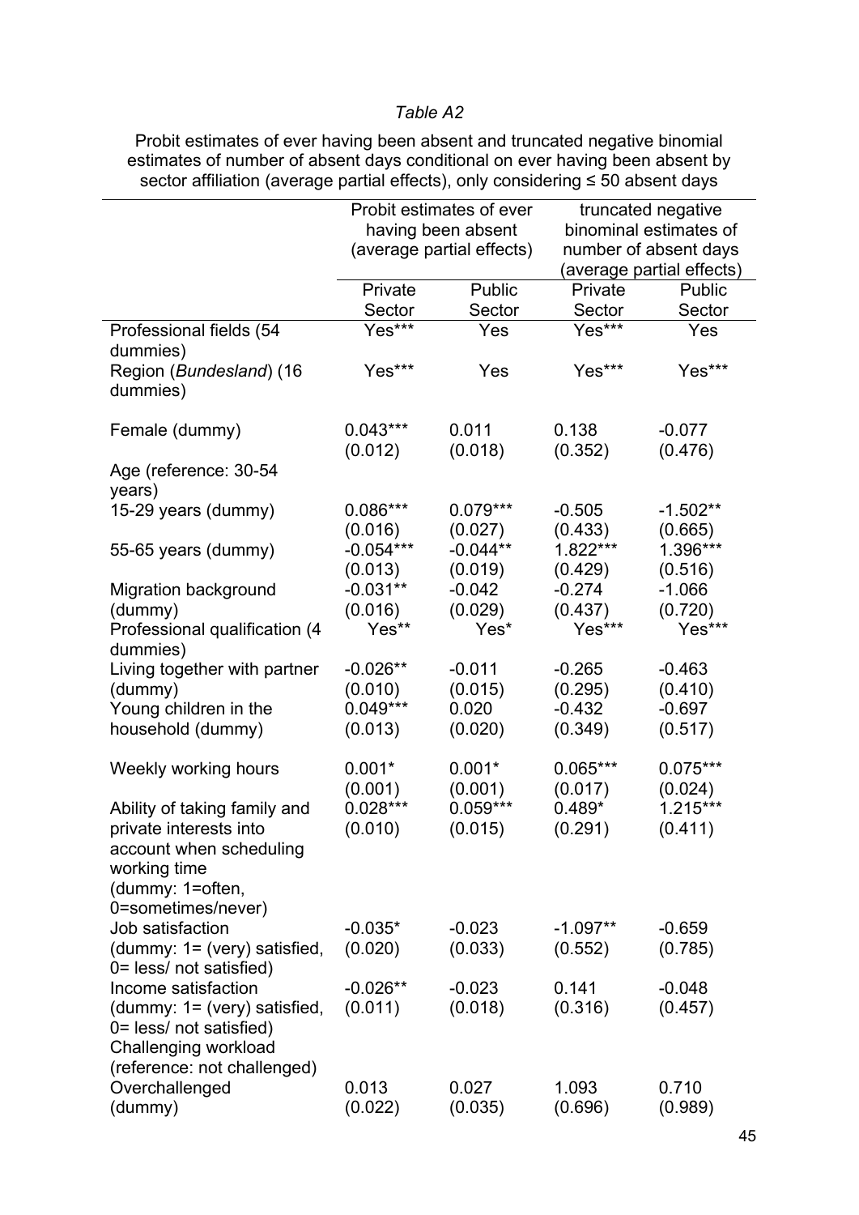*Table A2*

Probit estimates of ever having been absent and truncated negative binomial estimates of number of absent days conditional on ever having been absent by sector affiliation (average partial effects), only considering ≤ 50 absent days

| | Probit estimates of ever having been absent (average partial effects) | | truncated negative binominal estimates of number of absent days (average partial effects) | |
|---|---|---|---|---|
| | Private Sector | Public Sector | Private Sector | Public Sector |
| Professional fields (54 dummies) | Yes*** | Yes | Yes*** | Yes |
| Region (*Bundesland*) (16 dummies) | Yes*** | Yes | Yes*** | Yes*** |
| Female (dummy) | 0.043*** | 0.011 | 0.138 | -0.077 |
| | (0.012) | (0.018) | (0.352) | (0.476) |
| Age (reference: 30-54 years) | | | | |
| 15-29 years (dummy) | 0.086*** | 0.079*** | -0.505 | -1.502** |
| | (0.016) | (0.027) | (0.433) | (0.665) |
| 55-65 years (dummy) | -0.054*** | -0.044** | 1.822*** | 1.396*** |
| | (0.013) | (0.019) | (0.429) | (0.516) |
| Migration background (dummy) | -0.031** | -0.042 | -0.274 | -1.066 |
| | (0.016) | (0.029) | (0.437) | (0.720) |
| Professional qualification (4 dummies) | Yes** | Yes* | Yes*** | Yes*** |
| Living together with partner (dummy) | -0.026** | -0.011 | -0.265 | -0.463 |
| | (0.010) | (0.015) | (0.295) | (0.410) |
| Young children in the household (dummy) | 0.049*** | 0.020 | -0.432 | -0.697 |
| | (0.013) | (0.020) | (0.349) | (0.517) |
| Weekly working hours | 0.001* | 0.001* | 0.065*** | 0.075*** |
| | (0.001) | (0.001) | (0.017) | (0.024) |
| Ability of taking family and private interests into account when scheduling working time (dummy: 1=often, 0=sometimes/never) | 0.028*** | 0.059*** | 0.489* | 1.215*** |
| | (0.010) | (0.015) | (0.291) | (0.411) |
| Job satisfaction (dummy: 1= (very) satisfied, 0= less/ not satisfied) | -0.035* | -0.023 | -1.097** | -0.659 |
| | (0.020) | (0.033) | (0.552) | (0.785) |
| Income satisfaction (dummy: 1= (very) satisfied, 0= less/ not satisfied) | -0.026** | -0.023 | 0.141 | -0.048 |
| | (0.011) | (0.018) | (0.316) | (0.457) |
| Challenging workload (reference: not challenged) | | | | |
| Overchallenged (dummy) | 0.013 | 0.027 | 1.093 | 0.710 |
| | (0.022) | (0.035) | (0.696) | (0.989) |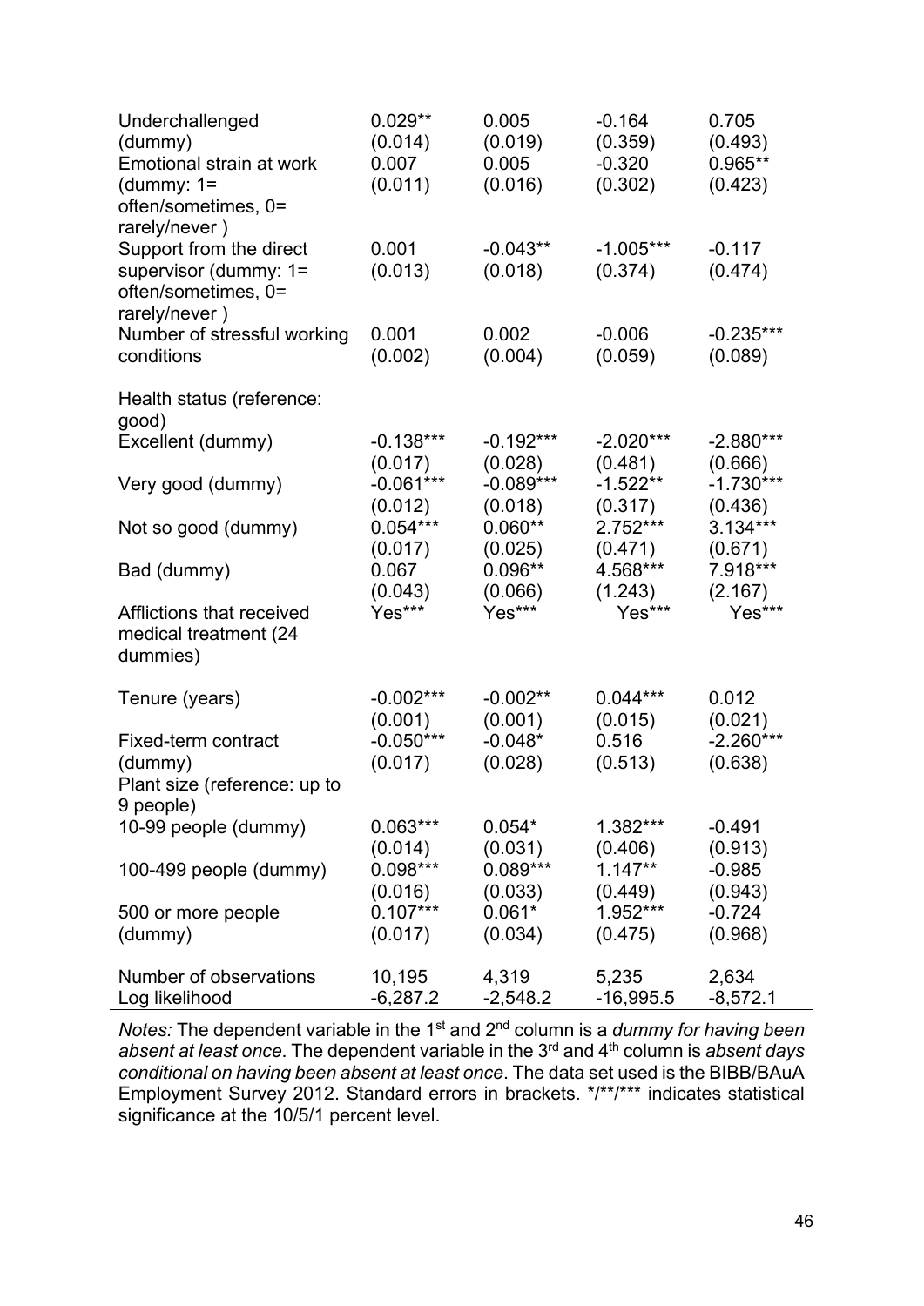| | | | | |
|---|---|---|---|---|
| Underchallenged (dummy) | 0.029** | 0.005 | -0.164 | 0.705 |
| | (0.014) | (0.019) | (0.359) | (0.493) |
| Emotional strain at work (dummy: 1= often/sometimes, 0= rarely/never ) | 0.007 | 0.005 | -0.320 | 0.965** |
| | (0.011) | (0.016) | (0.302) | (0.423) |
| Support from the direct supervisor (dummy: 1= often/sometimes, 0= rarely/never ) | 0.001 | -0.043** | -1.005*** | -0.117 |
| | (0.013) | (0.018) | (0.374) | (0.474) |
| Number of stressful working conditions | 0.001 | 0.002 | -0.006 | -0.235*** |
| | (0.002) | (0.004) | (0.059) | (0.089) |
| Health status (reference: good) | | | | |
| Excellent (dummy) | -0.138*** | -0.192*** | -2.020*** | -2.880*** |
| | (0.017) | (0.028) | (0.481) | (0.666) |
| Very good (dummy) | -0.061*** | -0.089*** | -1.522** | -1.730*** |
| | (0.012) | (0.018) | (0.317) | (0.436) |
| Not so good (dummy) | 0.054*** | 0.060** | 2.752*** | 3.134*** |
| | (0.017) | (0.025) | (0.471) | (0.671) |
| Bad (dummy) | 0.067 | 0.096** | 4.568*** | 7.918*** |
| | (0.043) | (0.066) | (1.243) | (2.167) |
| Afflictions that received medical treatment (24 dummies) | Yes*** | Yes*** | Yes*** | Yes*** |
| Tenure (years) | -0.002*** | -0.002** | 0.044*** | 0.012 |
| | (0.001) | (0.001) | (0.015) | (0.021) |
| Fixed-term contract (dummy) | -0.050*** | -0.048* | 0.516 | -2.260*** |
| | (0.017) | (0.028) | (0.513) | (0.638) |
| Plant size (reference: up to 9 people) | | | | |
| 10-99 people (dummy) | 0.063*** | 0.054* | 1.382*** | -0.491 |
| | (0.014) | (0.031) | (0.406) | (0.913) |
| 100-499 people (dummy) | 0.098*** | 0.089*** | 1.147** | -0.985 |
| | (0.016) | (0.033) | (0.449) | (0.943) |
| 500 or more people (dummy) | 0.107*** | 0.061* | 1.952*** | -0.724 |
| | (0.017) | (0.034) | (0.475) | (0.968) |
| Number of observations | 10,195 | 4,319 | 5,235 | 2,634 |
| Log likelihood | -6,287.2 | -2,548.2 | -16,995.5 | -8,572.1 |

*Notes:* The dependent variable in the 1st and 2nd column is a *dummy for having been absent at least once*. The dependent variable in the 3rd and 4th column is *absent days conditional on having been absent at least once*. The data set used is the BIBB/BAuA Employment Survey 2012. Standard errors in brackets. */**/*** indicates statistical significance at the 10/5/1 percent level.